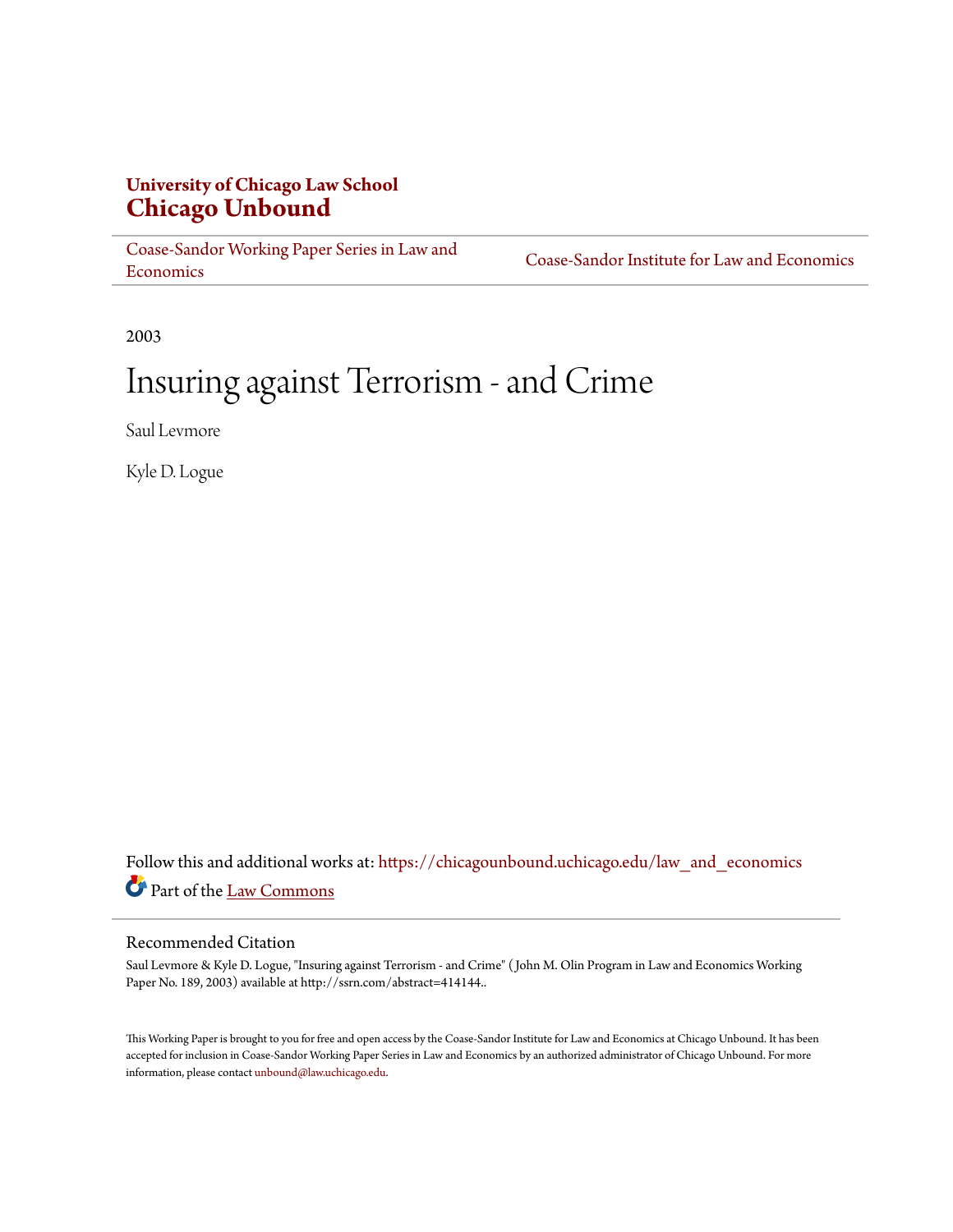**University of Chicago Law School**
**Chicago Unbound**

Coase-Sandor Working Paper Series in Law and Economics | Coase-Sandor Institute for Law and Economics

2003

# Insuring against Terrorism - and Crime

Saul Levmore

Kyle D. Logue

Follow this and additional works at: https://chicagounbound.uchicago.edu/law_and_economics

Part of the Law Commons

## Recommended Citation

Saul Levmore & Kyle D. Logue, "Insuring against Terrorism - and Crime" ( John M. Olin Program in Law and Economics Working Paper No. 189, 2003) available at http://ssrn.com/abstract=414144..

This Working Paper is brought to you for free and open access by the Coase-Sandor Institute for Law and Economics at Chicago Unbound. It has been accepted for inclusion in Coase-Sandor Working Paper Series in Law and Economics by an authorized administrator of Chicago Unbound. For more information, please contact unbound@law.uchicago.edu.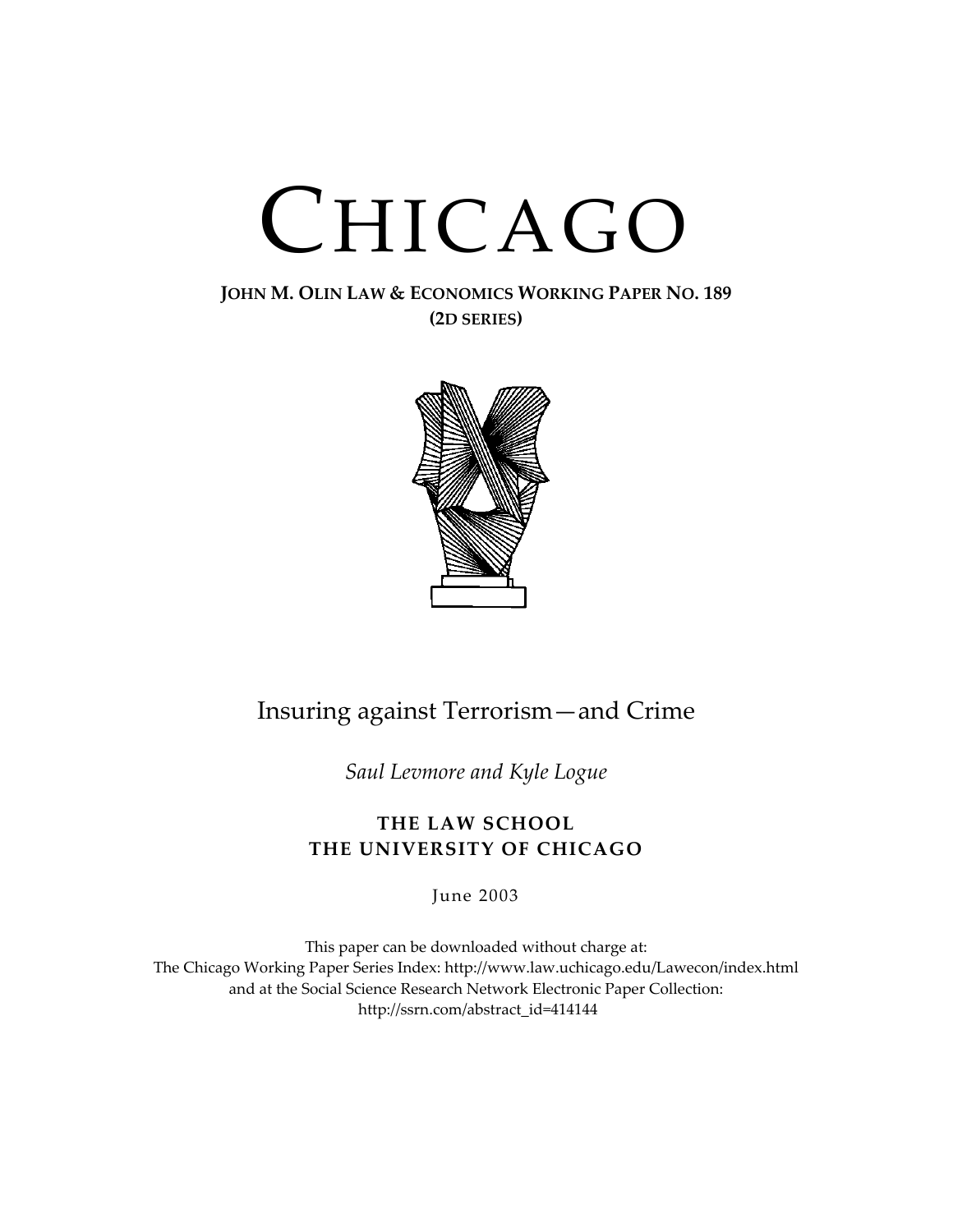# CHICAGO

**JOHN M. OLIN LAW & ECONOMICS WORKING PAPER NO. 189**
**(2D SERIES)**

## Insuring against Terrorism—and Crime

*Saul Levmore and Kyle Logue*

**THE LAW SCHOOL**
**THE UNIVERSITY OF CHICAGO**

June 2003

This paper can be downloaded without charge at:
The Chicago Working Paper Series Index: http://www.law.uchicago.edu/Lawecon/index.html
and at the Social Science Research Network Electronic Paper Collection:
http://ssrn.com/abstract_id=414144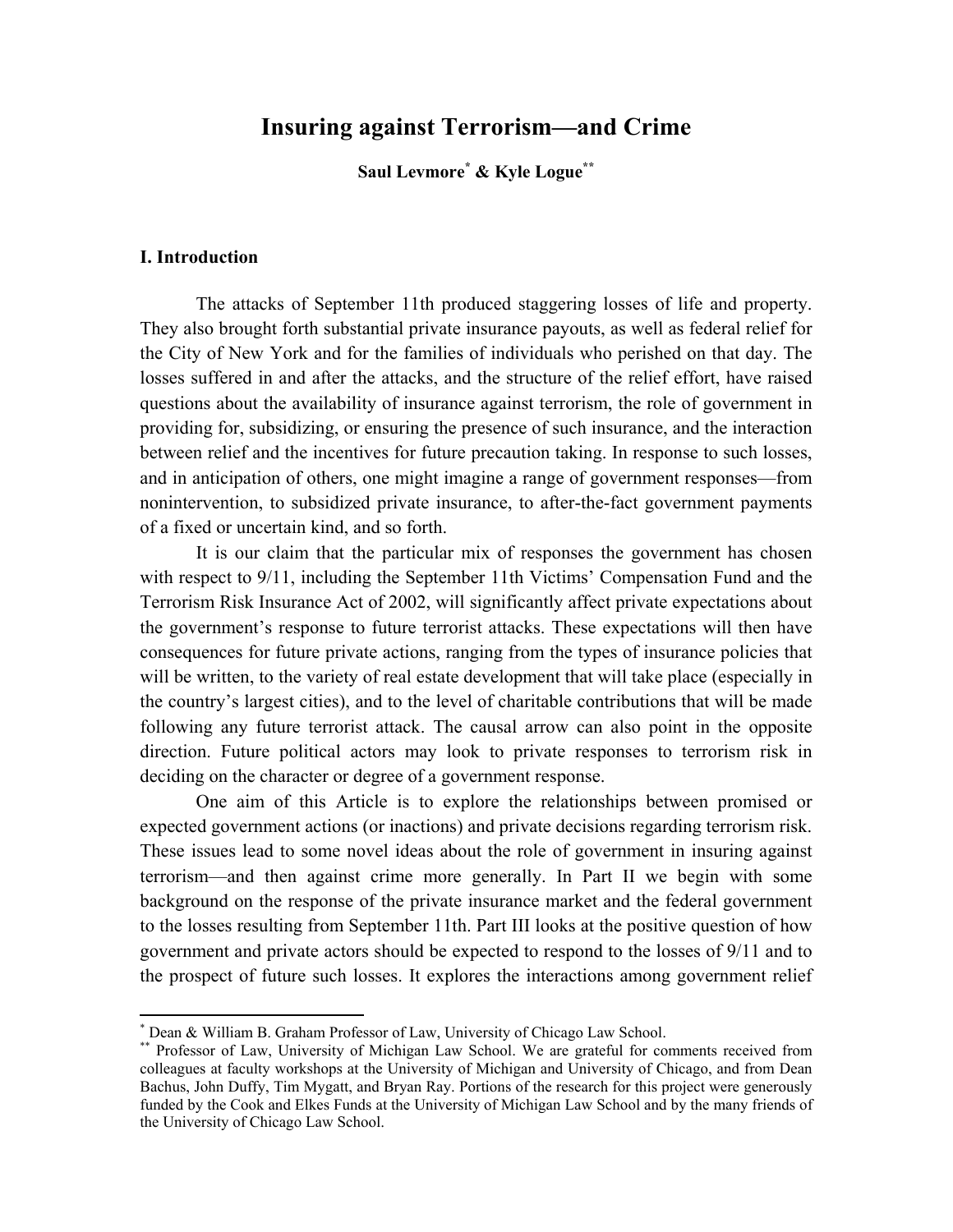# Insuring against Terrorism—and Crime

**Saul Levmore[*] & Kyle Logue[**]**

## I. Introduction

The attacks of September 11th produced staggering losses of life and property. They also brought forth substantial private insurance payouts, as well as federal relief for the City of New York and for the families of individuals who perished on that day. The losses suffered in and after the attacks, and the structure of the relief effort, have raised questions about the availability of insurance against terrorism, the role of government in providing for, subsidizing, or ensuring the presence of such insurance, and the interaction between relief and the incentives for future precaution taking. In response to such losses, and in anticipation of others, one might imagine a range of government responses—from nonintervention, to subsidized private insurance, to after-the-fact government payments of a fixed or uncertain kind, and so forth.

It is our claim that the particular mix of responses the government has chosen with respect to 9/11, including the September 11th Victims' Compensation Fund and the Terrorism Risk Insurance Act of 2002, will significantly affect private expectations about the government's response to future terrorist attacks. These expectations will then have consequences for future private actions, ranging from the types of insurance policies that will be written, to the variety of real estate development that will take place (especially in the country's largest cities), and to the level of charitable contributions that will be made following any future terrorist attack. The causal arrow can also point in the opposite direction. Future political actors may look to private responses to terrorism risk in deciding on the character or degree of a government response.

One aim of this Article is to explore the relationships between promised or expected government actions (or inactions) and private decisions regarding terrorism risk. These issues lead to some novel ideas about the role of government in insuring against terrorism—and then against crime more generally. In Part II we begin with some background on the response of the private insurance market and the federal government to the losses resulting from September 11th. Part III looks at the positive question of how government and private actors should be expected to respond to the losses of 9/11 and to the prospect of future such losses. It explores the interactions among government relief

---

[*] Dean & William B. Graham Professor of Law, University of Chicago Law School.

[**] Professor of Law, University of Michigan Law School. We are grateful for comments received from colleagues at faculty workshops at the University of Michigan and University of Chicago, and from Dean Bachus, John Duffy, Tim Mygatt, and Bryan Ray. Portions of the research for this project were generously funded by the Cook and Elkes Funds at the University of Michigan Law School and by the many friends of the University of Chicago Law School.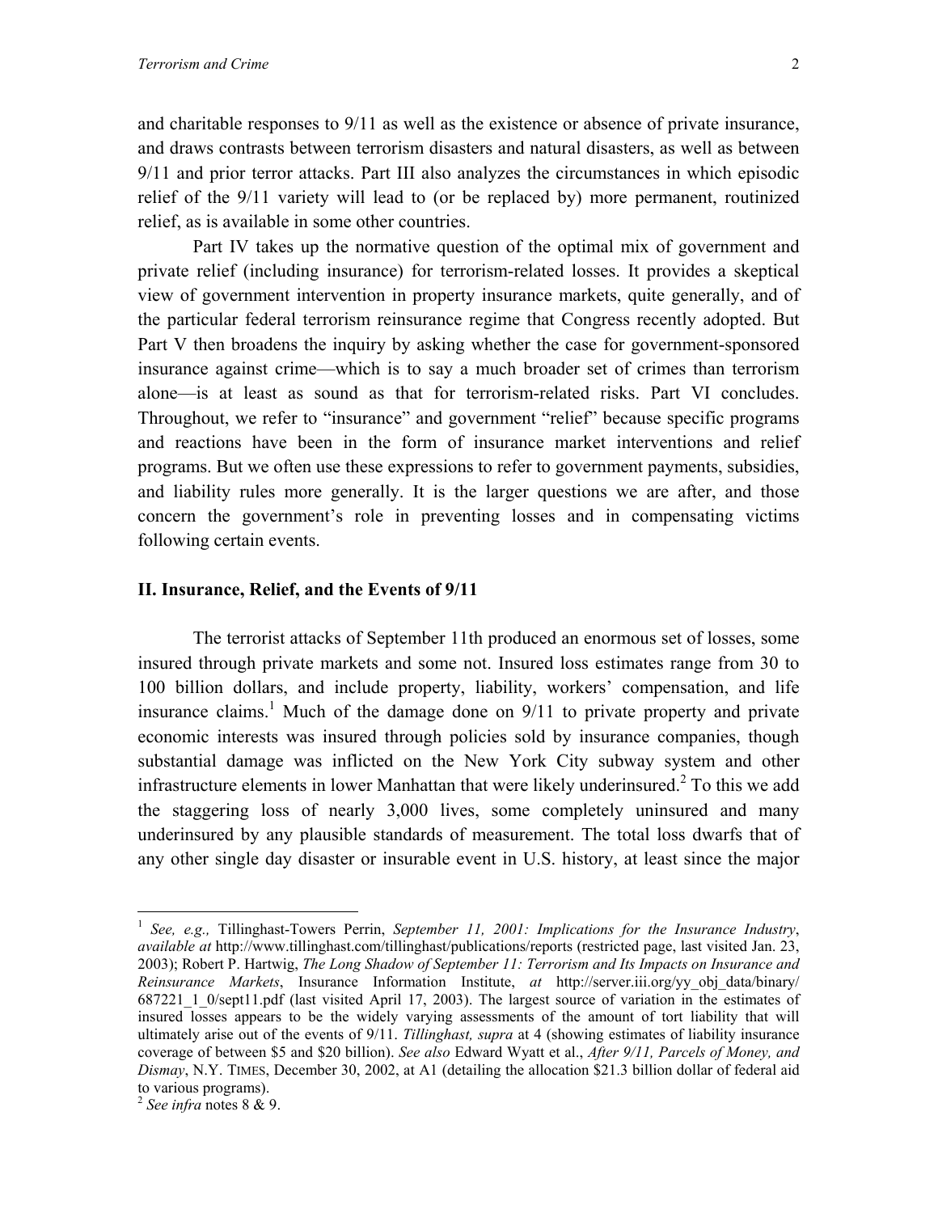and charitable responses to 9/11 as well as the existence or absence of private insurance, and draws contrasts between terrorism disasters and natural disasters, as well as between 9/11 and prior terror attacks. Part III also analyzes the circumstances in which episodic relief of the 9/11 variety will lead to (or be replaced by) more permanent, routinized relief, as is available in some other countries.

Part IV takes up the normative question of the optimal mix of government and private relief (including insurance) for terrorism-related losses. It provides a skeptical view of government intervention in property insurance markets, quite generally, and of the particular federal terrorism reinsurance regime that Congress recently adopted. But Part V then broadens the inquiry by asking whether the case for government-sponsored insurance against crime—which is to say a much broader set of crimes than terrorism alone—is at least as sound as that for terrorism-related risks. Part VI concludes. Throughout, we refer to "insurance" and government "relief" because specific programs and reactions have been in the form of insurance market interventions and relief programs. But we often use these expressions to refer to government payments, subsidies, and liability rules more generally. It is the larger questions we are after, and those concern the government's role in preventing losses and in compensating victims following certain events.

## II. Insurance, Relief, and the Events of 9/11

The terrorist attacks of September 11th produced an enormous set of losses, some insured through private markets and some not. Insured loss estimates range from 30 to 100 billion dollars, and include property, liability, workers' compensation, and life insurance claims.[1] Much of the damage done on 9/11 to private property and private economic interests was insured through policies sold by insurance companies, though substantial damage was inflicted on the New York City subway system and other infrastructure elements in lower Manhattan that were likely underinsured.[2] To this we add the staggering loss of nearly 3,000 lives, some completely uninsured and many underinsured by any plausible standards of measurement. The total loss dwarfs that of any other single day disaster or insurable event in U.S. history, at least since the major

---

[1] *See, e.g.,* Tillinghast-Towers Perrin, *September 11, 2001: Implications for the Insurance Industry*, *available at* http://www.tillinghast.com/tillinghast/publications/reports (restricted page, last visited Jan. 23, 2003); Robert P. Hartwig, *The Long Shadow of September 11: Terrorism and Its Impacts on Insurance and Reinsurance Markets*, Insurance Information Institute, *at* http://server.iii.org/yy_obj_data/binary/687221_1_0/sept11.pdf (last visited April 17, 2003). The largest source of variation in the estimates of insured losses appears to be the widely varying assessments of the amount of tort liability that will ultimately arise out of the events of 9/11. *Tillinghast, supra* at 4 (showing estimates of liability insurance coverage of between $5 and $20 billion). *See also* Edward Wyatt et al., *After 9/11, Parcels of Money, and Dismay*, N.Y. TIMES, December 30, 2002, at A1 (detailing the allocation $21.3 billion dollar of federal aid to various programs).

[2] *See infra* notes 8 & 9.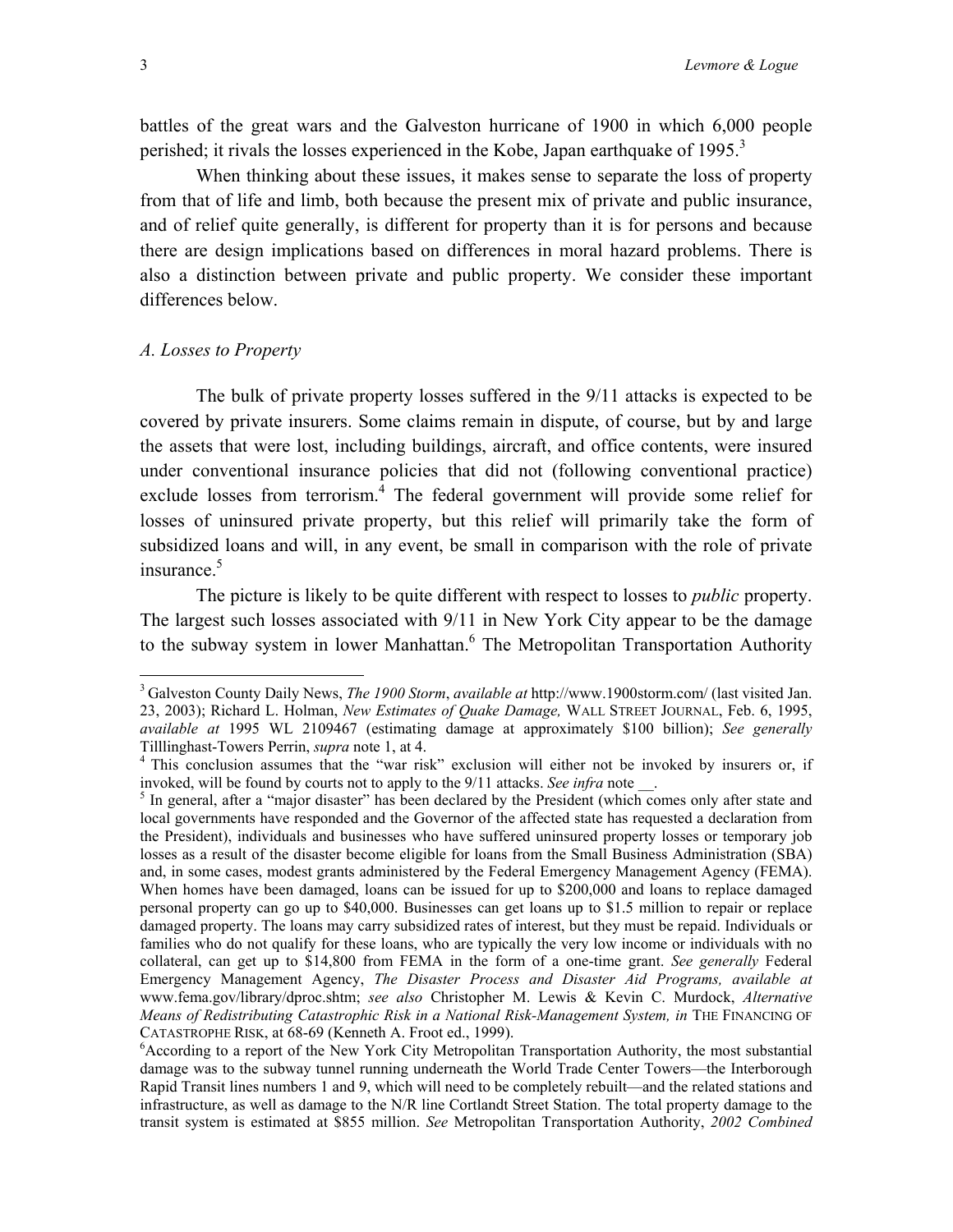battles of the great wars and the Galveston hurricane of 1900 in which 6,000 people perished; it rivals the losses experienced in the Kobe, Japan earthquake of 1995.[3]

When thinking about these issues, it makes sense to separate the loss of property from that of life and limb, both because the present mix of private and public insurance, and of relief quite generally, is different for property than it is for persons and because there are design implications based on differences in moral hazard problems. There is also a distinction between private and public property. We consider these important differences below.

### *A. Losses to Property*

The bulk of private property losses suffered in the 9/11 attacks is expected to be covered by private insurers. Some claims remain in dispute, of course, but by and large the assets that were lost, including buildings, aircraft, and office contents, were insured under conventional insurance policies that did not (following conventional practice) exclude losses from terrorism.[4] The federal government will provide some relief for losses of uninsured private property, but this relief will primarily take the form of subsidized loans and will, in any event, be small in comparison with the role of private insurance.[5]

The picture is likely to be quite different with respect to losses to *public* property. The largest such losses associated with 9/11 in New York City appear to be the damage to the subway system in lower Manhattan.[6] The Metropolitan Transportation Authority

---

[3] Galveston County Daily News, *The 1900 Storm*, *available at* http://www.1900storm.com/ (last visited Jan. 23, 2003); Richard L. Holman, *New Estimates of Quake Damage,* WALL STREET JOURNAL, Feb. 6, 1995, *available at* 1995 WL 2109467 (estimating damage at approximately $100 billion); *See generally* Tilllinghast-Towers Perrin, *supra* note 1, at 4.

[4] This conclusion assumes that the "war risk" exclusion will either not be invoked by insurers or, if invoked, will be found by courts not to apply to the 9/11 attacks. *See infra* note __.

[5] In general, after a "major disaster" has been declared by the President (which comes only after state and local governments have responded and the Governor of the affected state has requested a declaration from the President), individuals and businesses who have suffered uninsured property losses or temporary job losses as a result of the disaster become eligible for loans from the Small Business Administration (SBA) and, in some cases, modest grants administered by the Federal Emergency Management Agency (FEMA). When homes have been damaged, loans can be issued for up to $200,000 and loans to replace damaged personal property can go up to $40,000. Businesses can get loans up to $1.5 million to repair or replace damaged property. The loans may carry subsidized rates of interest, but they must be repaid. Individuals or families who do not qualify for these loans, who are typically the very low income or individuals with no collateral, can get up to $14,800 from FEMA in the form of a one-time grant. *See generally* Federal Emergency Management Agency, *The Disaster Process and Disaster Aid Programs, available at* www.fema.gov/library/dproc.shtm; *see also* Christopher M. Lewis & Kevin C. Murdock, *Alternative Means of Redistributing Catastrophic Risk in a National Risk-Management System, in* THE FINANCING OF CATASTROPHE RISK, at 68-69 (Kenneth A. Froot ed., 1999).

[6] According to a report of the New York City Metropolitan Transportation Authority, the most substantial damage was to the subway tunnel running underneath the World Trade Center Towers—the Interborough Rapid Transit lines numbers 1 and 9, which will need to be completely rebuilt—and the related stations and infrastructure, as well as damage to the N/R line Cortlandt Street Station. The total property damage to the transit system is estimated at $855 million. *See* Metropolitan Transportation Authority, *2002 Combined*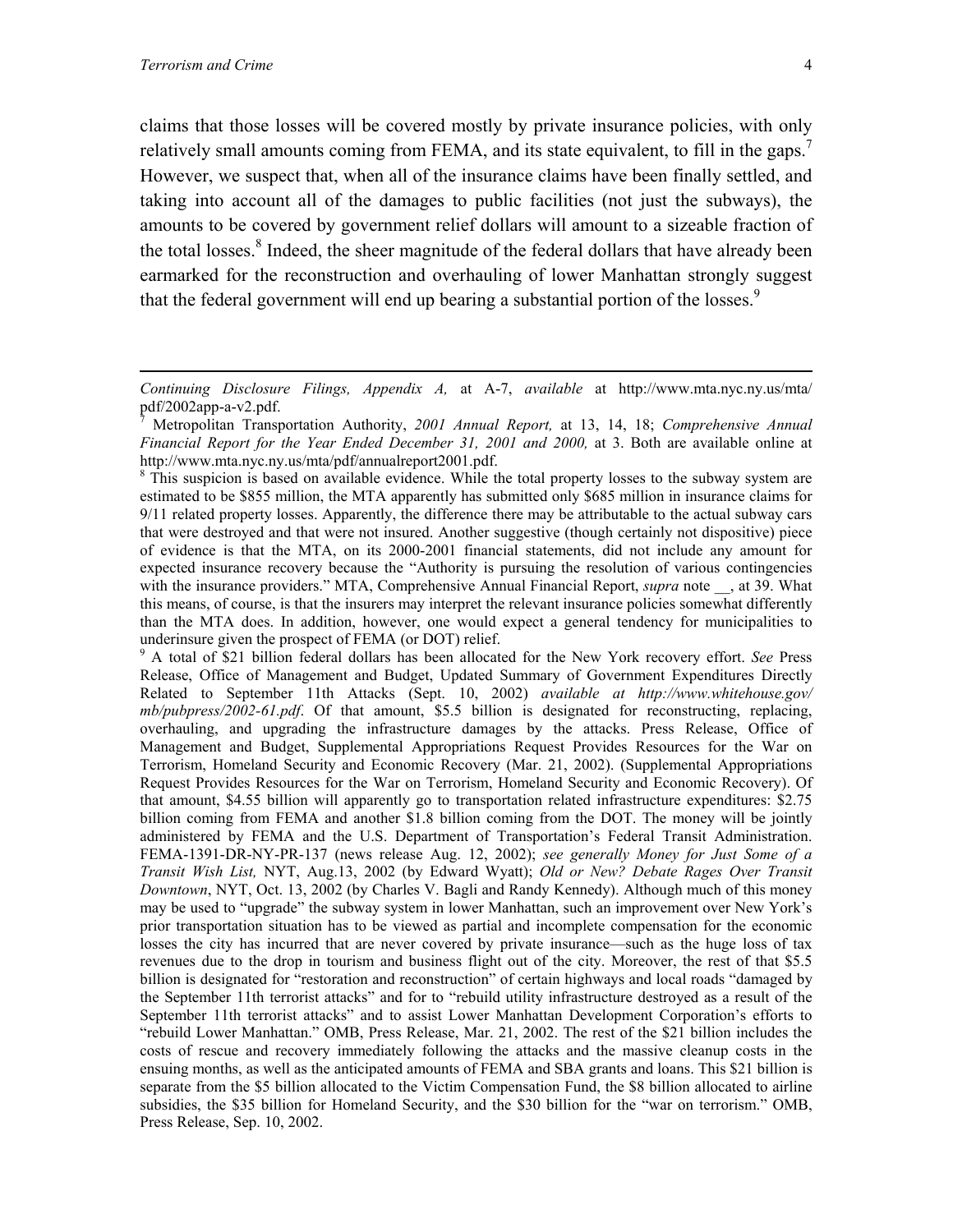claims that those losses will be covered mostly by private insurance policies, with only relatively small amounts coming from FEMA, and its state equivalent, to fill in the gaps.[7] However, we suspect that, when all of the insurance claims have been finally settled, and taking into account all of the damages to public facilities (not just the subways), the amounts to be covered by government relief dollars will amount to a sizeable fraction of the total losses.[8] Indeed, the sheer magnitude of the federal dollars that have already been earmarked for the reconstruction and overhauling of lower Manhattan strongly suggest that the federal government will end up bearing a substantial portion of the losses.[9]

---

*Continuing Disclosure Filings, Appendix A,* at A-7, *available* at http://www.mta.nyc.ny.us/mta/pdf/2002app-a-v2.pdf.

[7] Metropolitan Transportation Authority, *2001 Annual Report,* at 13, 14, 18; *Comprehensive Annual Financial Report for the Year Ended December 31, 2001 and 2000,* at 3. Both are available online at http://www.mta.nyc.ny.us/mta/pdf/annualreport2001.pdf.

[8] This suspicion is based on available evidence. While the total property losses to the subway system are estimated to be $855 million, the MTA apparently has submitted only $685 million in insurance claims for 9/11 related property losses. Apparently, the difference there may be attributable to the actual subway cars that were destroyed and that were not insured. Another suggestive (though certainly not dispositive) piece of evidence is that the MTA, on its 2000-2001 financial statements, did not include any amount for expected insurance recovery because the "Authority is pursuing the resolution of various contingencies with the insurance providers." MTA, Comprehensive Annual Financial Report, *supra* note __, at 39. What this means, of course, is that the insurers may interpret the relevant insurance policies somewhat differently than the MTA does. In addition, however, one would expect a general tendency for municipalities to underinsure given the prospect of FEMA (or DOT) relief.

[9] A total of $21 billion federal dollars has been allocated for the New York recovery effort. *See* Press Release, Office of Management and Budget, Updated Summary of Government Expenditures Directly Related to September 11th Attacks (Sept. 10, 2002) *available at http://www.whitehouse.gov/mb/pubpress/2002-61.pdf*. Of that amount, $5.5 billion is designated for reconstructing, replacing, overhauling, and upgrading the infrastructure damages by the attacks. Press Release, Office of Management and Budget, Supplemental Appropriations Request Provides Resources for the War on Terrorism, Homeland Security and Economic Recovery (Mar. 21, 2002). (Supplemental Appropriations Request Provides Resources for the War on Terrorism, Homeland Security and Economic Recovery). Of that amount, $4.55 billion will apparently go to transportation related infrastructure expenditures: $2.75 billion coming from FEMA and another $1.8 billion coming from the DOT. The money will be jointly administered by FEMA and the U.S. Department of Transportation's Federal Transit Administration. FEMA-1391-DR-NY-PR-137 (news release Aug. 12, 2002); *see generally Money for Just Some of a Transit Wish List,* NYT, Aug.13, 2002 (by Edward Wyatt); *Old or New? Debate Rages Over Transit Downtown*, NYT, Oct. 13, 2002 (by Charles V. Bagli and Randy Kennedy). Although much of this money may be used to "upgrade" the subway system in lower Manhattan, such an improvement over New York's prior transportation situation has to be viewed as partial and incomplete compensation for the economic losses the city has incurred that are never covered by private insurance—such as the huge loss of tax revenues due to the drop in tourism and business flight out of the city. Moreover, the rest of that $5.5 billion is designated for "restoration and reconstruction" of certain highways and local roads "damaged by the September 11th terrorist attacks" and for to "rebuild utility infrastructure destroyed as a result of the September 11th terrorist attacks" and to assist Lower Manhattan Development Corporation's efforts to "rebuild Lower Manhattan." OMB, Press Release, Mar. 21, 2002. The rest of the $21 billion includes the costs of rescue and recovery immediately following the attacks and the massive cleanup costs in the ensuing months, as well as the anticipated amounts of FEMA and SBA grants and loans. This $21 billion is separate from the $5 billion allocated to the Victim Compensation Fund, the $8 billion allocated to airline subsidies, the $35 billion for Homeland Security, and the $30 billion for the "war on terrorism." OMB, Press Release, Sep. 10, 2002.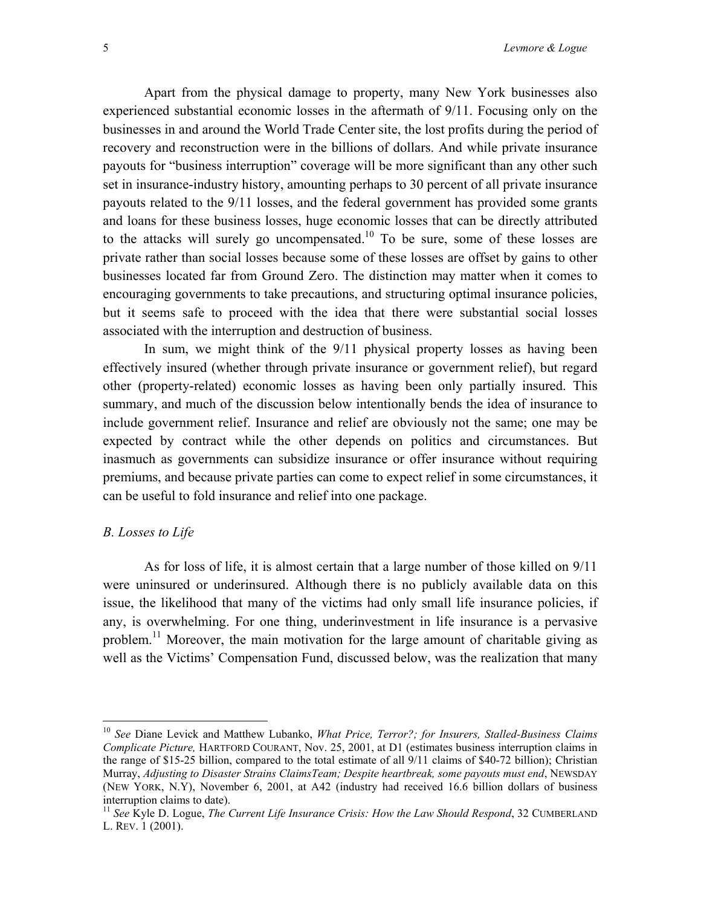Apart from the physical damage to property, many New York businesses also experienced substantial economic losses in the aftermath of 9/11. Focusing only on the businesses in and around the World Trade Center site, the lost profits during the period of recovery and reconstruction were in the billions of dollars. And while private insurance payouts for "business interruption" coverage will be more significant than any other such set in insurance-industry history, amounting perhaps to 30 percent of all private insurance payouts related to the 9/11 losses, and the federal government has provided some grants and loans for these business losses, huge economic losses that can be directly attributed to the attacks will surely go uncompensated.[10] To be sure, some of these losses are private rather than social losses because some of these losses are offset by gains to other businesses located far from Ground Zero. The distinction may matter when it comes to encouraging governments to take precautions, and structuring optimal insurance policies, but it seems safe to proceed with the idea that there were substantial social losses associated with the interruption and destruction of business.

In sum, we might think of the 9/11 physical property losses as having been effectively insured (whether through private insurance or government relief), but regard other (property-related) economic losses as having been only partially insured. This summary, and much of the discussion below intentionally bends the idea of insurance to include government relief. Insurance and relief are obviously not the same; one may be expected by contract while the other depends on politics and circumstances. But inasmuch as governments can subsidize insurance or offer insurance without requiring premiums, and because private parties can come to expect relief in some circumstances, it can be useful to fold insurance and relief into one package.

### *B. Losses to Life*

As for loss of life, it is almost certain that a large number of those killed on 9/11 were uninsured or underinsured. Although there is no publicly available data on this issue, the likelihood that many of the victims had only small life insurance policies, if any, is overwhelming. For one thing, underinvestment in life insurance is a pervasive problem.[11] Moreover, the main motivation for the large amount of charitable giving as well as the Victims' Compensation Fund, discussed below, was the realization that many

---

[10] *See* Diane Levick and Matthew Lubanko, *What Price, Terror?; for Insurers, Stalled-Business Claims Complicate Picture,* HARTFORD COURANT, Nov. 25, 2001, at D1 (estimates business interruption claims in the range of $15-25 billion, compared to the total estimate of all 9/11 claims of $40-72 billion); Christian Murray, *Adjusting to Disaster Strains ClaimsTeam; Despite heartbreak, some payouts must end*, NEWSDAY (NEW YORK, N.Y), November 6, 2001, at A42 (industry had received 16.6 billion dollars of business interruption claims to date).

[11] *See* Kyle D. Logue, *The Current Life Insurance Crisis: How the Law Should Respond*, 32 CUMBERLAND L. REV. 1 (2001).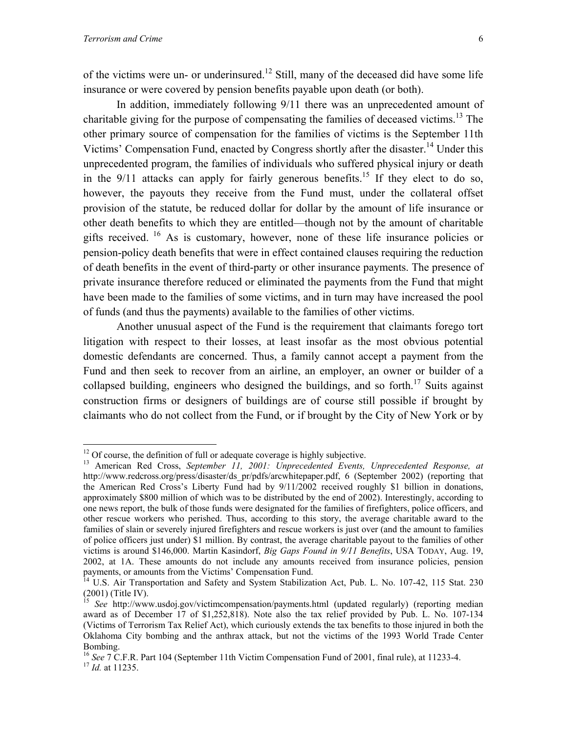of the victims were un- or underinsured.[12] Still, many of the deceased did have some life insurance or were covered by pension benefits payable upon death (or both).

In addition, immediately following 9/11 there was an unprecedented amount of charitable giving for the purpose of compensating the families of deceased victims.[13] The other primary source of compensation for the families of victims is the September 11th Victims' Compensation Fund, enacted by Congress shortly after the disaster.[14] Under this unprecedented program, the families of individuals who suffered physical injury or death in the 9/11 attacks can apply for fairly generous benefits.[15] If they elect to do so, however, the payouts they receive from the Fund must, under the collateral offset provision of the statute, be reduced dollar for dollar by the amount of life insurance or other death benefits to which they are entitled—though not by the amount of charitable gifts received. [16] As is customary, however, none of these life insurance policies or pension-policy death benefits that were in effect contained clauses requiring the reduction of death benefits in the event of third-party or other insurance payments. The presence of private insurance therefore reduced or eliminated the payments from the Fund that might have been made to the families of some victims, and in turn may have increased the pool of funds (and thus the payments) available to the families of other victims.

Another unusual aspect of the Fund is the requirement that claimants forego tort litigation with respect to their losses, at least insofar as the most obvious potential domestic defendants are concerned. Thus, a family cannot accept a payment from the Fund and then seek to recover from an airline, an employer, an owner or builder of a collapsed building, engineers who designed the buildings, and so forth.[17] Suits against construction firms or designers of buildings are of course still possible if brought by claimants who do not collect from the Fund, or if brought by the City of New York or by

---

[12] Of course, the definition of full or adequate coverage is highly subjective.

[13] American Red Cross, *September 11, 2001: Unprecedented Events, Unprecedented Response, at* http://www.redcross.org/press/disaster/ds_pr/pdfs/arcwhitepaper.pdf, 6 (September 2002) (reporting that the American Red Cross's Liberty Fund had by 9/11/2002 received roughly $1 billion in donations, approximately $800 million of which was to be distributed by the end of 2002). Interestingly, according to one news report, the bulk of those funds were designated for the families of firefighters, police officers, and other rescue workers who perished. Thus, according to this story, the average charitable award to the families of slain or severely injured firefighters and rescue workers is just over (and the amount to families of police officers just under) $1 million. By contrast, the average charitable payout to the families of other victims is around $146,000. Martin Kasindorf, *Big Gaps Found in 9/11 Benefits*, USA TODAY, Aug. 19, 2002, at 1A. These amounts do not include any amounts received from insurance policies, pension payments, or amounts from the Victims' Compensation Fund.

[14] U.S. Air Transportation and Safety and System Stabilization Act, Pub. L. No. 107-42, 115 Stat. 230 (2001) (Title IV).

[15] *See* http://www.usdoj.gov/victimcompensation/payments.html (updated regularly) (reporting median award as of December 17 of $1,252,818). Note also the tax relief provided by Pub. L. No. 107-134 (Victims of Terrorism Tax Relief Act), which curiously extends the tax benefits to those injured in both the Oklahoma City bombing and the anthrax attack, but not the victims of the 1993 World Trade Center Bombing.

[16] *See* 7 C.F.R. Part 104 (September 11th Victim Compensation Fund of 2001, final rule), at 11233-4.

[17] *Id.* at 11235.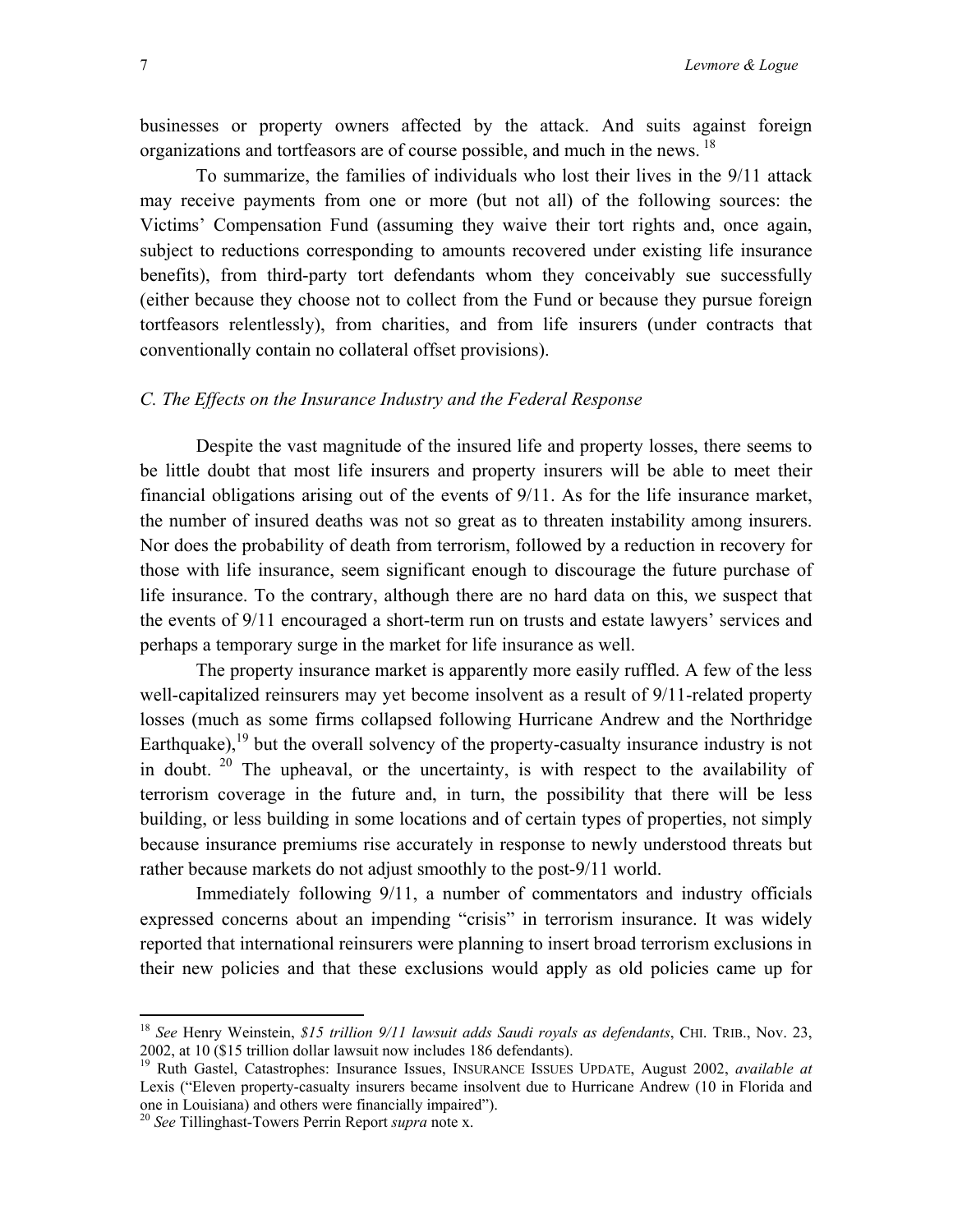businesses or property owners affected by the attack. And suits against foreign organizations and tortfeasors are of course possible, and much in the news. [18]

To summarize, the families of individuals who lost their lives in the 9/11 attack may receive payments from one or more (but not all) of the following sources: the Victims' Compensation Fund (assuming they waive their tort rights and, once again, subject to reductions corresponding to amounts recovered under existing life insurance benefits), from third-party tort defendants whom they conceivably sue successfully (either because they choose not to collect from the Fund or because they pursue foreign tortfeasors relentlessly), from charities, and from life insurers (under contracts that conventionally contain no collateral offset provisions).

### *C. The Effects on the Insurance Industry and the Federal Response*

Despite the vast magnitude of the insured life and property losses, there seems to be little doubt that most life insurers and property insurers will be able to meet their financial obligations arising out of the events of 9/11. As for the life insurance market, the number of insured deaths was not so great as to threaten instability among insurers. Nor does the probability of death from terrorism, followed by a reduction in recovery for those with life insurance, seem significant enough to discourage the future purchase of life insurance. To the contrary, although there are no hard data on this, we suspect that the events of 9/11 encouraged a short-term run on trusts and estate lawyers' services and perhaps a temporary surge in the market for life insurance as well.

The property insurance market is apparently more easily ruffled. A few of the less well-capitalized reinsurers may yet become insolvent as a result of 9/11-related property losses (much as some firms collapsed following Hurricane Andrew and the Northridge Earthquake),[19] but the overall solvency of the property-casualty insurance industry is not in doubt. [20] The upheaval, or the uncertainty, is with respect to the availability of terrorism coverage in the future and, in turn, the possibility that there will be less building, or less building in some locations and of certain types of properties, not simply because insurance premiums rise accurately in response to newly understood threats but rather because markets do not adjust smoothly to the post-9/11 world.

Immediately following 9/11, a number of commentators and industry officials expressed concerns about an impending "crisis" in terrorism insurance. It was widely reported that international reinsurers were planning to insert broad terrorism exclusions in their new policies and that these exclusions would apply as old policies came up for

---

[18] *See* Henry Weinstein, *$15 trillion 9/11 lawsuit adds Saudi royals as defendants*, CHI. TRIB., Nov. 23, 2002, at 10 ($15 trillion dollar lawsuit now includes 186 defendants).

[19] Ruth Gastel, Catastrophes: Insurance Issues, INSURANCE ISSUES UPDATE, August 2002, *available at* Lexis ("Eleven property-casualty insurers became insolvent due to Hurricane Andrew (10 in Florida and one in Louisiana) and others were financially impaired").

[20] *See* Tillinghast-Towers Perrin Report *supra* note x.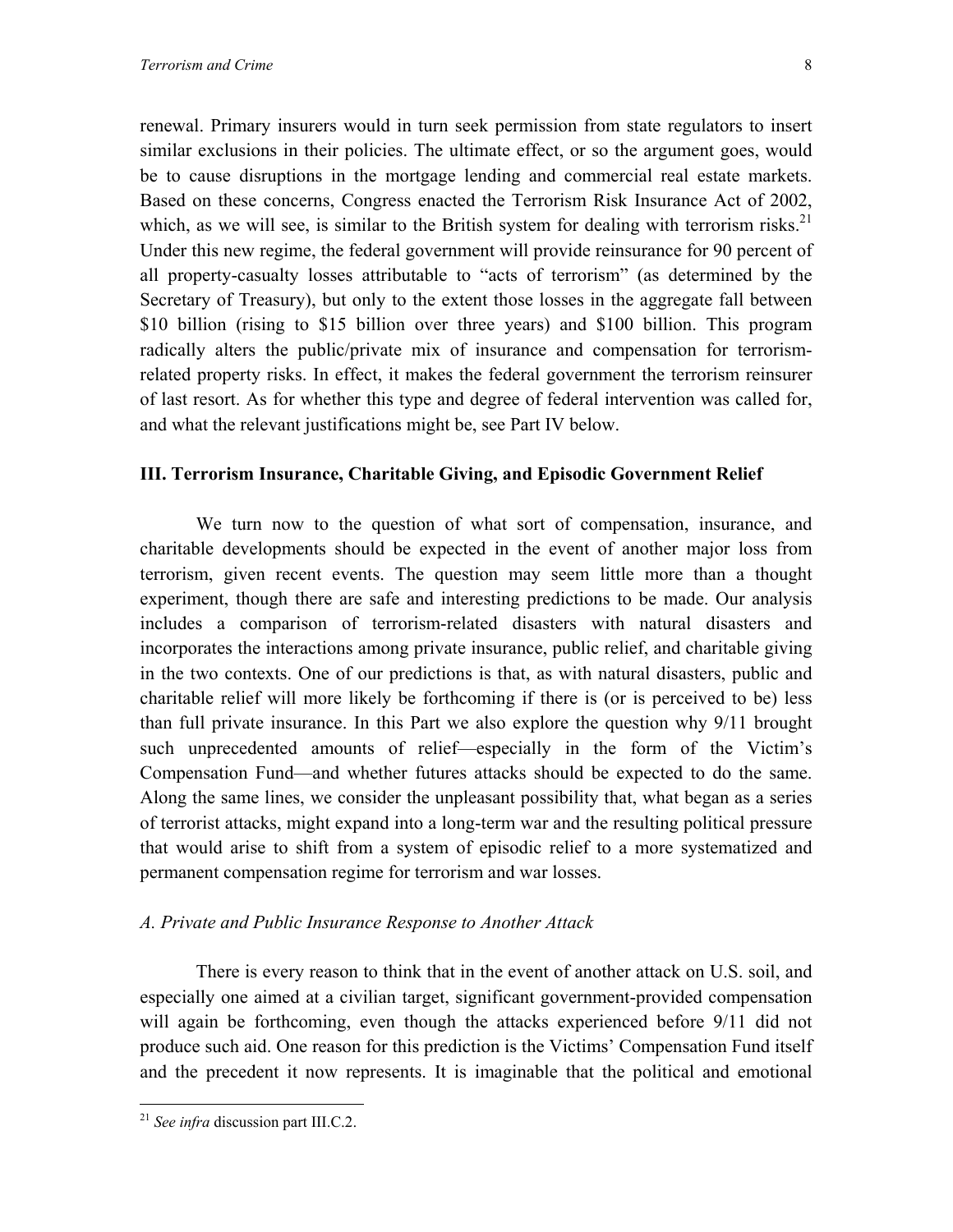renewal. Primary insurers would in turn seek permission from state regulators to insert similar exclusions in their policies. The ultimate effect, or so the argument goes, would be to cause disruptions in the mortgage lending and commercial real estate markets. Based on these concerns, Congress enacted the Terrorism Risk Insurance Act of 2002, which, as we will see, is similar to the British system for dealing with terrorism risks.[21] Under this new regime, the federal government will provide reinsurance for 90 percent of all property-casualty losses attributable to "acts of terrorism" (as determined by the Secretary of Treasury), but only to the extent those losses in the aggregate fall between \$10 billion (rising to \$15 billion over three years) and \$100 billion. This program radically alters the public/private mix of insurance and compensation for terrorism-related property risks. In effect, it makes the federal government the terrorism reinsurer of last resort. As for whether this type and degree of federal intervention was called for, and what the relevant justifications might be, see Part IV below.

## III. Terrorism Insurance, Charitable Giving, and Episodic Government Relief

We turn now to the question of what sort of compensation, insurance, and charitable developments should be expected in the event of another major loss from terrorism, given recent events. The question may seem little more than a thought experiment, though there are safe and interesting predictions to be made. Our analysis includes a comparison of terrorism-related disasters with natural disasters and incorporates the interactions among private insurance, public relief, and charitable giving in the two contexts. One of our predictions is that, as with natural disasters, public and charitable relief will more likely be forthcoming if there is (or is perceived to be) less than full private insurance. In this Part we also explore the question why 9/11 brought such unprecedented amounts of relief—especially in the form of the Victim's Compensation Fund—and whether futures attacks should be expected to do the same. Along the same lines, we consider the unpleasant possibility that, what began as a series of terrorist attacks, might expand into a long-term war and the resulting political pressure that would arise to shift from a system of episodic relief to a more systematized and permanent compensation regime for terrorism and war losses.

### *A. Private and Public Insurance Response to Another Attack*

There is every reason to think that in the event of another attack on U.S. soil, and especially one aimed at a civilian target, significant government-provided compensation will again be forthcoming, even though the attacks experienced before 9/11 did not produce such aid. One reason for this prediction is the Victims' Compensation Fund itself and the precedent it now represents. It is imaginable that the political and emotional

[21] *See infra* discussion part III.C.2.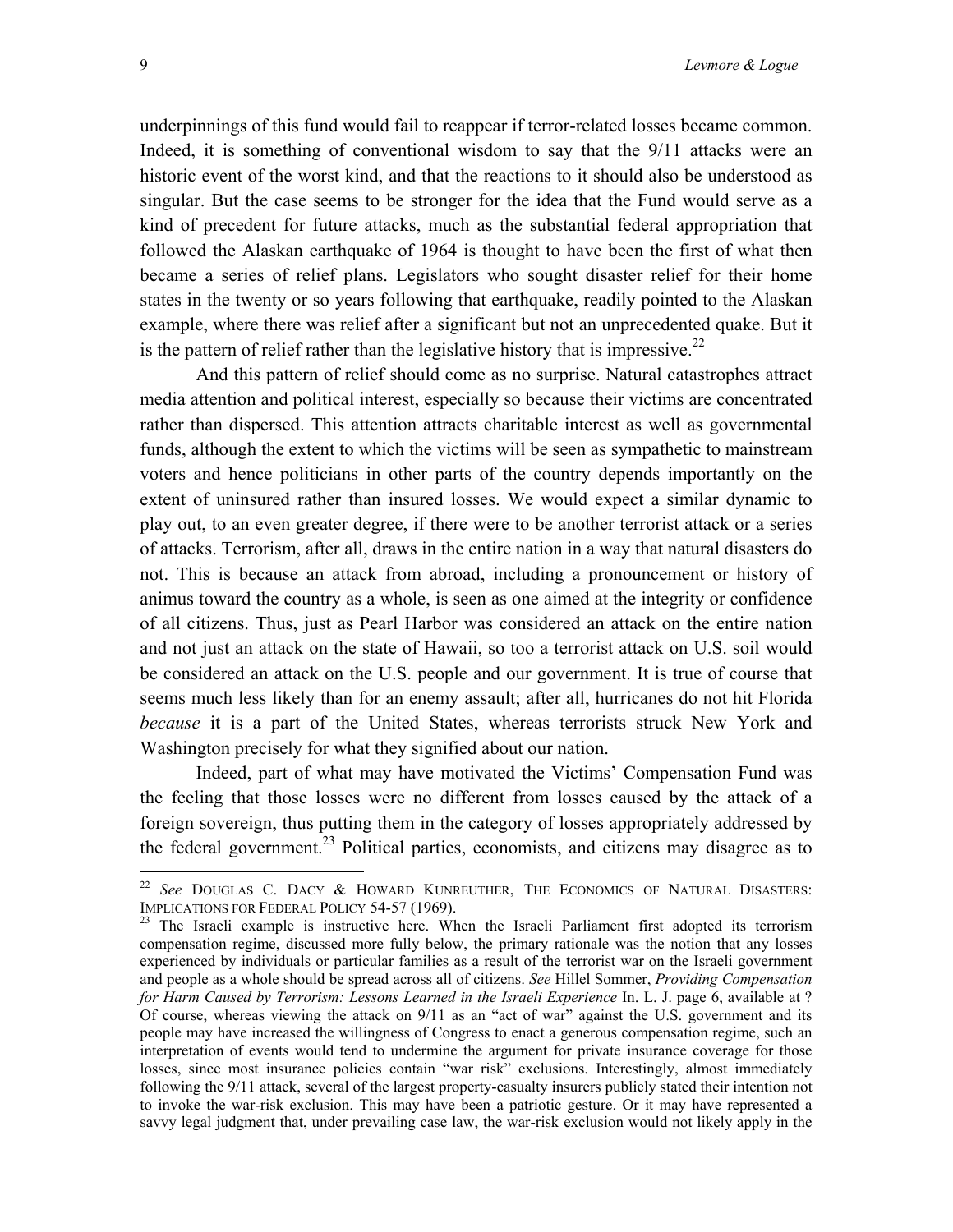underpinnings of this fund would fail to reappear if terror-related losses became common. Indeed, it is something of conventional wisdom to say that the 9/11 attacks were an historic event of the worst kind, and that the reactions to it should also be understood as singular. But the case seems to be stronger for the idea that the Fund would serve as a kind of precedent for future attacks, much as the substantial federal appropriation that followed the Alaskan earthquake of 1964 is thought to have been the first of what then became a series of relief plans. Legislators who sought disaster relief for their home states in the twenty or so years following that earthquake, readily pointed to the Alaskan example, where there was relief after a significant but not an unprecedented quake. But it is the pattern of relief rather than the legislative history that is impressive.[22]

And this pattern of relief should come as no surprise. Natural catastrophes attract media attention and political interest, especially so because their victims are concentrated rather than dispersed. This attention attracts charitable interest as well as governmental funds, although the extent to which the victims will be seen as sympathetic to mainstream voters and hence politicians in other parts of the country depends importantly on the extent of uninsured rather than insured losses. We would expect a similar dynamic to play out, to an even greater degree, if there were to be another terrorist attack or a series of attacks. Terrorism, after all, draws in the entire nation in a way that natural disasters do not. This is because an attack from abroad, including a pronouncement or history of animus toward the country as a whole, is seen as one aimed at the integrity or confidence of all citizens. Thus, just as Pearl Harbor was considered an attack on the entire nation and not just an attack on the state of Hawaii, so too a terrorist attack on U.S. soil would be considered an attack on the U.S. people and our government. It is true of course that seems much less likely than for an enemy assault; after all, hurricanes do not hit Florida *because* it is a part of the United States, whereas terrorists struck New York and Washington precisely for what they signified about our nation.

Indeed, part of what may have motivated the Victims' Compensation Fund was the feeling that those losses were no different from losses caused by the attack of a foreign sovereign, thus putting them in the category of losses appropriately addressed by the federal government.[23] Political parties, economists, and citizens may disagree as to

---

[22] *See* DOUGLAS C. DACY & HOWARD KUNREUTHER, THE ECONOMICS OF NATURAL DISASTERS: IMPLICATIONS FOR FEDERAL POLICY 54-57 (1969).

[23] The Israeli example is instructive here. When the Israeli Parliament first adopted its terrorism compensation regime, discussed more fully below, the primary rationale was the notion that any losses experienced by individuals or particular families as a result of the terrorist war on the Israeli government and people as a whole should be spread across all of citizens. *See* Hillel Sommer, *Providing Compensation for Harm Caused by Terrorism: Lessons Learned in the Israeli Experience* In. L. J. page 6, available at ? Of course, whereas viewing the attack on 9/11 as an "act of war" against the U.S. government and its people may have increased the willingness of Congress to enact a generous compensation regime, such an interpretation of events would tend to undermine the argument for private insurance coverage for those losses, since most insurance policies contain "war risk" exclusions. Interestingly, almost immediately following the 9/11 attack, several of the largest property-casualty insurers publicly stated their intention not to invoke the war-risk exclusion. This may have been a patriotic gesture. Or it may have represented a savvy legal judgment that, under prevailing case law, the war-risk exclusion would not likely apply in the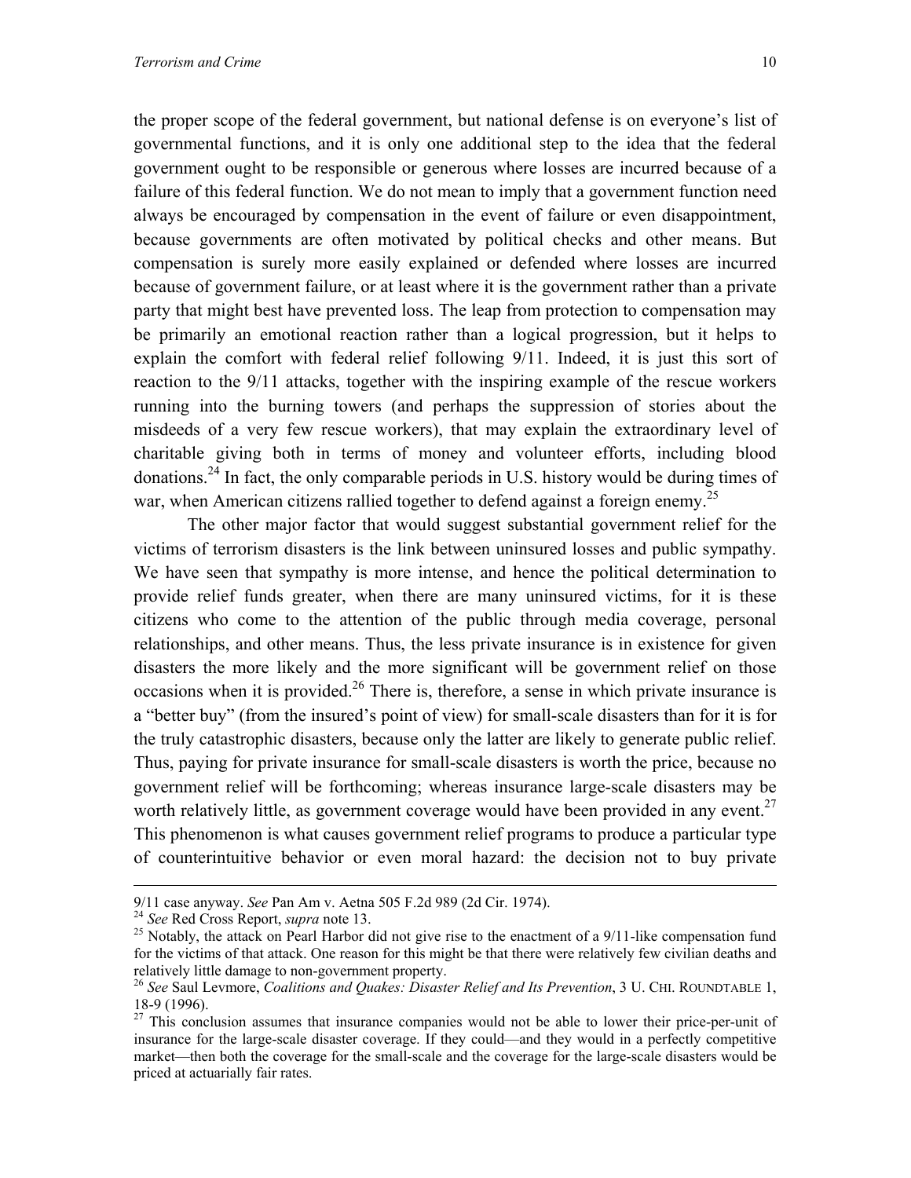the proper scope of the federal government, but national defense is on everyone's list of governmental functions, and it is only one additional step to the idea that the federal government ought to be responsible or generous where losses are incurred because of a failure of this federal function. We do not mean to imply that a government function need always be encouraged by compensation in the event of failure or even disappointment, because governments are often motivated by political checks and other means. But compensation is surely more easily explained or defended where losses are incurred because of government failure, or at least where it is the government rather than a private party that might best have prevented loss. The leap from protection to compensation may be primarily an emotional reaction rather than a logical progression, but it helps to explain the comfort with federal relief following 9/11. Indeed, it is just this sort of reaction to the 9/11 attacks, together with the inspiring example of the rescue workers running into the burning towers (and perhaps the suppression of stories about the misdeeds of a very few rescue workers), that may explain the extraordinary level of charitable giving both in terms of money and volunteer efforts, including blood donations.[24] In fact, the only comparable periods in U.S. history would be during times of war, when American citizens rallied together to defend against a foreign enemy.[25]

The other major factor that would suggest substantial government relief for the victims of terrorism disasters is the link between uninsured losses and public sympathy. We have seen that sympathy is more intense, and hence the political determination to provide relief funds greater, when there are many uninsured victims, for it is these citizens who come to the attention of the public through media coverage, personal relationships, and other means. Thus, the less private insurance is in existence for given disasters the more likely and the more significant will be government relief on those occasions when it is provided.[26] There is, therefore, a sense in which private insurance is a "better buy" (from the insured's point of view) for small-scale disasters than for it is for the truly catastrophic disasters, because only the latter are likely to generate public relief. Thus, paying for private insurance for small-scale disasters is worth the price, because no government relief will be forthcoming; whereas insurance large-scale disasters may be worth relatively little, as government coverage would have been provided in any event.[27] This phenomenon is what causes government relief programs to produce a particular type of counterintuitive behavior or even moral hazard: the decision not to buy private

---

9/11 case anyway. *See* Pan Am v. Aetna 505 F.2d 989 (2d Cir. 1974).

[24] *See* Red Cross Report, *supra* note 13.

[25] Notably, the attack on Pearl Harbor did not give rise to the enactment of a 9/11-like compensation fund for the victims of that attack. One reason for this might be that there were relatively few civilian deaths and relatively little damage to non-government property.

[26] *See* Saul Levmore, *Coalitions and Quakes: Disaster Relief and Its Prevention*, 3 U. CHI. ROUNDTABLE 1, 18-9 (1996).

[27] This conclusion assumes that insurance companies would not be able to lower their price-per-unit of insurance for the large-scale disaster coverage. If they could—and they would in a perfectly competitive market—then both the coverage for the small-scale and the coverage for the large-scale disasters would be priced at actuarially fair rates.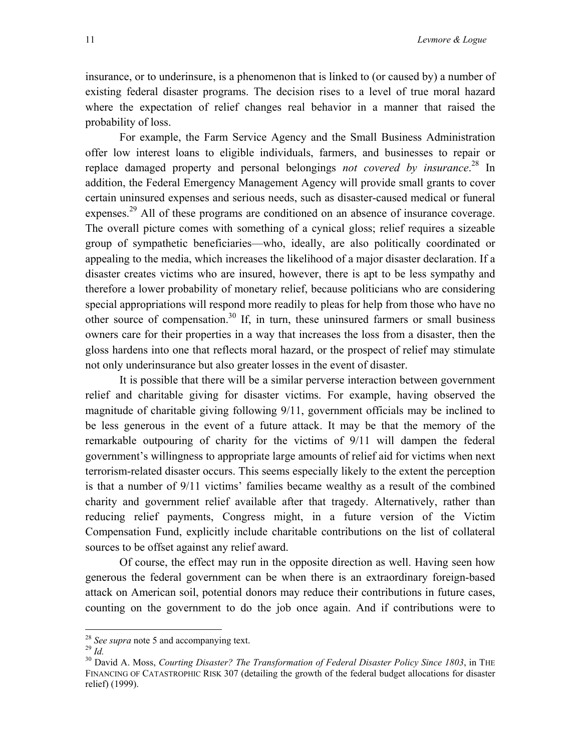insurance, or to underinsure, is a phenomenon that is linked to (or caused by) a number of existing federal disaster programs. The decision rises to a level of true moral hazard where the expectation of relief changes real behavior in a manner that raised the probability of loss.

For example, the Farm Service Agency and the Small Business Administration offer low interest loans to eligible individuals, farmers, and businesses to repair or replace damaged property and personal belongings *not covered by insurance*.[28] In addition, the Federal Emergency Management Agency will provide small grants to cover certain uninsured expenses and serious needs, such as disaster-caused medical or funeral expenses.[29] All of these programs are conditioned on an absence of insurance coverage. The overall picture comes with something of a cynical gloss; relief requires a sizeable group of sympathetic beneficiaries—who, ideally, are also politically coordinated or appealing to the media, which increases the likelihood of a major disaster declaration. If a disaster creates victims who are insured, however, there is apt to be less sympathy and therefore a lower probability of monetary relief, because politicians who are considering special appropriations will respond more readily to pleas for help from those who have no other source of compensation.[30] If, in turn, these uninsured farmers or small business owners care for their properties in a way that increases the loss from a disaster, then the gloss hardens into one that reflects moral hazard, or the prospect of relief may stimulate not only underinsurance but also greater losses in the event of disaster.

It is possible that there will be a similar perverse interaction between government relief and charitable giving for disaster victims. For example, having observed the magnitude of charitable giving following 9/11, government officials may be inclined to be less generous in the event of a future attack. It may be that the memory of the remarkable outpouring of charity for the victims of 9/11 will dampen the federal government's willingness to appropriate large amounts of relief aid for victims when next terrorism-related disaster occurs. This seems especially likely to the extent the perception is that a number of 9/11 victims' families became wealthy as a result of the combined charity and government relief available after that tragedy. Alternatively, rather than reducing relief payments, Congress might, in a future version of the Victim Compensation Fund, explicitly include charitable contributions on the list of collateral sources to be offset against any relief award.

Of course, the effect may run in the opposite direction as well. Having seen how generous the federal government can be when there is an extraordinary foreign-based attack on American soil, potential donors may reduce their contributions in future cases, counting on the government to do the job once again. And if contributions were to

---

[28] *See supra* note 5 and accompanying text.

[29] *Id.*

[30] David A. Moss, *Courting Disaster? The Transformation of Federal Disaster Policy Since 1803*, in THE FINANCING OF CATASTROPHIC RISK 307 (detailing the growth of the federal budget allocations for disaster relief) (1999).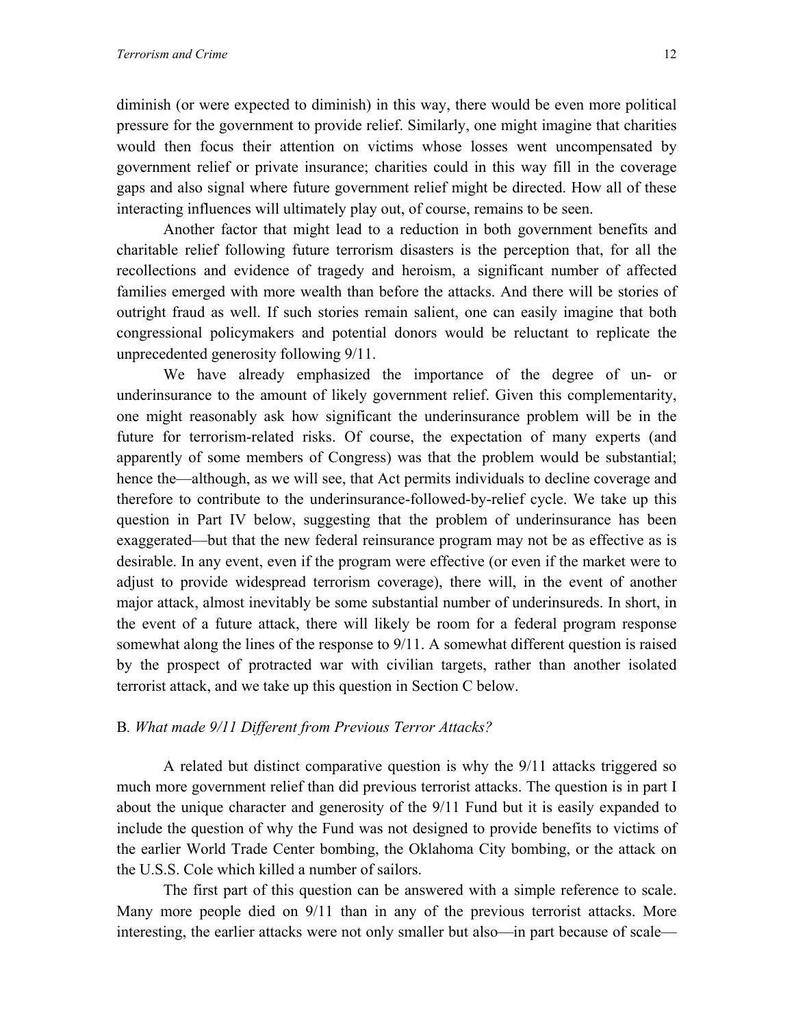diminish (or were expected to diminish) in this way, there would be even more political pressure for the government to provide relief. Similarly, one might imagine that charities would then focus their attention on victims whose losses went uncompensated by government relief or private insurance; charities could in this way fill in the coverage gaps and also signal where future government relief might be directed. How all of these interacting influences will ultimately play out, of course, remains to be seen.

Another factor that might lead to a reduction in both government benefits and charitable relief following future terrorism disasters is the perception that, for all the recollections and evidence of tragedy and heroism, a significant number of affected families emerged with more wealth than before the attacks. And there will be stories of outright fraud as well. If such stories remain salient, one can easily imagine that both congressional policymakers and potential donors would be reluctant to replicate the unprecedented generosity following 9/11.

We have already emphasized the importance of the degree of un- or underinsurance to the amount of likely government relief. Given this complementarity, one might reasonably ask how significant the underinsurance problem will be in the future for terrorism-related risks. Of course, the expectation of many experts (and apparently of some members of Congress) was that the problem would be substantial; hence the—although, as we will see, that Act permits individuals to decline coverage and therefore to contribute to the underinsurance-followed-by-relief cycle. We take up this question in Part IV below, suggesting that the problem of underinsurance has been exaggerated—but that the new federal reinsurance program may not be as effective as is desirable. In any event, even if the program were effective (or even if the market were to adjust to provide widespread terrorism coverage), there will, in the event of another major attack, almost inevitably be some substantial number of underinsureds. In short, in the event of a future attack, there will likely be room for a federal program response somewhat along the lines of the response to 9/11. A somewhat different question is raised by the prospect of protracted war with civilian targets, rather than another isolated terrorist attack, and we take up this question in Section C below.

## B. *What made 9/11 Different from Previous Terror Attacks?*

A related but distinct comparative question is why the 9/11 attacks triggered so much more government relief than did previous terrorist attacks. The question is in part I about the unique character and generosity of the 9/11 Fund but it is easily expanded to include the question of why the Fund was not designed to provide benefits to victims of the earlier World Trade Center bombing, the Oklahoma City bombing, or the attack on the U.S.S. Cole which killed a number of sailors.

The first part of this question can be answered with a simple reference to scale. Many more people died on 9/11 than in any of the previous terrorist attacks. More interesting, the earlier attacks were not only smaller but also—in part because of scale—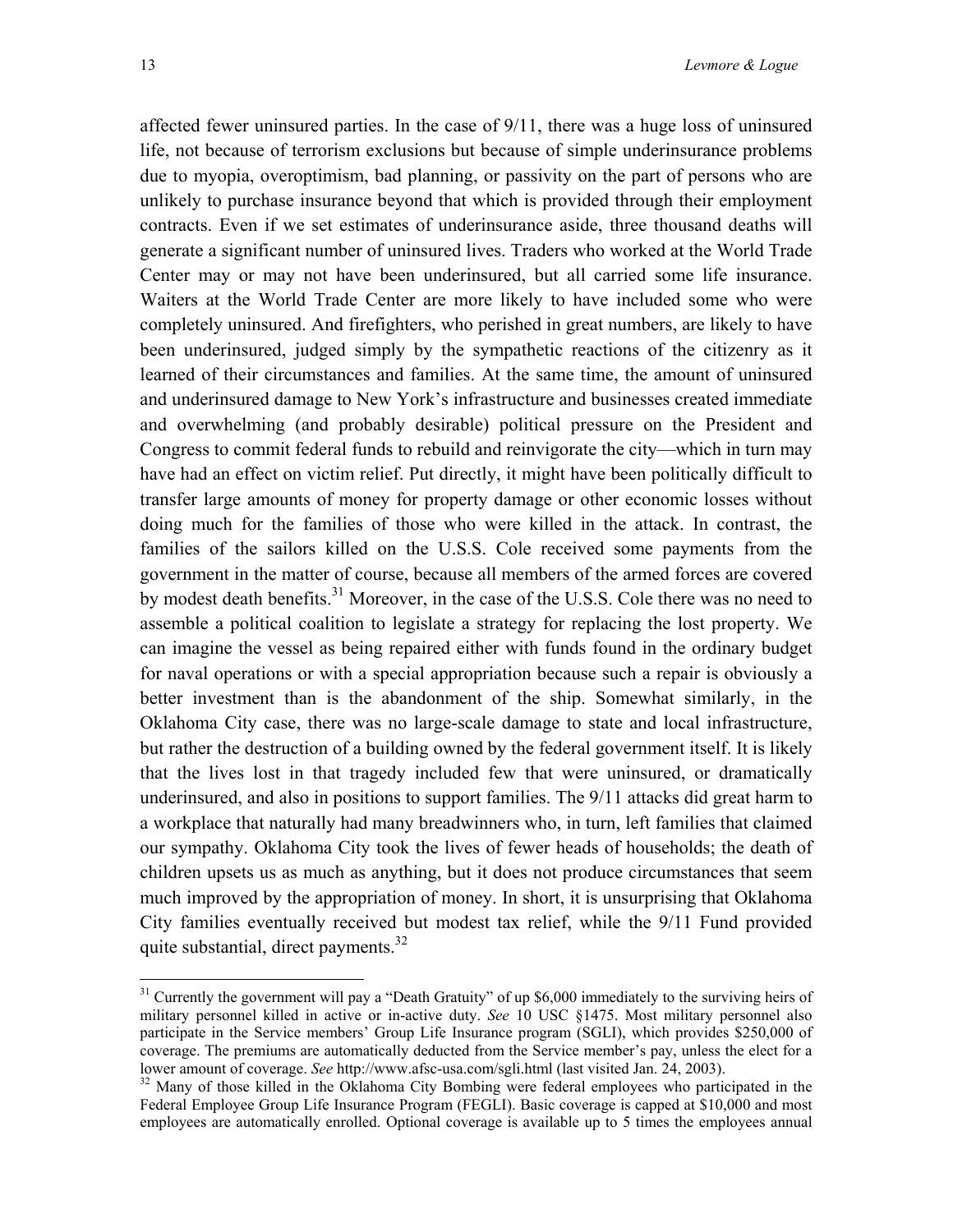affected fewer uninsured parties. In the case of 9/11, there was a huge loss of uninsured life, not because of terrorism exclusions but because of simple underinsurance problems due to myopia, overoptimism, bad planning, or passivity on the part of persons who are unlikely to purchase insurance beyond that which is provided through their employment contracts. Even if we set estimates of underinsurance aside, three thousand deaths will generate a significant number of uninsured lives. Traders who worked at the World Trade Center may or may not have been underinsured, but all carried some life insurance. Waiters at the World Trade Center are more likely to have included some who were completely uninsured. And firefighters, who perished in great numbers, are likely to have been underinsured, judged simply by the sympathetic reactions of the citizenry as it learned of their circumstances and families. At the same time, the amount of uninsured and underinsured damage to New York's infrastructure and businesses created immediate and overwhelming (and probably desirable) political pressure on the President and Congress to commit federal funds to rebuild and reinvigorate the city—which in turn may have had an effect on victim relief. Put directly, it might have been politically difficult to transfer large amounts of money for property damage or other economic losses without doing much for the families of those who were killed in the attack. In contrast, the families of the sailors killed on the U.S.S. Cole received some payments from the government in the matter of course, because all members of the armed forces are covered by modest death benefits.[31] Moreover, in the case of the U.S.S. Cole there was no need to assemble a political coalition to legislate a strategy for replacing the lost property. We can imagine the vessel as being repaired either with funds found in the ordinary budget for naval operations or with a special appropriation because such a repair is obviously a better investment than is the abandonment of the ship. Somewhat similarly, in the Oklahoma City case, there was no large-scale damage to state and local infrastructure, but rather the destruction of a building owned by the federal government itself. It is likely that the lives lost in that tragedy included few that were uninsured, or dramatically underinsured, and also in positions to support families. The 9/11 attacks did great harm to a workplace that naturally had many breadwinners who, in turn, left families that claimed our sympathy. Oklahoma City took the lives of fewer heads of households; the death of children upsets us as much as anything, but it does not produce circumstances that seem much improved by the appropriation of money. In short, it is unsurprising that Oklahoma City families eventually received but modest tax relief, while the 9/11 Fund provided quite substantial, direct payments.[32]

---

[31] Currently the government will pay a "Death Gratuity" of up $6,000 immediately to the surviving heirs of military personnel killed in active or in-active duty. *See* 10 USC §1475. Most military personnel also participate in the Service members' Group Life Insurance program (SGLI), which provides $250,000 of coverage. The premiums are automatically deducted from the Service member's pay, unless the elect for a lower amount of coverage. *See* http://www.afsc-usa.com/sgli.html (last visited Jan. 24, 2003).

[32] Many of those killed in the Oklahoma City Bombing were federal employees who participated in the Federal Employee Group Life Insurance Program (FEGLI). Basic coverage is capped at $10,000 and most employees are automatically enrolled. Optional coverage is available up to 5 times the employees annual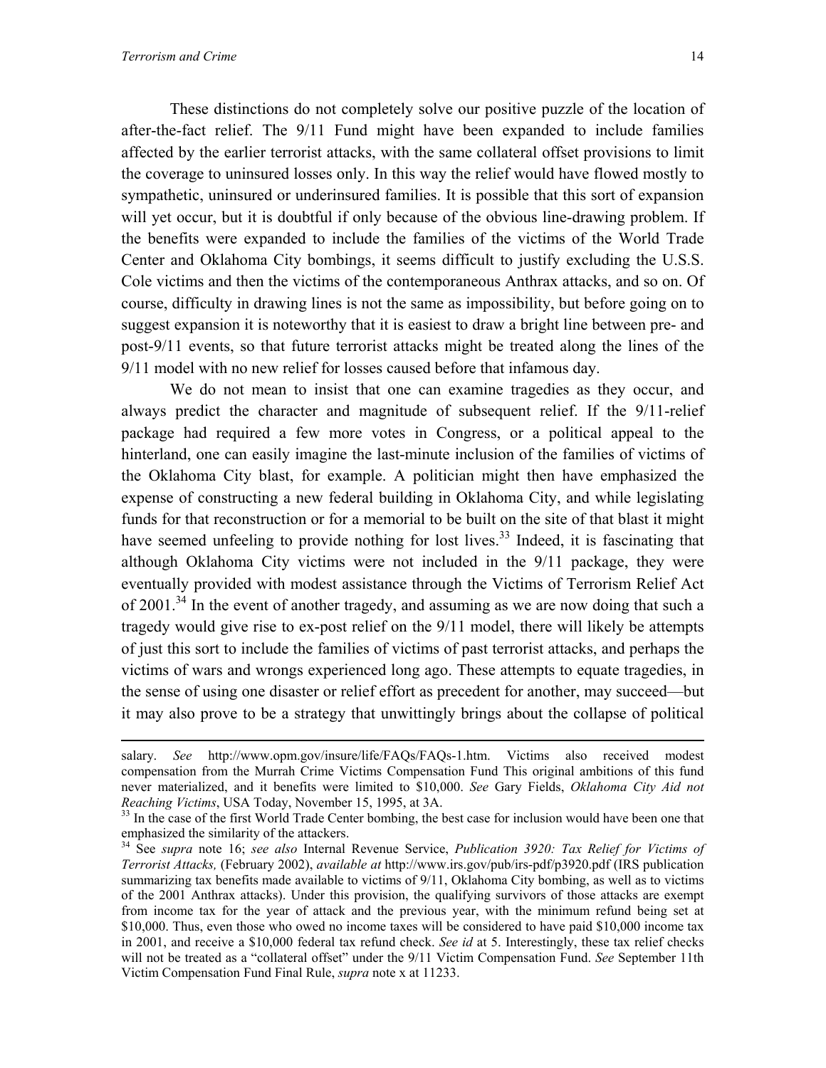These distinctions do not completely solve our positive puzzle of the location of after-the-fact relief. The 9/11 Fund might have been expanded to include families affected by the earlier terrorist attacks, with the same collateral offset provisions to limit the coverage to uninsured losses only. In this way the relief would have flowed mostly to sympathetic, uninsured or underinsured families. It is possible that this sort of expansion will yet occur, but it is doubtful if only because of the obvious line-drawing problem. If the benefits were expanded to include the families of the victims of the World Trade Center and Oklahoma City bombings, it seems difficult to justify excluding the U.S.S. Cole victims and then the victims of the contemporaneous Anthrax attacks, and so on. Of course, difficulty in drawing lines is not the same as impossibility, but before going on to suggest expansion it is noteworthy that it is easiest to draw a bright line between pre- and post-9/11 events, so that future terrorist attacks might be treated along the lines of the 9/11 model with no new relief for losses caused before that infamous day.

We do not mean to insist that one can examine tragedies as they occur, and always predict the character and magnitude of subsequent relief. If the 9/11-relief package had required a few more votes in Congress, or a political appeal to the hinterland, one can easily imagine the last-minute inclusion of the families of victims of the Oklahoma City blast, for example. A politician might then have emphasized the expense of constructing a new federal building in Oklahoma City, and while legislating funds for that reconstruction or for a memorial to be built on the site of that blast it might have seemed unfeeling to provide nothing for lost lives.[33] Indeed, it is fascinating that although Oklahoma City victims were not included in the 9/11 package, they were eventually provided with modest assistance through the Victims of Terrorism Relief Act of 2001.[34] In the event of another tragedy, and assuming as we are now doing that such a tragedy would give rise to ex-post relief on the 9/11 model, there will likely be attempts of just this sort to include the families of victims of past terrorist attacks, and perhaps the victims of wars and wrongs experienced long ago. These attempts to equate tragedies, in the sense of using one disaster or relief effort as precedent for another, may succeed—but it may also prove to be a strategy that unwittingly brings about the collapse of political

---

salary. *See* http://www.opm.gov/insure/life/FAQs/FAQs-1.htm. Victims also received modest compensation from the Murrah Crime Victims Compensation Fund This original ambitions of this fund never materialized, and it benefits were limited to $10,000. *See* Gary Fields, *Oklahoma City Aid not Reaching Victims*, USA Today, November 15, 1995, at 3A.

[33] In the case of the first World Trade Center bombing, the best case for inclusion would have been one that emphasized the similarity of the attackers.

[34] See *supra* note 16; *see also* Internal Revenue Service, *Publication 3920: Tax Relief for Victims of Terrorist Attacks,* (February 2002), *available at* http://www.irs.gov/pub/irs-pdf/p3920.pdf (IRS publication summarizing tax benefits made available to victims of 9/11, Oklahoma City bombing, as well as to victims of the 2001 Anthrax attacks). Under this provision, the qualifying survivors of those attacks are exempt from income tax for the year of attack and the previous year, with the minimum refund being set at $10,000. Thus, even those who owed no income taxes will be considered to have paid $10,000 income tax in 2001, and receive a $10,000 federal tax refund check. *See id* at 5. Interestingly, these tax relief checks will not be treated as a "collateral offset" under the 9/11 Victim Compensation Fund. *See* September 11th Victim Compensation Fund Final Rule, *supra* note x at 11233.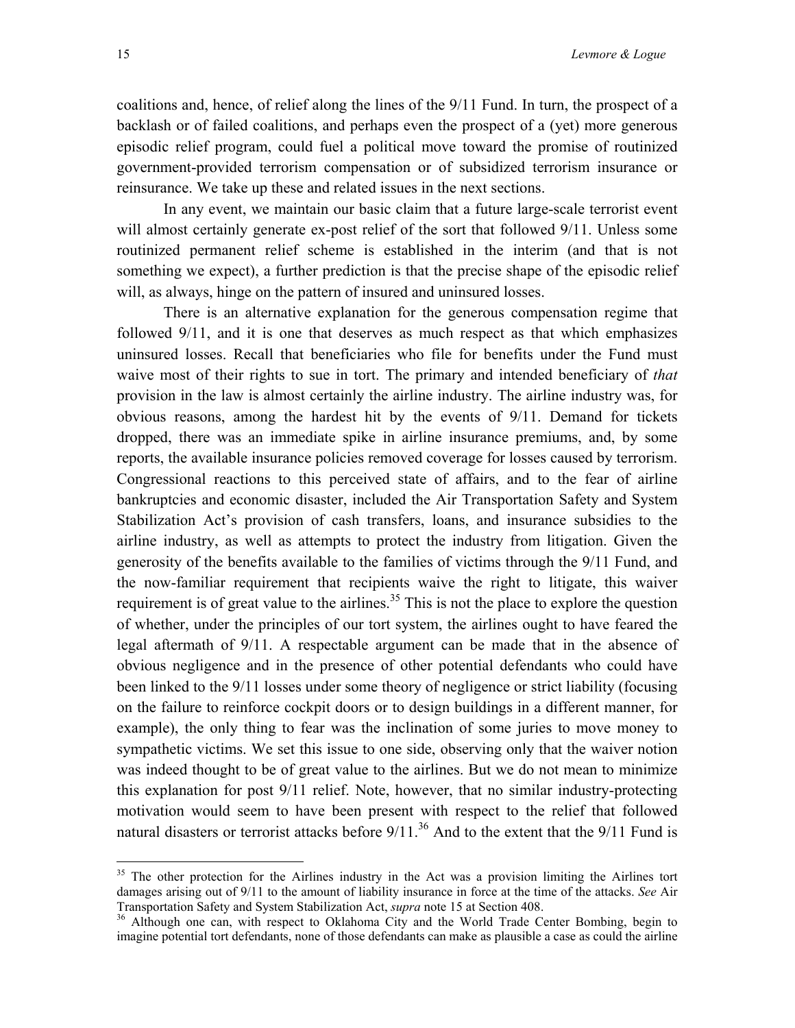coalitions and, hence, of relief along the lines of the 9/11 Fund. In turn, the prospect of a backlash or of failed coalitions, and perhaps even the prospect of a (yet) more generous episodic relief program, could fuel a political move toward the promise of routinized government-provided terrorism compensation or of subsidized terrorism insurance or reinsurance. We take up these and related issues in the next sections.

In any event, we maintain our basic claim that a future large-scale terrorist event will almost certainly generate ex-post relief of the sort that followed 9/11. Unless some routinized permanent relief scheme is established in the interim (and that is not something we expect), a further prediction is that the precise shape of the episodic relief will, as always, hinge on the pattern of insured and uninsured losses.

There is an alternative explanation for the generous compensation regime that followed 9/11, and it is one that deserves as much respect as that which emphasizes uninsured losses. Recall that beneficiaries who file for benefits under the Fund must waive most of their rights to sue in tort. The primary and intended beneficiary of *that* provision in the law is almost certainly the airline industry. The airline industry was, for obvious reasons, among the hardest hit by the events of 9/11. Demand for tickets dropped, there was an immediate spike in airline insurance premiums, and, by some reports, the available insurance policies removed coverage for losses caused by terrorism. Congressional reactions to this perceived state of affairs, and to the fear of airline bankruptcies and economic disaster, included the Air Transportation Safety and System Stabilization Act's provision of cash transfers, loans, and insurance subsidies to the airline industry, as well as attempts to protect the industry from litigation. Given the generosity of the benefits available to the families of victims through the 9/11 Fund, and the now-familiar requirement that recipients waive the right to litigate, this waiver requirement is of great value to the airlines.[35] This is not the place to explore the question of whether, under the principles of our tort system, the airlines ought to have feared the legal aftermath of 9/11. A respectable argument can be made that in the absence of obvious negligence and in the presence of other potential defendants who could have been linked to the 9/11 losses under some theory of negligence or strict liability (focusing on the failure to reinforce cockpit doors or to design buildings in a different manner, for example), the only thing to fear was the inclination of some juries to move money to sympathetic victims. We set this issue to one side, observing only that the waiver notion was indeed thought to be of great value to the airlines. But we do not mean to minimize this explanation for post 9/11 relief. Note, however, that no similar industry-protecting motivation would seem to have been present with respect to the relief that followed natural disasters or terrorist attacks before 9/11.[36] And to the extent that the 9/11 Fund is

[35] The other protection for the Airlines industry in the Act was a provision limiting the Airlines tort damages arising out of 9/11 to the amount of liability insurance in force at the time of the attacks. *See* Air Transportation Safety and System Stabilization Act, *supra* note 15 at Section 408.

[36] Although one can, with respect to Oklahoma City and the World Trade Center Bombing, begin to imagine potential tort defendants, none of those defendants can make as plausible a case as could the airline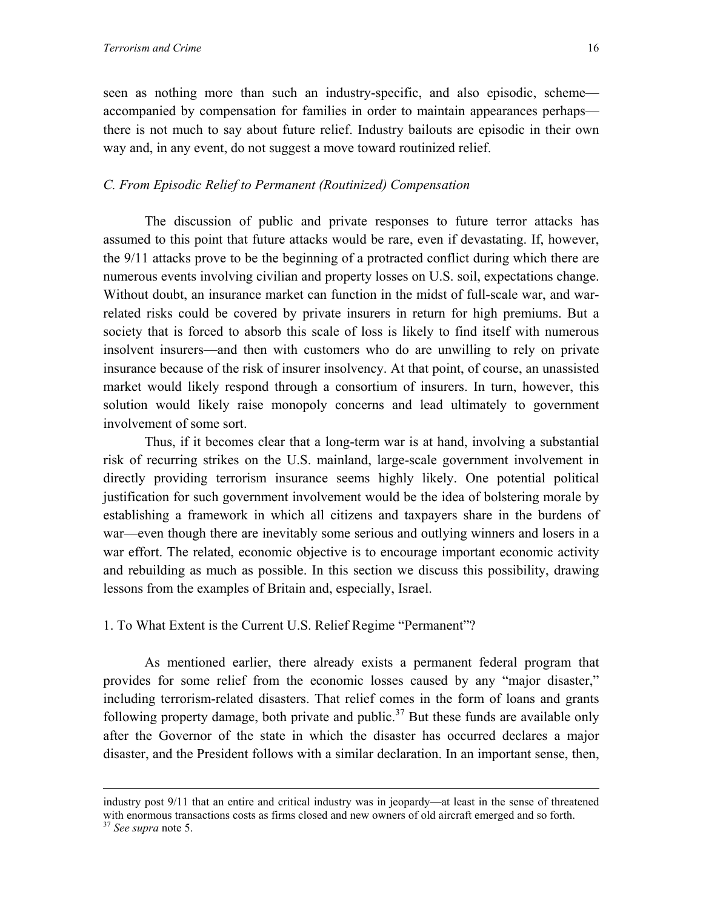seen as nothing more than such an industry-specific, and also episodic, scheme—accompanied by compensation for families in order to maintain appearances perhaps—there is not much to say about future relief. Industry bailouts are episodic in their own way and, in any event, do not suggest a move toward routinized relief.

### *C. From Episodic Relief to Permanent (Routinized) Compensation*

The discussion of public and private responses to future terror attacks has assumed to this point that future attacks would be rare, even if devastating. If, however, the 9/11 attacks prove to be the beginning of a protracted conflict during which there are numerous events involving civilian and property losses on U.S. soil, expectations change. Without doubt, an insurance market can function in the midst of full-scale war, and war-related risks could be covered by private insurers in return for high premiums. But a society that is forced to absorb this scale of loss is likely to find itself with numerous insolvent insurers—and then with customers who do are unwilling to rely on private insurance because of the risk of insurer insolvency. At that point, of course, an unassisted market would likely respond through a consortium of insurers. In turn, however, this solution would likely raise monopoly concerns and lead ultimately to government involvement of some sort.

Thus, if it becomes clear that a long-term war is at hand, involving a substantial risk of recurring strikes on the U.S. mainland, large-scale government involvement in directly providing terrorism insurance seems highly likely. One potential political justification for such government involvement would be the idea of bolstering morale by establishing a framework in which all citizens and taxpayers share in the burdens of war—even though there are inevitably some serious and outlying winners and losers in a war effort. The related, economic objective is to encourage important economic activity and rebuilding as much as possible. In this section we discuss this possibility, drawing lessons from the examples of Britain and, especially, Israel.

#### 1. To What Extent is the Current U.S. Relief Regime "Permanent"?

As mentioned earlier, there already exists a permanent federal program that provides for some relief from the economic losses caused by any "major disaster," including terrorism-related disasters. That relief comes in the form of loans and grants following property damage, both private and public.[37] But these funds are available only after the Governor of the state in which the disaster has occurred declares a major disaster, and the President follows with a similar declaration. In an important sense, then,

---

industry post 9/11 that an entire and critical industry was in jeopardy—at least in the sense of threatened with enormous transactions costs as firms closed and new owners of old aircraft emerged and so forth.

[37] *See supra* note 5.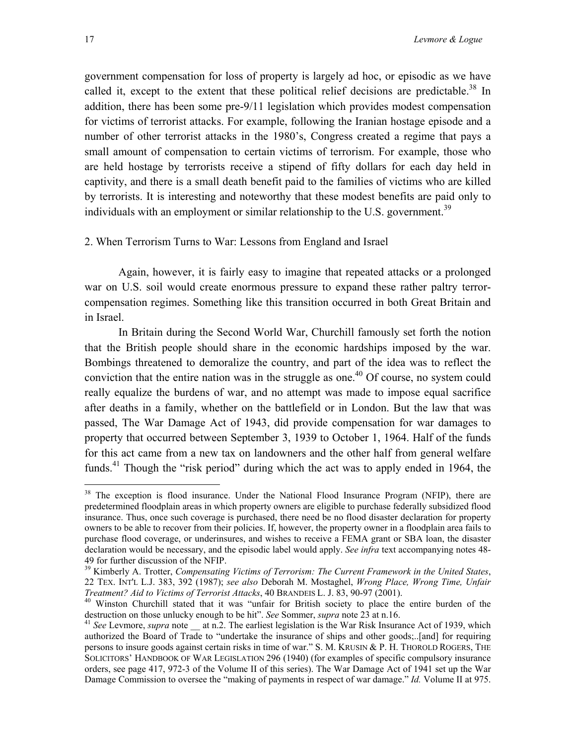government compensation for loss of property is largely ad hoc, or episodic as we have called it, except to the extent that these political relief decisions are predictable.[38] In addition, there has been some pre-9/11 legislation which provides modest compensation for victims of terrorist attacks. For example, following the Iranian hostage episode and a number of other terrorist attacks in the 1980's, Congress created a regime that pays a small amount of compensation to certain victims of terrorism. For example, those who are held hostage by terrorists receive a stipend of fifty dollars for each day held in captivity, and there is a small death benefit paid to the families of victims who are killed by terrorists. It is interesting and noteworthy that these modest benefits are paid only to individuals with an employment or similar relationship to the U.S. government.[39]

2. When Terrorism Turns to War: Lessons from England and Israel

Again, however, it is fairly easy to imagine that repeated attacks or a prolonged war on U.S. soil would create enormous pressure to expand these rather paltry terror-compensation regimes. Something like this transition occurred in both Great Britain and in Israel.

In Britain during the Second World War, Churchill famously set forth the notion that the British people should share in the economic hardships imposed by the war. Bombings threatened to demoralize the country, and part of the idea was to reflect the conviction that the entire nation was in the struggle as one.[40] Of course, no system could really equalize the burdens of war, and no attempt was made to impose equal sacrifice after deaths in a family, whether on the battlefield or in London. But the law that was passed, The War Damage Act of 1943, did provide compensation for war damages to property that occurred between September 3, 1939 to October 1, 1964. Half of the funds for this act came from a new tax on landowners and the other half from general welfare funds.[41] Though the "risk period" during which the act was to apply ended in 1964, the

---

[38] The exception is flood insurance. Under the National Flood Insurance Program (NFIP), there are predetermined floodplain areas in which property owners are eligible to purchase federally subsidized flood insurance. Thus, once such coverage is purchased, there need be no flood disaster declaration for property owners to be able to recover from their policies. If, however, the property owner in a floodplain area fails to purchase flood coverage, or underinsures, and wishes to receive a FEMA grant or SBA loan, the disaster declaration would be necessary, and the episodic label would apply. *See infra* text accompanying notes 48-49 for further discussion of the NFIP.

[39] Kimberly A. Trotter, *Compensating Victims of Terrorism: The Current Framework in the United States*, 22 TEX. INT'L L.J. 383, 392 (1987); *see also* Deborah M. Mostaghel, *Wrong Place, Wrong Time, Unfair Treatment? Aid to Victims of Terrorist Attacks*, 40 BRANDEIS L. J. 83, 90-97 (2001).

[40] Winston Churchill stated that it was "unfair for British society to place the entire burden of the destruction on those unlucky enough to be hit". *See* Sommer, *supra* note 23 at n.16.

[41] *See* Levmore, *supra* note __ at n.2. The earliest legislation is the War Risk Insurance Act of 1939, which authorized the Board of Trade to "undertake the insurance of ships and other goods;..[and] for requiring persons to insure goods against certain risks in time of war." S. M. KRUSIN & P. H. THOROLD ROGERS, THE SOLICITORS' HANDBOOK OF WAR LEGISLATION 296 (1940) (for examples of specific compulsory insurance orders, see page 417, 972-3 of the Volume II of this series). The War Damage Act of 1941 set up the War Damage Commission to oversee the "making of payments in respect of war damage." *Id.* Volume II at 975.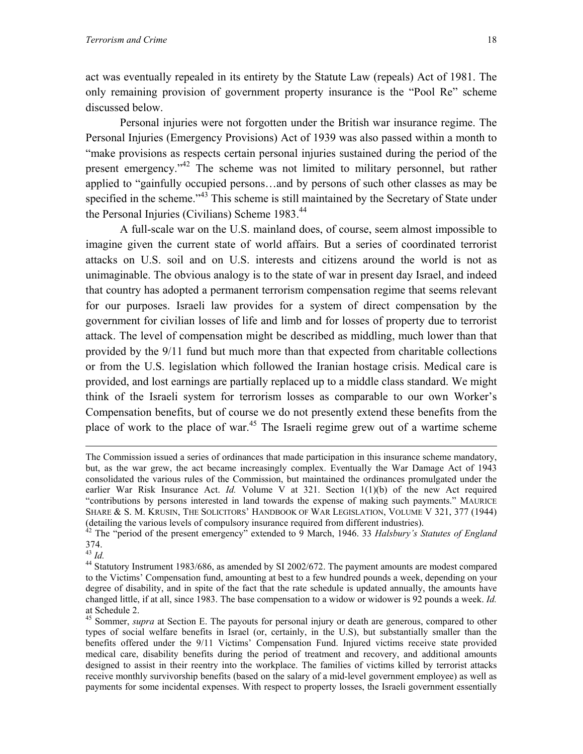act was eventually repealed in its entirety by the Statute Law (repeals) Act of 1981. The only remaining provision of government property insurance is the "Pool Re" scheme discussed below.

Personal injuries were not forgotten under the British war insurance regime. The Personal Injuries (Emergency Provisions) Act of 1939 was also passed within a month to "make provisions as respects certain personal injuries sustained during the period of the present emergency."[42] The scheme was not limited to military personnel, but rather applied to "gainfully occupied persons…and by persons of such other classes as may be specified in the scheme."[43] This scheme is still maintained by the Secretary of State under the Personal Injuries (Civilians) Scheme 1983.[44]

A full-scale war on the U.S. mainland does, of course, seem almost impossible to imagine given the current state of world affairs. But a series of coordinated terrorist attacks on U.S. soil and on U.S. interests and citizens around the world is not as unimaginable. The obvious analogy is to the state of war in present day Israel, and indeed that country has adopted a permanent terrorism compensation regime that seems relevant for our purposes. Israeli law provides for a system of direct compensation by the government for civilian losses of life and limb and for losses of property due to terrorist attack. The level of compensation might be described as middling, much lower than that provided by the 9/11 fund but much more than that expected from charitable collections or from the U.S. legislation which followed the Iranian hostage crisis. Medical care is provided, and lost earnings are partially replaced up to a middle class standard. We might think of the Israeli system for terrorism losses as comparable to our own Worker's Compensation benefits, but of course we do not presently extend these benefits from the place of work to the place of war.[45] The Israeli regime grew out of a wartime scheme

---

The Commission issued a series of ordinances that made participation in this insurance scheme mandatory, but, as the war grew, the act became increasingly complex. Eventually the War Damage Act of 1943 consolidated the various rules of the Commission, but maintained the ordinances promulgated under the earlier War Risk Insurance Act. *Id.* Volume V at 321. Section 1(1)(b) of the new Act required "contributions by persons interested in land towards the expense of making such payments." MAURICE SHARE & S. M. KRUSIN, THE SOLICITORS' HANDBOOK OF WAR LEGISLATION, VOLUME V 321, 377 (1944) (detailing the various levels of compulsory insurance required from different industries).

[42] The "period of the present emergency" extended to 9 March, 1946. 33 *Halsbury's Statutes of England* 374.

[43] *Id.*

[44] Statutory Instrument 1983/686, as amended by SI 2002/672. The payment amounts are modest compared to the Victims' Compensation fund, amounting at best to a few hundred pounds a week, depending on your degree of disability, and in spite of the fact that the rate schedule is updated annually, the amounts have changed little, if at all, since 1983. The base compensation to a widow or widower is 92 pounds a week. *Id.* at Schedule 2.

[45] Sommer, *supra* at Section E. The payouts for personal injury or death are generous, compared to other types of social welfare benefits in Israel (or, certainly, in the U.S), but substantially smaller than the benefits offered under the 9/11 Victims' Compensation Fund. Injured victims receive state provided medical care, disability benefits during the period of treatment and recovery, and additional amounts designed to assist in their reentry into the workplace. The families of victims killed by terrorist attacks receive monthly survivorship benefits (based on the salary of a mid-level government employee) as well as payments for some incidental expenses. With respect to property losses, the Israeli government essentially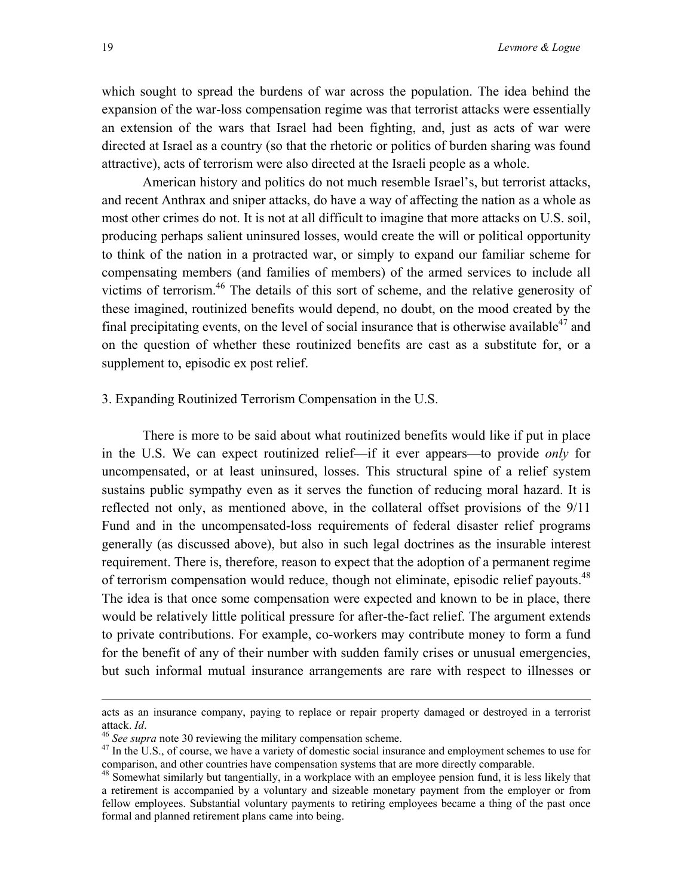which sought to spread the burdens of war across the population. The idea behind the expansion of the war-loss compensation regime was that terrorist attacks were essentially an extension of the wars that Israel had been fighting, and, just as acts of war were directed at Israel as a country (so that the rhetoric or politics of burden sharing was found attractive), acts of terrorism were also directed at the Israeli people as a whole.

American history and politics do not much resemble Israel's, but terrorist attacks, and recent Anthrax and sniper attacks, do have a way of affecting the nation as a whole as most other crimes do not. It is not at all difficult to imagine that more attacks on U.S. soil, producing perhaps salient uninsured losses, would create the will or political opportunity to think of the nation in a protracted war, or simply to expand our familiar scheme for compensating members (and families of members) of the armed services to include all victims of terrorism.[46] The details of this sort of scheme, and the relative generosity of these imagined, routinized benefits would depend, no doubt, on the mood created by the final precipitating events, on the level of social insurance that is otherwise available[47] and on the question of whether these routinized benefits are cast as a substitute for, or a supplement to, episodic ex post relief.

### 3. Expanding Routinized Terrorism Compensation in the U.S.

There is more to be said about what routinized benefits would like if put in place in the U.S. We can expect routinized relief—if it ever appears—to provide *only* for uncompensated, or at least uninsured, losses. This structural spine of a relief system sustains public sympathy even as it serves the function of reducing moral hazard. It is reflected not only, as mentioned above, in the collateral offset provisions of the 9/11 Fund and in the uncompensated-loss requirements of federal disaster relief programs generally (as discussed above), but also in such legal doctrines as the insurable interest requirement. There is, therefore, reason to expect that the adoption of a permanent regime of terrorism compensation would reduce, though not eliminate, episodic relief payouts.[48] The idea is that once some compensation were expected and known to be in place, there would be relatively little political pressure for after-the-fact relief. The argument extends to private contributions. For example, co-workers may contribute money to form a fund for the benefit of any of their number with sudden family crises or unusual emergencies, but such informal mutual insurance arrangements are rare with respect to illnesses or

---

acts as an insurance company, paying to replace or repair property damaged or destroyed in a terrorist attack. *Id*.

[46] *See supra* note 30 reviewing the military compensation scheme.

[47] In the U.S., of course, we have a variety of domestic social insurance and employment schemes to use for comparison, and other countries have compensation systems that are more directly comparable.

[48] Somewhat similarly but tangentially, in a workplace with an employee pension fund, it is less likely that a retirement is accompanied by a voluntary and sizeable monetary payment from the employer or from fellow employees. Substantial voluntary payments to retiring employees became a thing of the past once formal and planned retirement plans came into being.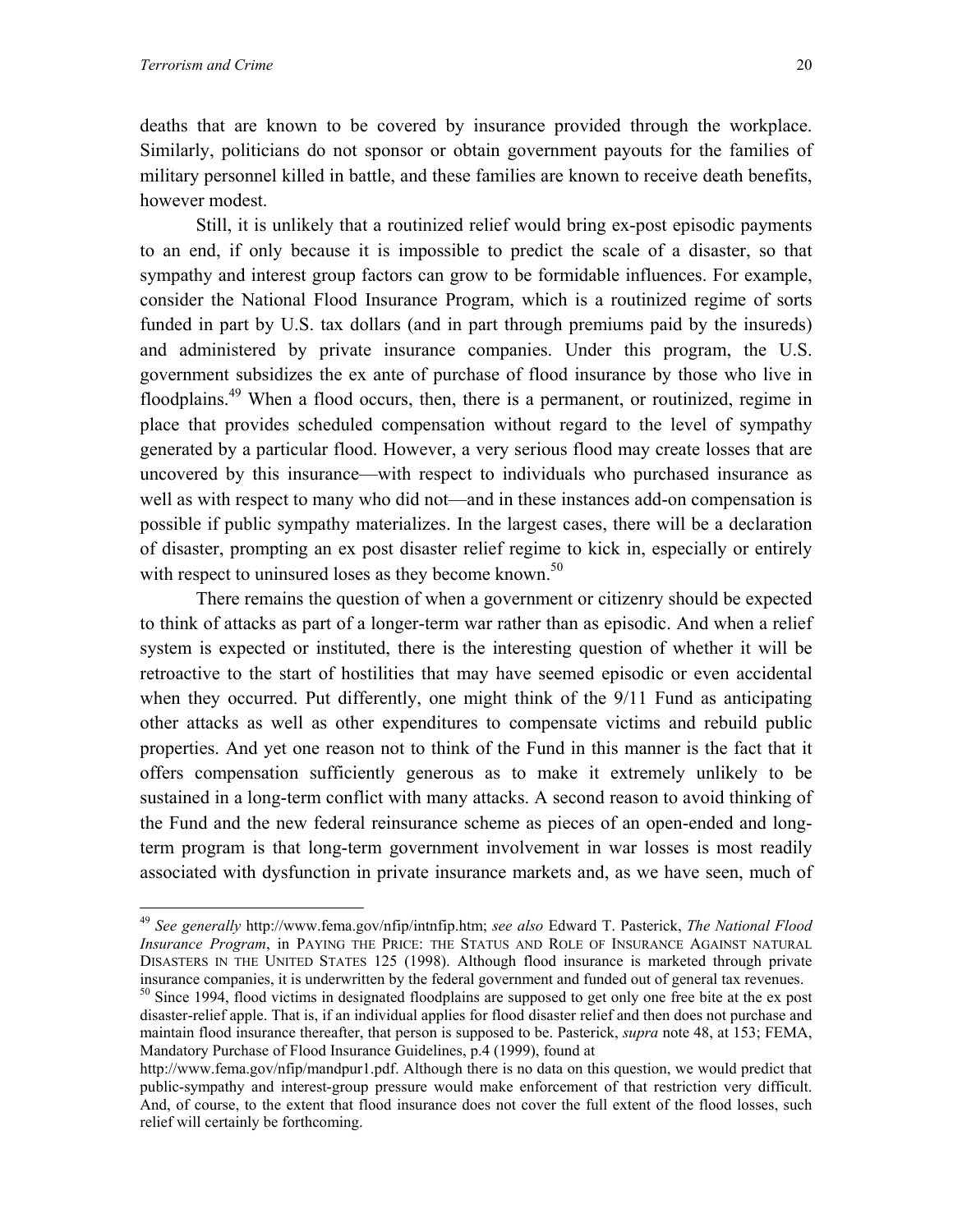deaths that are known to be covered by insurance provided through the workplace. Similarly, politicians do not sponsor or obtain government payouts for the families of military personnel killed in battle, and these families are known to receive death benefits, however modest.

Still, it is unlikely that a routinized relief would bring ex-post episodic payments to an end, if only because it is impossible to predict the scale of a disaster, so that sympathy and interest group factors can grow to be formidable influences. For example, consider the National Flood Insurance Program, which is a routinized regime of sorts funded in part by U.S. tax dollars (and in part through premiums paid by the insureds) and administered by private insurance companies. Under this program, the U.S. government subsidizes the ex ante of purchase of flood insurance by those who live in floodplains.[49] When a flood occurs, then, there is a permanent, or routinized, regime in place that provides scheduled compensation without regard to the level of sympathy generated by a particular flood. However, a very serious flood may create losses that are uncovered by this insurance—with respect to individuals who purchased insurance as well as with respect to many who did not—and in these instances add-on compensation is possible if public sympathy materializes. In the largest cases, there will be a declaration of disaster, prompting an ex post disaster relief regime to kick in, especially or entirely with respect to uninsured loses as they become known.[50]

There remains the question of when a government or citizenry should be expected to think of attacks as part of a longer-term war rather than as episodic. And when a relief system is expected or instituted, there is the interesting question of whether it will be retroactive to the start of hostilities that may have seemed episodic or even accidental when they occurred. Put differently, one might think of the 9/11 Fund as anticipating other attacks as well as other expenditures to compensate victims and rebuild public properties. And yet one reason not to think of the Fund in this manner is the fact that it offers compensation sufficiently generous as to make it extremely unlikely to be sustained in a long-term conflict with many attacks. A second reason to avoid thinking of the Fund and the new federal reinsurance scheme as pieces of an open-ended and long-term program is that long-term government involvement in war losses is most readily associated with dysfunction in private insurance markets and, as we have seen, much of

---

[49] *See generally* http://www.fema.gov/nfip/intnfip.htm; *see also* Edward T. Pasterick, *The National Flood Insurance Program*, in PAYING THE PRICE: THE STATUS AND ROLE OF INSURANCE AGAINST NATURAL DISASTERS IN THE UNITED STATES 125 (1998). Although flood insurance is marketed through private insurance companies, it is underwritten by the federal government and funded out of general tax revenues.

[50] Since 1994, flood victims in designated floodplains are supposed to get only one free bite at the ex post disaster-relief apple. That is, if an individual applies for flood disaster relief and then does not purchase and maintain flood insurance thereafter, that person is supposed to be. Pasterick, *supra* note 48, at 153; FEMA, Mandatory Purchase of Flood Insurance Guidelines, p.4 (1999), found at http://www.fema.gov/nfip/mandpur1.pdf. Although there is no data on this question, we would predict that public-sympathy and interest-group pressure would make enforcement of that restriction very difficult. And, of course, to the extent that flood insurance does not cover the full extent of the flood losses, such relief will certainly be forthcoming.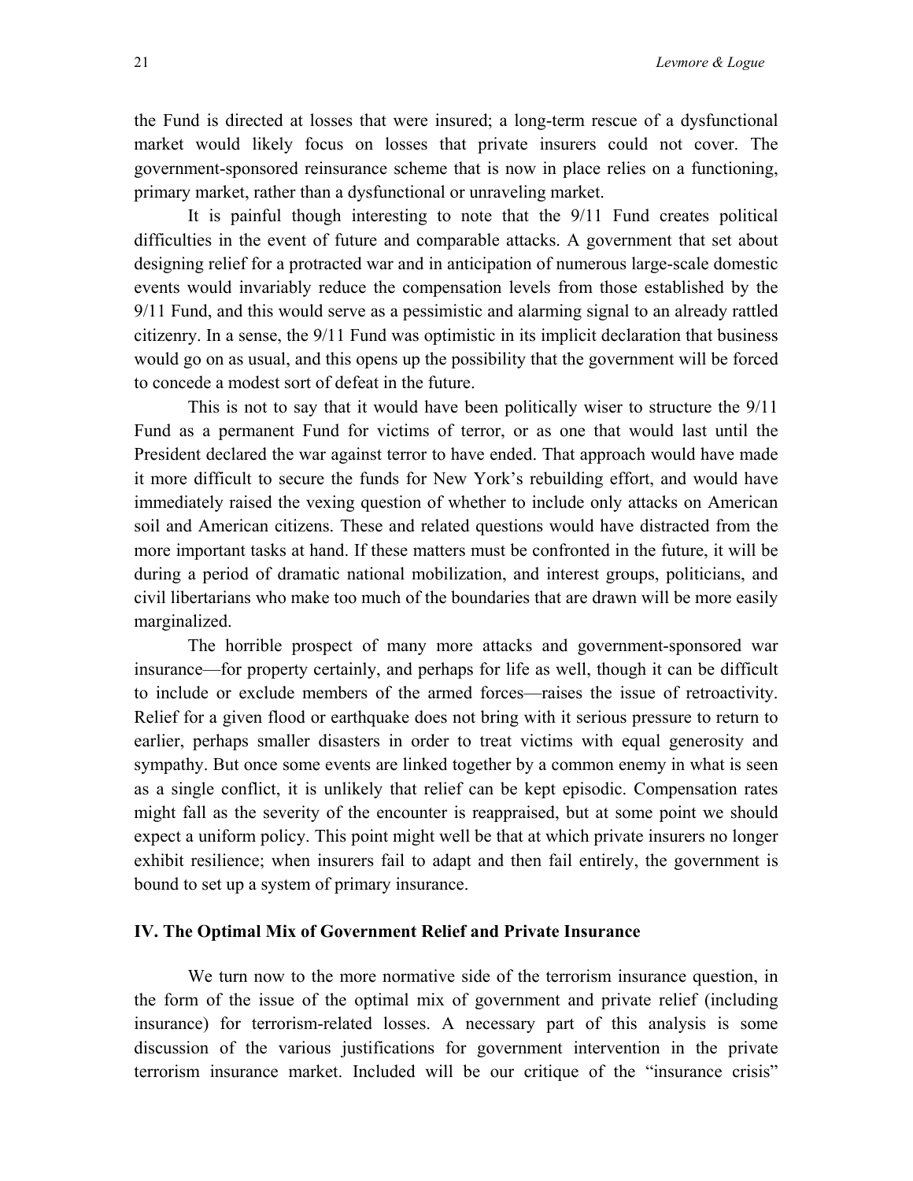the Fund is directed at losses that were insured; a long-term rescue of a dysfunctional market would likely focus on losses that private insurers could not cover. The government-sponsored reinsurance scheme that is now in place relies on a functioning, primary market, rather than a dysfunctional or unraveling market.

It is painful though interesting to note that the 9/11 Fund creates political difficulties in the event of future and comparable attacks. A government that set about designing relief for a protracted war and in anticipation of numerous large-scale domestic events would invariably reduce the compensation levels from those established by the 9/11 Fund, and this would serve as a pessimistic and alarming signal to an already rattled citizenry. In a sense, the 9/11 Fund was optimistic in its implicit declaration that business would go on as usual, and this opens up the possibility that the government will be forced to concede a modest sort of defeat in the future.

This is not to say that it would have been politically wiser to structure the 9/11 Fund as a permanent Fund for victims of terror, or as one that would last until the President declared the war against terror to have ended. That approach would have made it more difficult to secure the funds for New York's rebuilding effort, and would have immediately raised the vexing question of whether to include only attacks on American soil and American citizens. These and related questions would have distracted from the more important tasks at hand. If these matters must be confronted in the future, it will be during a period of dramatic national mobilization, and interest groups, politicians, and civil libertarians who make too much of the boundaries that are drawn will be more easily marginalized.

The horrible prospect of many more attacks and government-sponsored war insurance—for property certainly, and perhaps for life as well, though it can be difficult to include or exclude members of the armed forces—raises the issue of retroactivity. Relief for a given flood or earthquake does not bring with it serious pressure to return to earlier, perhaps smaller disasters in order to treat victims with equal generosity and sympathy. But once some events are linked together by a common enemy in what is seen as a single conflict, it is unlikely that relief can be kept episodic. Compensation rates might fall as the severity of the encounter is reappraised, but at some point we should expect a uniform policy. This point might well be that at which private insurers no longer exhibit resilience; when insurers fail to adapt and then fail entirely, the government is bound to set up a system of primary insurance.

## IV. The Optimal Mix of Government Relief and Private Insurance

We turn now to the more normative side of the terrorism insurance question, in the form of the issue of the optimal mix of government and private relief (including insurance) for terrorism-related losses. A necessary part of this analysis is some discussion of the various justifications for government intervention in the private terrorism insurance market. Included will be our critique of the "insurance crisis"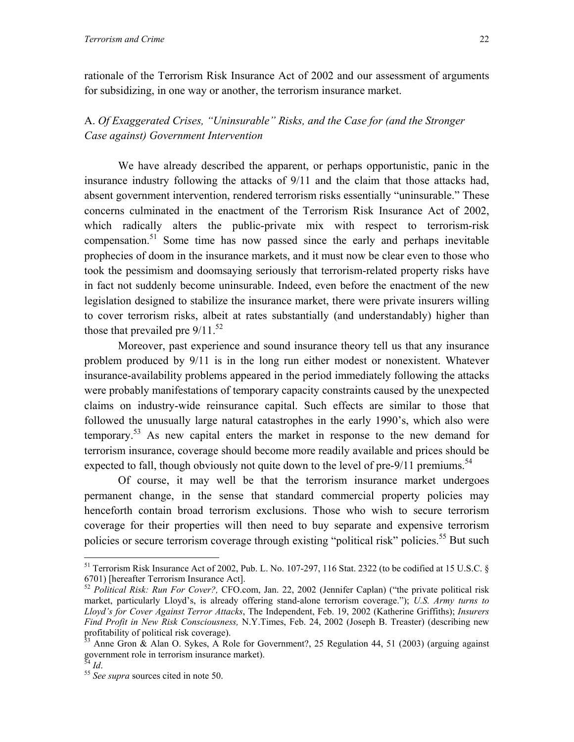rationale of the Terrorism Risk Insurance Act of 2002 and our assessment of arguments for subsidizing, in one way or another, the terrorism insurance market.

### A. *Of Exaggerated Crises, "Uninsurable" Risks, and the Case for (and the Stronger Case against) Government Intervention*

We have already described the apparent, or perhaps opportunistic, panic in the insurance industry following the attacks of 9/11 and the claim that those attacks had, absent government intervention, rendered terrorism risks essentially "uninsurable." These concerns culminated in the enactment of the Terrorism Risk Insurance Act of 2002, which radically alters the public-private mix with respect to terrorism-risk compensation.[51] Some time has now passed since the early and perhaps inevitable prophecies of doom in the insurance markets, and it must now be clear even to those who took the pessimism and doomsaying seriously that terrorism-related property risks have in fact not suddenly become uninsurable. Indeed, even before the enactment of the new legislation designed to stabilize the insurance market, there were private insurers willing to cover terrorism risks, albeit at rates substantially (and understandably) higher than those that prevailed pre 9/11.[52]

Moreover, past experience and sound insurance theory tell us that any insurance problem produced by 9/11 is in the long run either modest or nonexistent. Whatever insurance-availability problems appeared in the period immediately following the attacks were probably manifestations of temporary capacity constraints caused by the unexpected claims on industry-wide reinsurance capital. Such effects are similar to those that followed the unusually large natural catastrophes in the early 1990's, which also were temporary.[53] As new capital enters the market in response to the new demand for terrorism insurance, coverage should become more readily available and prices should be expected to fall, though obviously not quite down to the level of pre-9/11 premiums.[54]

Of course, it may well be that the terrorism insurance market undergoes permanent change, in the sense that standard commercial property policies may henceforth contain broad terrorism exclusions. Those who wish to secure terrorism coverage for their properties will then need to buy separate and expensive terrorism policies or secure terrorism coverage through existing "political risk" policies.[55] But such

---

[51] Terrorism Risk Insurance Act of 2002, Pub. L. No. 107-297, 116 Stat. 2322 (to be codified at 15 U.S.C. § 6701) [hereafter Terrorism Insurance Act].

[52] *Political Risk: Run For Cover?,* CFO.com, Jan. 22, 2002 (Jennifer Caplan) ("the private political risk market, particularly Lloyd's, is already offering stand-alone terrorism coverage."); *U.S. Army turns to Lloyd's for Cover Against Terror Attacks*, The Independent, Feb. 19, 2002 (Katherine Griffiths); *Insurers Find Profit in New Risk Consciousness,* N.Y.Times, Feb. 24, 2002 (Joseph B. Treaster) (describing new profitability of political risk coverage).

[53] Anne Gron & Alan O. Sykes, A Role for Government?, 25 Regulation 44, 51 (2003) (arguing against government role in terrorism insurance market).

[54] *Id*.

[55] *See supra* sources cited in note 50.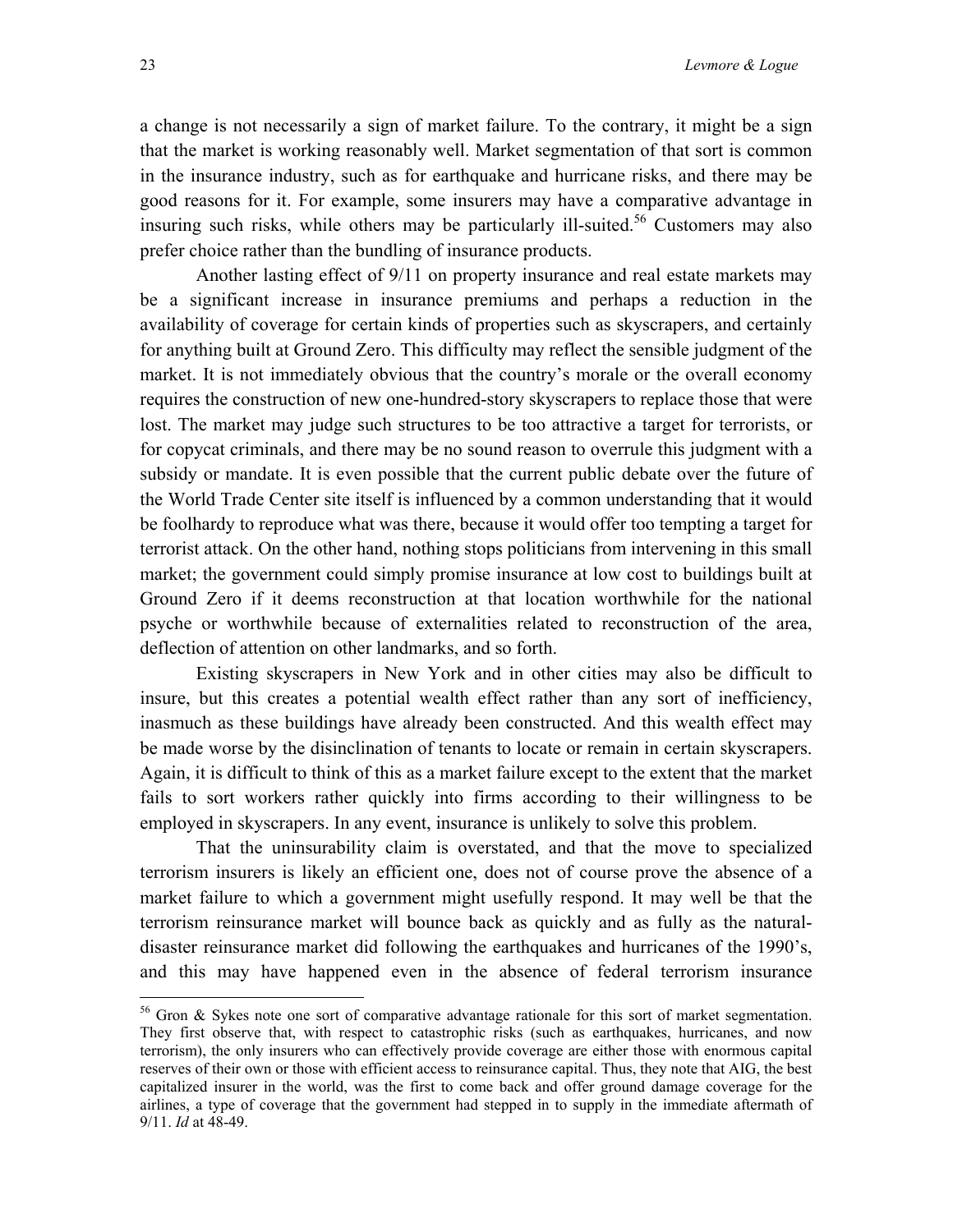a change is not necessarily a sign of market failure. To the contrary, it might be a sign that the market is working reasonably well. Market segmentation of that sort is common in the insurance industry, such as for earthquake and hurricane risks, and there may be good reasons for it. For example, some insurers may have a comparative advantage in insuring such risks, while others may be particularly ill-suited.[56] Customers may also prefer choice rather than the bundling of insurance products.

Another lasting effect of 9/11 on property insurance and real estate markets may be a significant increase in insurance premiums and perhaps a reduction in the availability of coverage for certain kinds of properties such as skyscrapers, and certainly for anything built at Ground Zero. This difficulty may reflect the sensible judgment of the market. It is not immediately obvious that the country's morale or the overall economy requires the construction of new one-hundred-story skyscrapers to replace those that were lost. The market may judge such structures to be too attractive a target for terrorists, or for copycat criminals, and there may be no sound reason to overrule this judgment with a subsidy or mandate. It is even possible that the current public debate over the future of the World Trade Center site itself is influenced by a common understanding that it would be foolhardy to reproduce what was there, because it would offer too tempting a target for terrorist attack. On the other hand, nothing stops politicians from intervening in this small market; the government could simply promise insurance at low cost to buildings built at Ground Zero if it deems reconstruction at that location worthwhile for the national psyche or worthwhile because of externalities related to reconstruction of the area, deflection of attention on other landmarks, and so forth.

Existing skyscrapers in New York and in other cities may also be difficult to insure, but this creates a potential wealth effect rather than any sort of inefficiency, inasmuch as these buildings have already been constructed. And this wealth effect may be made worse by the disinclination of tenants to locate or remain in certain skyscrapers. Again, it is difficult to think of this as a market failure except to the extent that the market fails to sort workers rather quickly into firms according to their willingness to be employed in skyscrapers. In any event, insurance is unlikely to solve this problem.

That the uninsurability claim is overstated, and that the move to specialized terrorism insurers is likely an efficient one, does not of course prove the absence of a market failure to which a government might usefully respond. It may well be that the terrorism reinsurance market will bounce back as quickly and as fully as the natural-disaster reinsurance market did following the earthquakes and hurricanes of the 1990's, and this may have happened even in the absence of federal terrorism insurance

---

[56] Gron & Sykes note one sort of comparative advantage rationale for this sort of market segmentation. They first observe that, with respect to catastrophic risks (such as earthquakes, hurricanes, and now terrorism), the only insurers who can effectively provide coverage are either those with enormous capital reserves of their own or those with efficient access to reinsurance capital. Thus, they note that AIG, the best capitalized insurer in the world, was the first to come back and offer ground damage coverage for the airlines, a type of coverage that the government had stepped in to supply in the immediate aftermath of 9/11. *Id* at 48-49.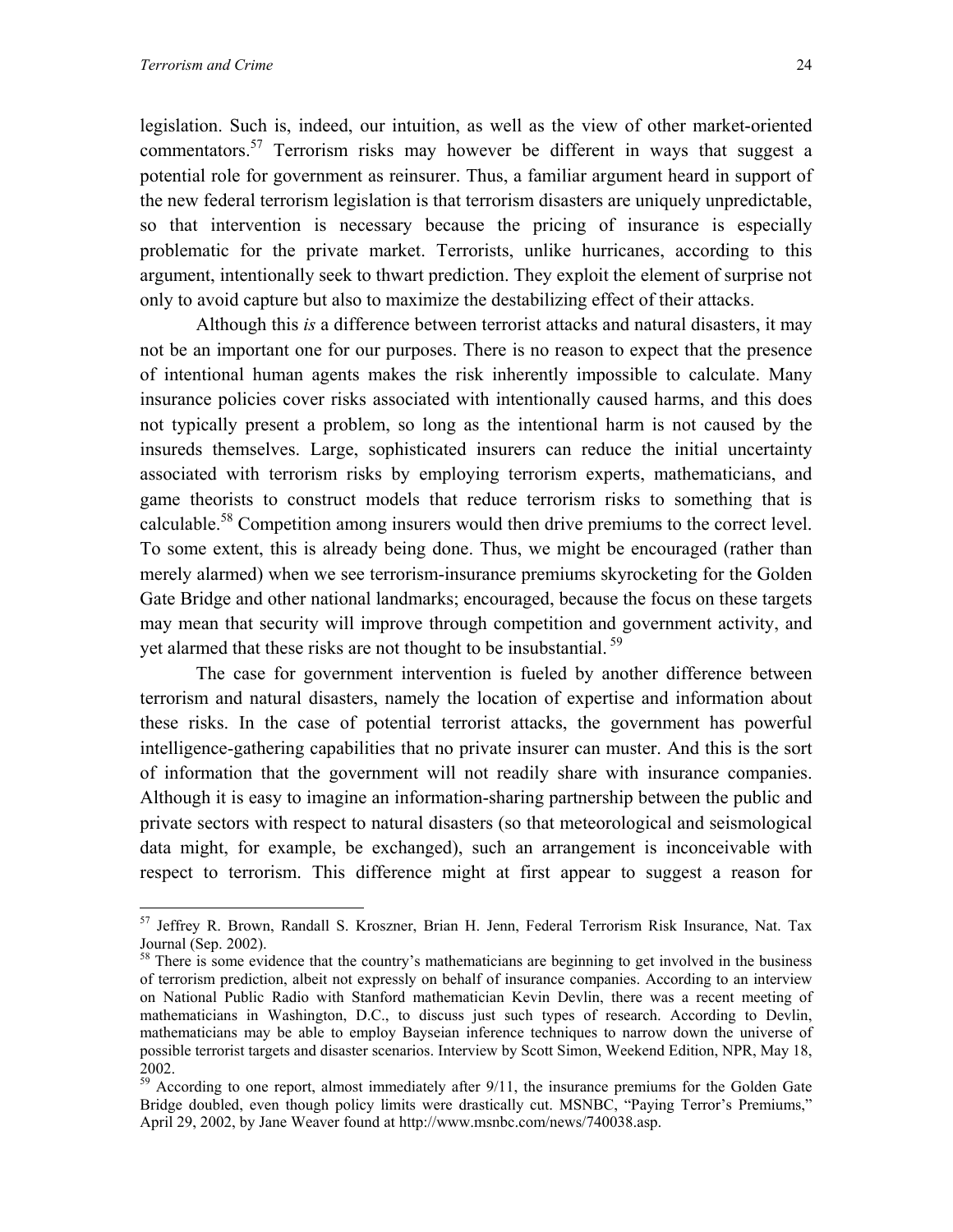legislation. Such is, indeed, our intuition, as well as the view of other market-oriented commentators.[57] Terrorism risks may however be different in ways that suggest a potential role for government as reinsurer. Thus, a familiar argument heard in support of the new federal terrorism legislation is that terrorism disasters are uniquely unpredictable, so that intervention is necessary because the pricing of insurance is especially problematic for the private market. Terrorists, unlike hurricanes, according to this argument, intentionally seek to thwart prediction. They exploit the element of surprise not only to avoid capture but also to maximize the destabilizing effect of their attacks.

Although this *is* a difference between terrorist attacks and natural disasters, it may not be an important one for our purposes. There is no reason to expect that the presence of intentional human agents makes the risk inherently impossible to calculate. Many insurance policies cover risks associated with intentionally caused harms, and this does not typically present a problem, so long as the intentional harm is not caused by the insureds themselves. Large, sophisticated insurers can reduce the initial uncertainty associated with terrorism risks by employing terrorism experts, mathematicians, and game theorists to construct models that reduce terrorism risks to something that is calculable.[58] Competition among insurers would then drive premiums to the correct level. To some extent, this is already being done. Thus, we might be encouraged (rather than merely alarmed) when we see terrorism-insurance premiums skyrocketing for the Golden Gate Bridge and other national landmarks; encouraged, because the focus on these targets may mean that security will improve through competition and government activity, and yet alarmed that these risks are not thought to be insubstantial.[59]

The case for government intervention is fueled by another difference between terrorism and natural disasters, namely the location of expertise and information about these risks. In the case of potential terrorist attacks, the government has powerful intelligence-gathering capabilities that no private insurer can muster. And this is the sort of information that the government will not readily share with insurance companies. Although it is easy to imagine an information-sharing partnership between the public and private sectors with respect to natural disasters (so that meteorological and seismological data might, for example, be exchanged), such an arrangement is inconceivable with respect to terrorism. This difference might at first appear to suggest a reason for

---

[57] Jeffrey R. Brown, Randall S. Kroszner, Brian H. Jenn, Federal Terrorism Risk Insurance, Nat. Tax Journal (Sep. 2002).

[58] There is some evidence that the country's mathematicians are beginning to get involved in the business of terrorism prediction, albeit not expressly on behalf of insurance companies. According to an interview on National Public Radio with Stanford mathematician Kevin Devlin, there was a recent meeting of mathematicians in Washington, D.C., to discuss just such types of research. According to Devlin, mathematicians may be able to employ Bayseian inference techniques to narrow down the universe of possible terrorist targets and disaster scenarios. Interview by Scott Simon, Weekend Edition, NPR, May 18, 2002.

[59] According to one report, almost immediately after 9/11, the insurance premiums for the Golden Gate Bridge doubled, even though policy limits were drastically cut. MSNBC, "Paying Terror's Premiums," April 29, 2002, by Jane Weaver found at http://www.msnbc.com/news/740038.asp.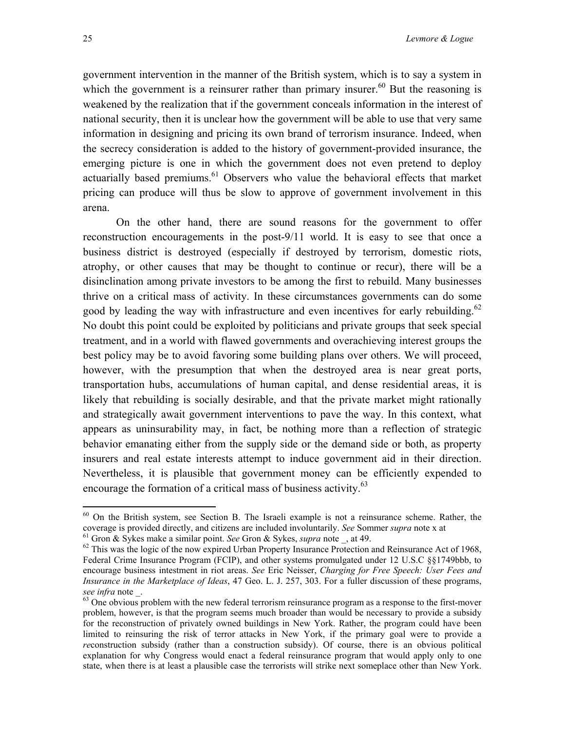government intervention in the manner of the British system, which is to say a system in which the government is a reinsurer rather than primary insurer.[60] But the reasoning is weakened by the realization that if the government conceals information in the interest of national security, then it is unclear how the government will be able to use that very same information in designing and pricing its own brand of terrorism insurance. Indeed, when the secrecy consideration is added to the history of government-provided insurance, the emerging picture is one in which the government does not even pretend to deploy actuarially based premiums.[61] Observers who value the behavioral effects that market pricing can produce will thus be slow to approve of government involvement in this arena.

On the other hand, there are sound reasons for the government to offer reconstruction encouragements in the post-9/11 world. It is easy to see that once a business district is destroyed (especially if destroyed by terrorism, domestic riots, atrophy, or other causes that may be thought to continue or recur), there will be a disinclination among private investors to be among the first to rebuild. Many businesses thrive on a critical mass of activity. In these circumstances governments can do some good by leading the way with infrastructure and even incentives for early rebuilding.[62] No doubt this point could be exploited by politicians and private groups that seek special treatment, and in a world with flawed governments and overachieving interest groups the best policy may be to avoid favoring some building plans over others. We will proceed, however, with the presumption that when the destroyed area is near great ports, transportation hubs, accumulations of human capital, and dense residential areas, it is likely that rebuilding is socially desirable, and that the private market might rationally and strategically await government interventions to pave the way. In this context, what appears as uninsurability may, in fact, be nothing more than a reflection of strategic behavior emanating either from the supply side or the demand side or both, as property insurers and real estate interests attempt to induce government aid in their direction. Nevertheless, it is plausible that government money can be efficiently expended to encourage the formation of a critical mass of business activity.[63]

---

[60] On the British system, see Section B. The Israeli example is not a reinsurance scheme. Rather, the coverage is provided directly, and citizens are included involuntarily. *See* Sommer *supra* note x at

[61] Gron & Sykes make a similar point. *See* Gron & Sykes, *supra* note _, at 49.

[62] This was the logic of the now expired Urban Property Insurance Protection and Reinsurance Act of 1968, Federal Crime Insurance Program (FCIP), and other systems promulgated under 12 U.S.C §§1749bbb, to encourage business intestment in riot areas. *See* Eric Neisser, *Charging for Free Speech: User Fees and Insurance in the Marketplace of Ideas*, 47 Geo. L. J. 257, 303. For a fuller discussion of these programs, *see infra* note _.

[63] One obvious problem with the new federal terrorism reinsurance program as a response to the first-mover problem, however, is that the program seems much broader than would be necessary to provide a subsidy for the reconstruction of privately owned buildings in New York. Rather, the program could have been limited to reinsuring the risk of terror attacks in New York, if the primary goal were to provide a *re*construction subsidy (rather than a construction subsidy). Of course, there is an obvious political explanation for why Congress would enact a federal reinsurance program that would apply only to one state, when there is at least a plausible case the terrorists will strike next someplace other than New York.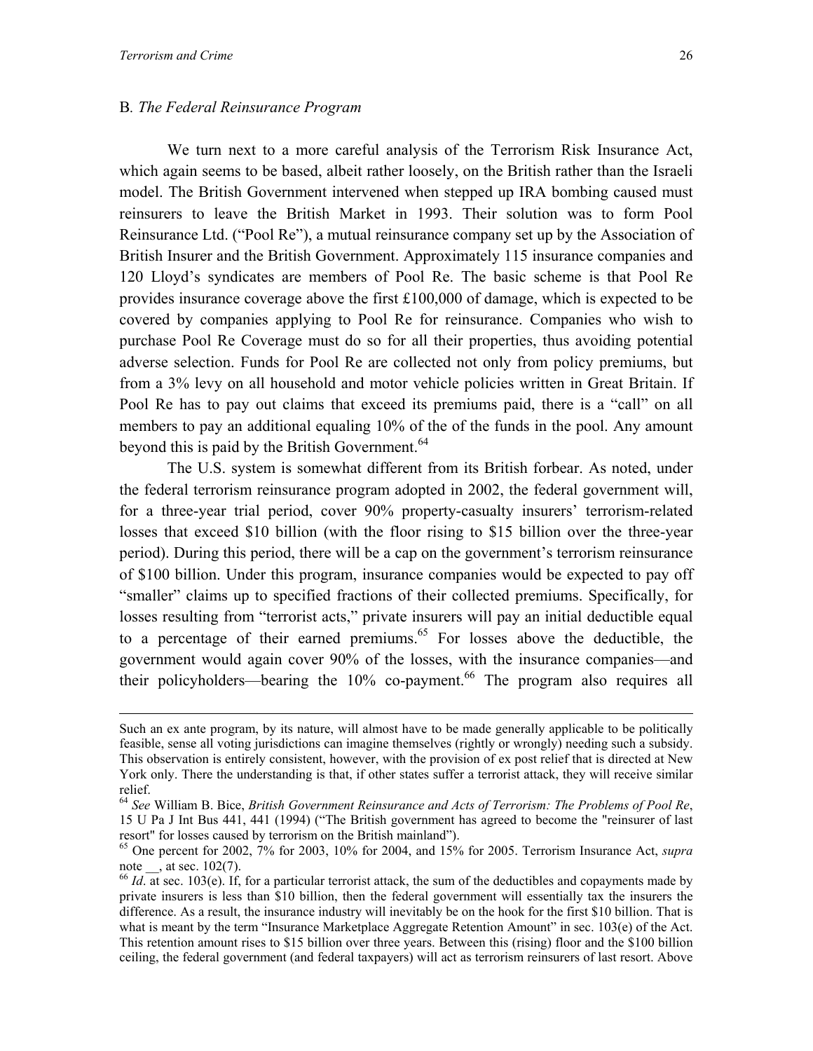### B. *The Federal Reinsurance Program*

We turn next to a more careful analysis of the Terrorism Risk Insurance Act, which again seems to be based, albeit rather loosely, on the British rather than the Israeli model. The British Government intervened when stepped up IRA bombing caused must reinsurers to leave the British Market in 1993. Their solution was to form Pool Reinsurance Ltd. ("Pool Re"), a mutual reinsurance company set up by the Association of British Insurer and the British Government. Approximately 115 insurance companies and 120 Lloyd's syndicates are members of Pool Re. The basic scheme is that Pool Re provides insurance coverage above the first £100,000 of damage, which is expected to be covered by companies applying to Pool Re for reinsurance. Companies who wish to purchase Pool Re Coverage must do so for all their properties, thus avoiding potential adverse selection. Funds for Pool Re are collected not only from policy premiums, but from a 3% levy on all household and motor vehicle policies written in Great Britain. If Pool Re has to pay out claims that exceed its premiums paid, there is a "call" on all members to pay an additional equaling 10% of the of the funds in the pool. Any amount beyond this is paid by the British Government.[64]

The U.S. system is somewhat different from its British forbear. As noted, under the federal terrorism reinsurance program adopted in 2002, the federal government will, for a three-year trial period, cover 90% property-casualty insurers' terrorism-related losses that exceed $10 billion (with the floor rising to $15 billion over the three-year period). During this period, there will be a cap on the government's terrorism reinsurance of $100 billion. Under this program, insurance companies would be expected to pay off "smaller" claims up to specified fractions of their collected premiums. Specifically, for losses resulting from "terrorist acts," private insurers will pay an initial deductible equal to a percentage of their earned premiums.[65] For losses above the deductible, the government would again cover 90% of the losses, with the insurance companies—and their policyholders—bearing the 10% co-payment.[66] The program also requires all

---

Such an ex ante program, by its nature, will almost have to be made generally applicable to be politically feasible, sense all voting jurisdictions can imagine themselves (rightly or wrongly) needing such a subsidy. This observation is entirely consistent, however, with the provision of ex post relief that is directed at New York only. There the understanding is that, if other states suffer a terrorist attack, they will receive similar relief.

[64] *See* William B. Bice, *British Government Reinsurance and Acts of Terrorism: The Problems of Pool Re*, 15 U Pa J Int Bus 441, 441 (1994) ("The British government has agreed to become the "reinsurer of last resort" for losses caused by terrorism on the British mainland").

[65] One percent for 2002, 7% for 2003, 10% for 2004, and 15% for 2005. Terrorism Insurance Act, *supra* note __, at sec. 102(7).

[66] *Id*. at sec. 103(e). If, for a particular terrorist attack, the sum of the deductibles and copayments made by private insurers is less than $10 billion, then the federal government will essentially tax the insurers the difference. As a result, the insurance industry will inevitably be on the hook for the first $10 billion. That is what is meant by the term "Insurance Marketplace Aggregate Retention Amount" in sec. 103(e) of the Act. This retention amount rises to $15 billion over three years. Between this (rising) floor and the $100 billion ceiling, the federal government (and federal taxpayers) will act as terrorism reinsurers of last resort. Above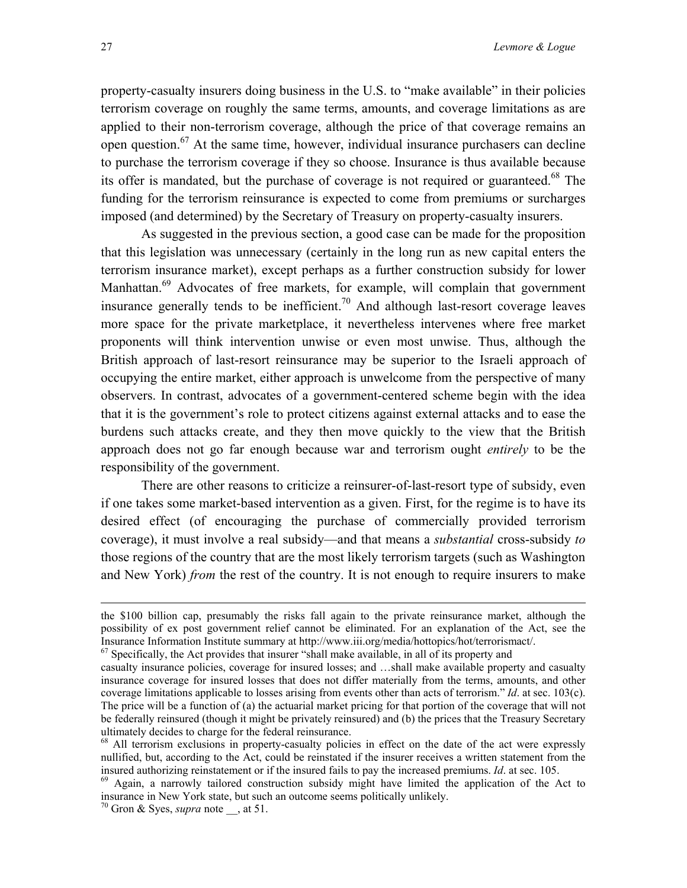property-casualty insurers doing business in the U.S. to "make available" in their policies terrorism coverage on roughly the same terms, amounts, and coverage limitations as are applied to their non-terrorism coverage, although the price of that coverage remains an open question.[67] At the same time, however, individual insurance purchasers can decline to purchase the terrorism coverage if they so choose. Insurance is thus available because its offer is mandated, but the purchase of coverage is not required or guaranteed.[68] The funding for the terrorism reinsurance is expected to come from premiums or surcharges imposed (and determined) by the Secretary of Treasury on property-casualty insurers.

As suggested in the previous section, a good case can be made for the proposition that this legislation was unnecessary (certainly in the long run as new capital enters the terrorism insurance market), except perhaps as a further construction subsidy for lower Manhattan.[69] Advocates of free markets, for example, will complain that government insurance generally tends to be inefficient.[70] And although last-resort coverage leaves more space for the private marketplace, it nevertheless intervenes where free market proponents will think intervention unwise or even most unwise. Thus, although the British approach of last-resort reinsurance may be superior to the Israeli approach of occupying the entire market, either approach is unwelcome from the perspective of many observers. In contrast, advocates of a government-centered scheme begin with the idea that it is the government's role to protect citizens against external attacks and to ease the burdens such attacks create, and they then move quickly to the view that the British approach does not go far enough because war and terrorism ought *entirely* to be the responsibility of the government.

There are other reasons to criticize a reinsurer-of-last-resort type of subsidy, even if one takes some market-based intervention as a given. First, for the regime is to have its desired effect (of encouraging the purchase of commercially provided terrorism coverage), it must involve a real subsidy—and that means a *substantial* cross-subsidy *to* those regions of the country that are the most likely terrorism targets (such as Washington and New York) *from* the rest of the country. It is not enough to require insurers to make

---

the $100 billion cap, presumably the risks fall again to the private reinsurance market, although the possibility of ex post government relief cannot be eliminated. For an explanation of the Act, see the Insurance Information Institute summary at http://www.iii.org/media/hottopics/hot/terrorismact/.

[67] Specifically, the Act provides that insurer "shall make available, in all of its property and casualty insurance policies, coverage for insured losses; and …shall make available property and casualty insurance coverage for insured losses that does not differ materially from the terms, amounts, and other coverage limitations applicable to losses arising from events other than acts of terrorism." *Id*. at sec. 103(c). The price will be a function of (a) the actuarial market pricing for that portion of the coverage that will not be federally reinsured (though it might be privately reinsured) and (b) the prices that the Treasury Secretary ultimately decides to charge for the federal reinsurance.

[68] All terrorism exclusions in property-casualty policies in effect on the date of the act were expressly nullified, but, according to the Act, could be reinstated if the insurer receives a written statement from the insured authorizing reinstatement or if the insured fails to pay the increased premiums. *Id*. at sec. 105.

[69] Again, a narrowly tailored construction subsidy might have limited the application of the Act to insurance in New York state, but such an outcome seems politically unlikely.

[70] Gron & Syes, *supra* note __, at 51.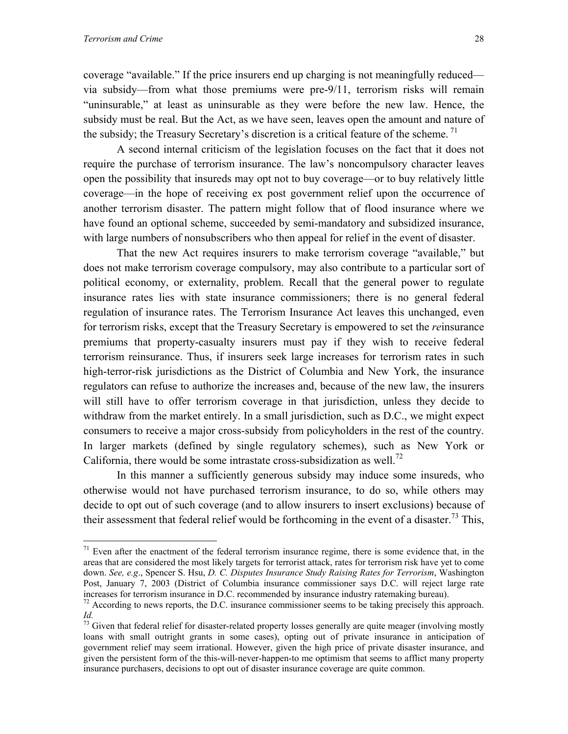coverage "available." If the price insurers end up charging is not meaningfully reduced—via subsidy—from what those premiums were pre-9/11, terrorism risks will remain "uninsurable," at least as uninsurable as they were before the new law. Hence, the subsidy must be real. But the Act, as we have seen, leaves open the amount and nature of the subsidy; the Treasury Secretary's discretion is a critical feature of the scheme. [71]

A second internal criticism of the legislation focuses on the fact that it does not require the purchase of terrorism insurance. The law's noncompulsory character leaves open the possibility that insureds may opt not to buy coverage—or to buy relatively little coverage—in the hope of receiving ex post government relief upon the occurrence of another terrorism disaster. The pattern might follow that of flood insurance where we have found an optional scheme, succeeded by semi-mandatory and subsidized insurance, with large numbers of nonsubscribers who then appeal for relief in the event of disaster.

That the new Act requires insurers to make terrorism coverage "available," but does not make terrorism coverage compulsory, may also contribute to a particular sort of political economy, or externality, problem. Recall that the general power to regulate insurance rates lies with state insurance commissioners; there is no general federal regulation of insurance rates. The Terrorism Insurance Act leaves this unchanged, even for terrorism risks, except that the Treasury Secretary is empowered to set the *re*insurance premiums that property-casualty insurers must pay if they wish to receive federal terrorism reinsurance. Thus, if insurers seek large increases for terrorism rates in such high-terror-risk jurisdictions as the District of Columbia and New York, the insurance regulators can refuse to authorize the increases and, because of the new law, the insurers will still have to offer terrorism coverage in that jurisdiction, unless they decide to withdraw from the market entirely. In a small jurisdiction, such as D.C., we might expect consumers to receive a major cross-subsidy from policyholders in the rest of the country. In larger markets (defined by single regulatory schemes), such as New York or California, there would be some intrastate cross-subsidization as well.[72]

In this manner a sufficiently generous subsidy may induce some insureds, who otherwise would not have purchased terrorism insurance, to do so, while others may decide to opt out of such coverage (and to allow insurers to insert exclusions) because of their assessment that federal relief would be forthcoming in the event of a disaster.[73] This,

---

[71] Even after the enactment of the federal terrorism insurance regime, there is some evidence that, in the areas that are considered the most likely targets for terrorist attack, rates for terrorism risk have yet to come down. *See, e.g*., Spencer S. Hsu, *D. C. Disputes Insurance Study Raising Rates for Terrorism*, Washington Post, January 7, 2003 (District of Columbia insurance commissioner says D.C. will reject large rate increases for terrorism insurance in D.C. recommended by insurance industry ratemaking bureau).

[72] According to news reports, the D.C. insurance commissioner seems to be taking precisely this approach. *Id.*

[73] Given that federal relief for disaster-related property losses generally are quite meager (involving mostly loans with small outright grants in some cases), opting out of private insurance in anticipation of government relief may seem irrational. However, given the high price of private disaster insurance, and given the persistent form of the this-will-never-happen-to me optimism that seems to afflict many property insurance purchasers, decisions to opt out of disaster insurance coverage are quite common.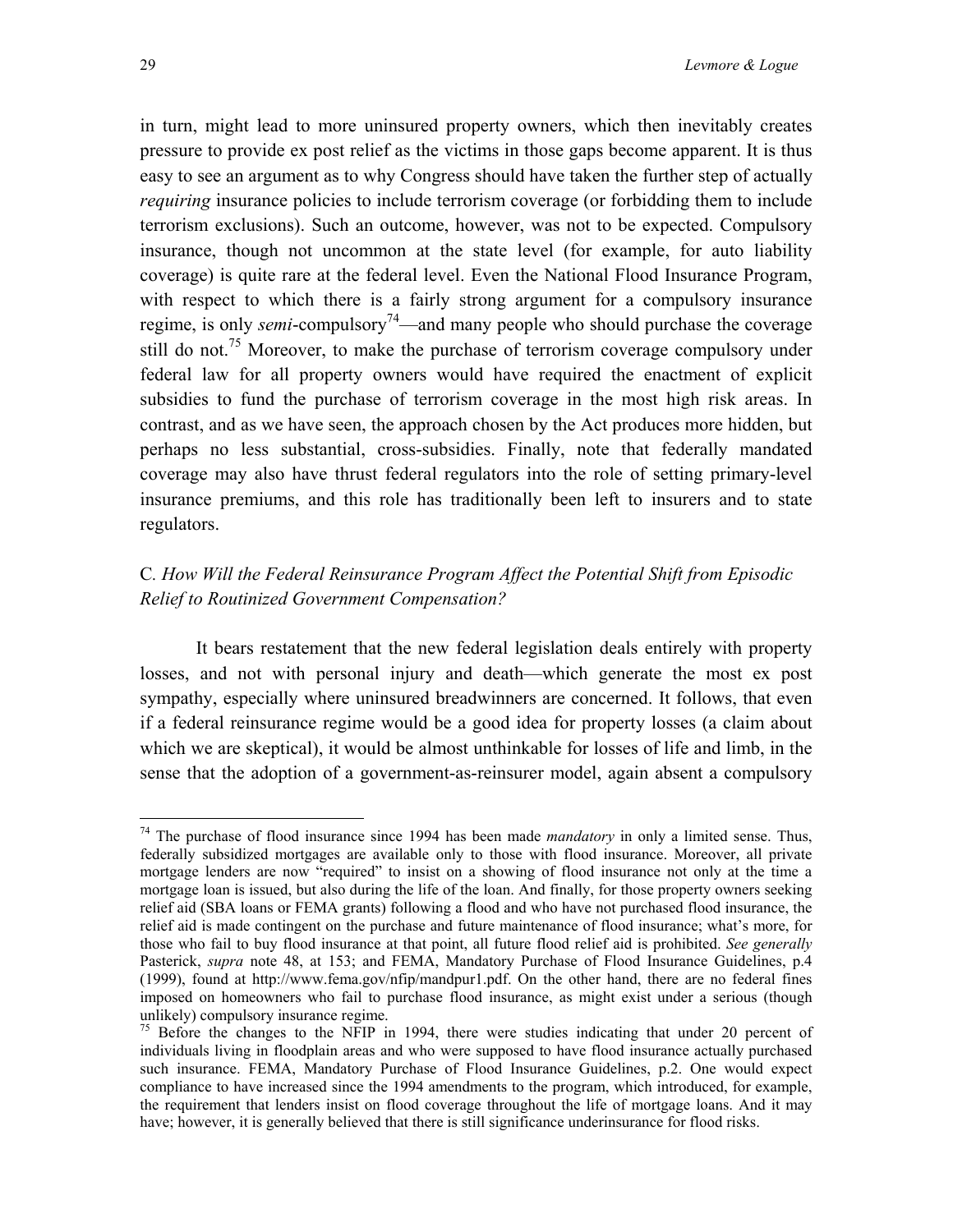in turn, might lead to more uninsured property owners, which then inevitably creates pressure to provide ex post relief as the victims in those gaps become apparent. It is thus easy to see an argument as to why Congress should have taken the further step of actually *requiring* insurance policies to include terrorism coverage (or forbidding them to include terrorism exclusions). Such an outcome, however, was not to be expected. Compulsory insurance, though not uncommon at the state level (for example, for auto liability coverage) is quite rare at the federal level. Even the National Flood Insurance Program, with respect to which there is a fairly strong argument for a compulsory insurance regime, is only *semi*-compulsory[74]—and many people who should purchase the coverage still do not.[75] Moreover, to make the purchase of terrorism coverage compulsory under federal law for all property owners would have required the enactment of explicit subsidies to fund the purchase of terrorism coverage in the most high risk areas. In contrast, and as we have seen, the approach chosen by the Act produces more hidden, but perhaps no less substantial, cross-subsidies. Finally, note that federally mandated coverage may also have thrust federal regulators into the role of setting primary-level insurance premiums, and this role has traditionally been left to insurers and to state regulators.

### C. *How Will the Federal Reinsurance Program Affect the Potential Shift from Episodic Relief to Routinized Government Compensation?*

It bears restatement that the new federal legislation deals entirely with property losses, and not with personal injury and death—which generate the most ex post sympathy, especially where uninsured breadwinners are concerned. It follows, that even if a federal reinsurance regime would be a good idea for property losses (a claim about which we are skeptical), it would be almost unthinkable for losses of life and limb, in the sense that the adoption of a government-as-reinsurer model, again absent a compulsory

---

[74] The purchase of flood insurance since 1994 has been made *mandatory* in only a limited sense. Thus, federally subsidized mortgages are available only to those with flood insurance. Moreover, all private mortgage lenders are now "required" to insist on a showing of flood insurance not only at the time a mortgage loan is issued, but also during the life of the loan. And finally, for those property owners seeking relief aid (SBA loans or FEMA grants) following a flood and who have not purchased flood insurance, the relief aid is made contingent on the purchase and future maintenance of flood insurance; what's more, for those who fail to buy flood insurance at that point, all future flood relief aid is prohibited. *See generally* Pasterick, *supra* note 48, at 153; and FEMA, Mandatory Purchase of Flood Insurance Guidelines, p.4 (1999), found at http://www.fema.gov/nfip/mandpur1.pdf. On the other hand, there are no federal fines imposed on homeowners who fail to purchase flood insurance, as might exist under a serious (though unlikely) compulsory insurance regime.

[75] Before the changes to the NFIP in 1994, there were studies indicating that under 20 percent of individuals living in floodplain areas and who were supposed to have flood insurance actually purchased such insurance. FEMA, Mandatory Purchase of Flood Insurance Guidelines, p.2. One would expect compliance to have increased since the 1994 amendments to the program, which introduced, for example, the requirement that lenders insist on flood coverage throughout the life of mortgage loans. And it may have; however, it is generally believed that there is still significance underinsurance for flood risks.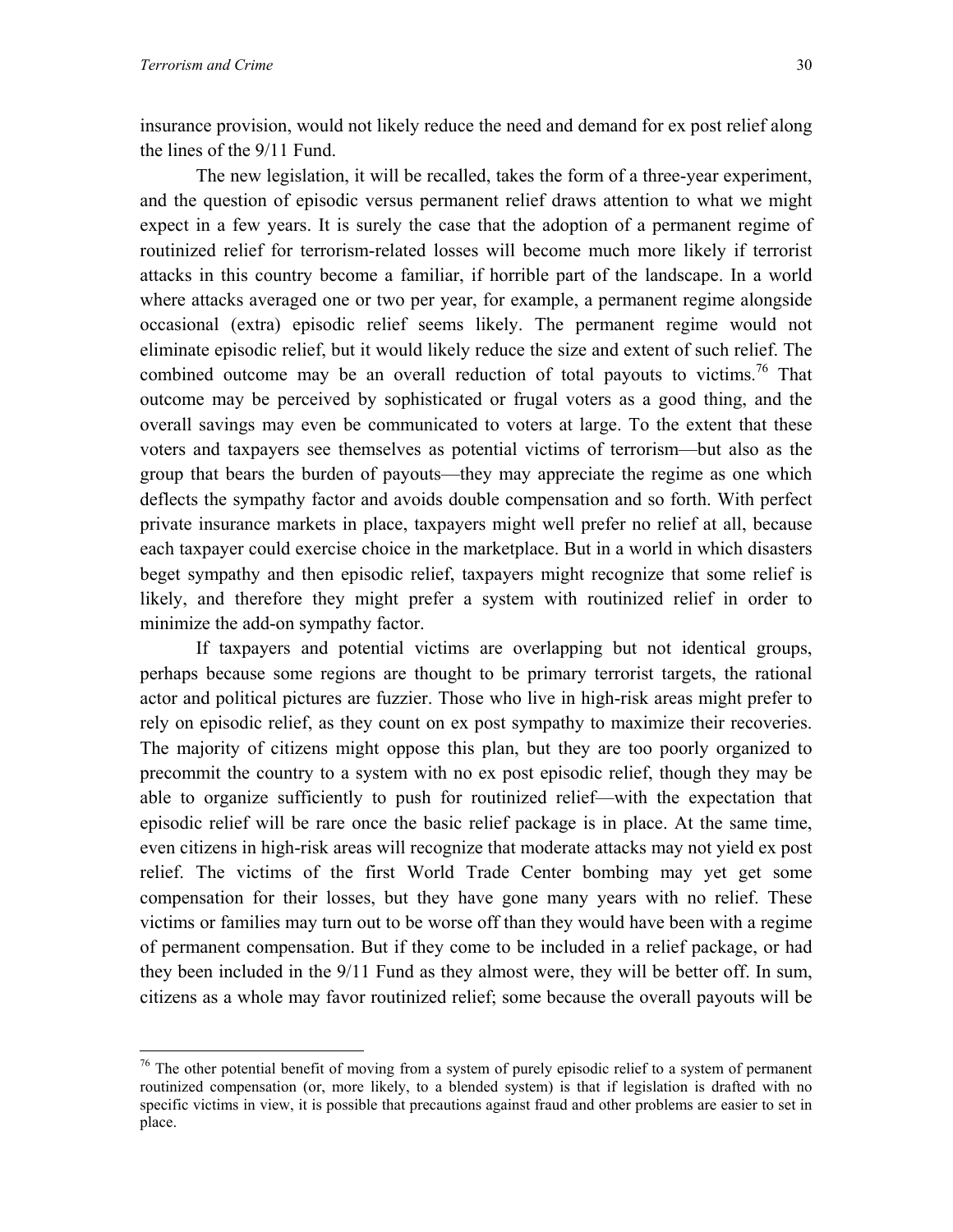insurance provision, would not likely reduce the need and demand for ex post relief along the lines of the 9/11 Fund.

The new legislation, it will be recalled, takes the form of a three-year experiment, and the question of episodic versus permanent relief draws attention to what we might expect in a few years. It is surely the case that the adoption of a permanent regime of routinized relief for terrorism-related losses will become much more likely if terrorist attacks in this country become a familiar, if horrible part of the landscape. In a world where attacks averaged one or two per year, for example, a permanent regime alongside occasional (extra) episodic relief seems likely. The permanent regime would not eliminate episodic relief, but it would likely reduce the size and extent of such relief. The combined outcome may be an overall reduction of total payouts to victims.[76] That outcome may be perceived by sophisticated or frugal voters as a good thing, and the overall savings may even be communicated to voters at large. To the extent that these voters and taxpayers see themselves as potential victims of terrorism—but also as the group that bears the burden of payouts—they may appreciate the regime as one which deflects the sympathy factor and avoids double compensation and so forth. With perfect private insurance markets in place, taxpayers might well prefer no relief at all, because each taxpayer could exercise choice in the marketplace. But in a world in which disasters beget sympathy and then episodic relief, taxpayers might recognize that some relief is likely, and therefore they might prefer a system with routinized relief in order to minimize the add-on sympathy factor.

If taxpayers and potential victims are overlapping but not identical groups, perhaps because some regions are thought to be primary terrorist targets, the rational actor and political pictures are fuzzier. Those who live in high-risk areas might prefer to rely on episodic relief, as they count on ex post sympathy to maximize their recoveries. The majority of citizens might oppose this plan, but they are too poorly organized to precommit the country to a system with no ex post episodic relief, though they may be able to organize sufficiently to push for routinized relief—with the expectation that episodic relief will be rare once the basic relief package is in place. At the same time, even citizens in high-risk areas will recognize that moderate attacks may not yield ex post relief. The victims of the first World Trade Center bombing may yet get some compensation for their losses, but they have gone many years with no relief. These victims or families may turn out to be worse off than they would have been with a regime of permanent compensation. But if they come to be included in a relief package, or had they been included in the 9/11 Fund as they almost were, they will be better off. In sum, citizens as a whole may favor routinized relief; some because the overall payouts will be

[76] The other potential benefit of moving from a system of purely episodic relief to a system of permanent routinized compensation (or, more likely, to a blended system) is that if legislation is drafted with no specific victims in view, it is possible that precautions against fraud and other problems are easier to set in place.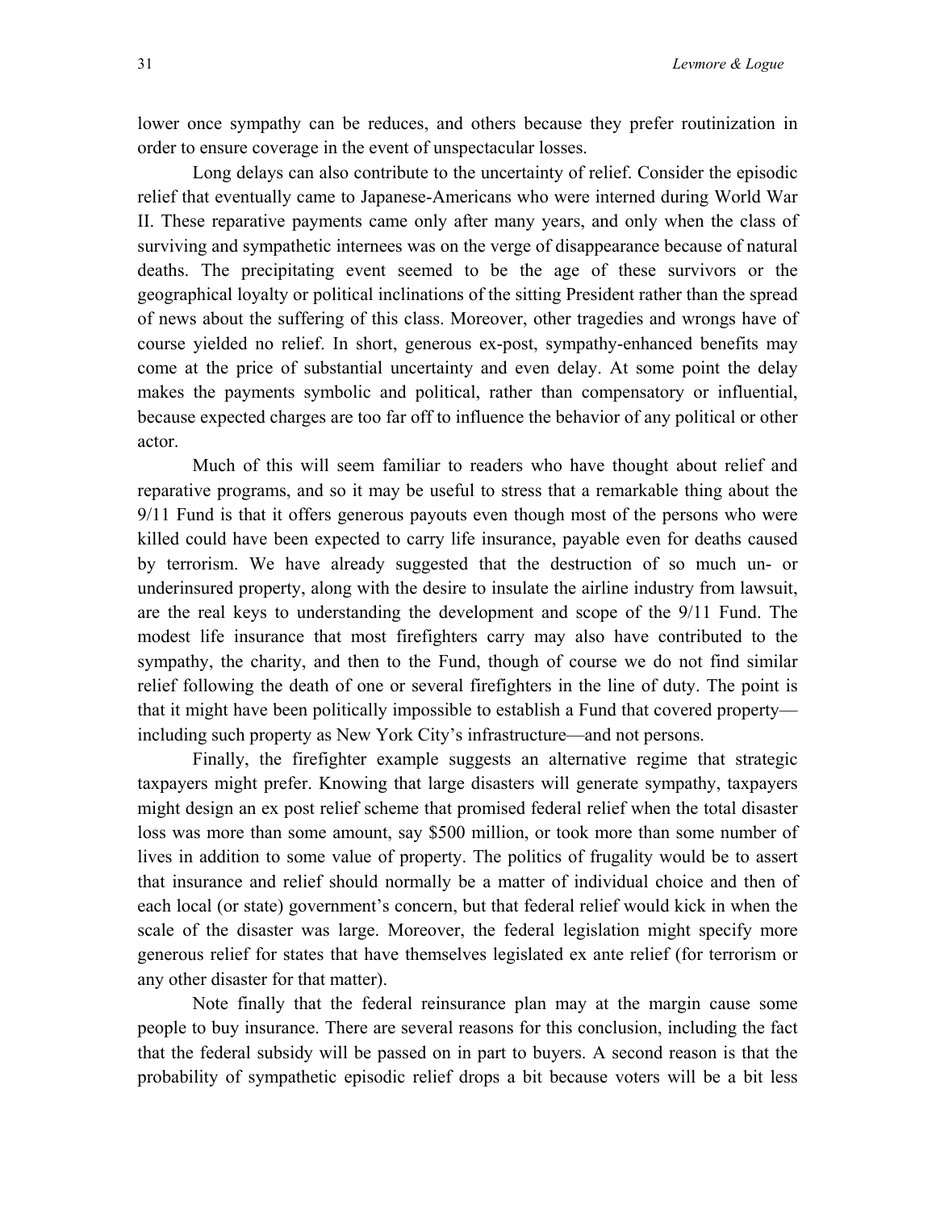lower once sympathy can be reduces, and others because they prefer routinization in order to ensure coverage in the event of unspectacular losses.

Long delays can also contribute to the uncertainty of relief. Consider the episodic relief that eventually came to Japanese-Americans who were interned during World War II. These reparative payments came only after many years, and only when the class of surviving and sympathetic internees was on the verge of disappearance because of natural deaths. The precipitating event seemed to be the age of these survivors or the geographical loyalty or political inclinations of the sitting President rather than the spread of news about the suffering of this class. Moreover, other tragedies and wrongs have of course yielded no relief. In short, generous ex-post, sympathy-enhanced benefits may come at the price of substantial uncertainty and even delay. At some point the delay makes the payments symbolic and political, rather than compensatory or influential, because expected charges are too far off to influence the behavior of any political or other actor.

Much of this will seem familiar to readers who have thought about relief and reparative programs, and so it may be useful to stress that a remarkable thing about the 9/11 Fund is that it offers generous payouts even though most of the persons who were killed could have been expected to carry life insurance, payable even for deaths caused by terrorism. We have already suggested that the destruction of so much un- or underinsured property, along with the desire to insulate the airline industry from lawsuit, are the real keys to understanding the development and scope of the 9/11 Fund. The modest life insurance that most firefighters carry may also have contributed to the sympathy, the charity, and then to the Fund, though of course we do not find similar relief following the death of one or several firefighters in the line of duty. The point is that it might have been politically impossible to establish a Fund that covered property—including such property as New York City's infrastructure—and not persons.

Finally, the firefighter example suggests an alternative regime that strategic taxpayers might prefer. Knowing that large disasters will generate sympathy, taxpayers might design an ex post relief scheme that promised federal relief when the total disaster loss was more than some amount, say $500 million, or took more than some number of lives in addition to some value of property. The politics of frugality would be to assert that insurance and relief should normally be a matter of individual choice and then of each local (or state) government's concern, but that federal relief would kick in when the scale of the disaster was large. Moreover, the federal legislation might specify more generous relief for states that have themselves legislated ex ante relief (for terrorism or any other disaster for that matter).

Note finally that the federal reinsurance plan may at the margin cause some people to buy insurance. There are several reasons for this conclusion, including the fact that the federal subsidy will be passed on in part to buyers. A second reason is that the probability of sympathetic episodic relief drops a bit because voters will be a bit less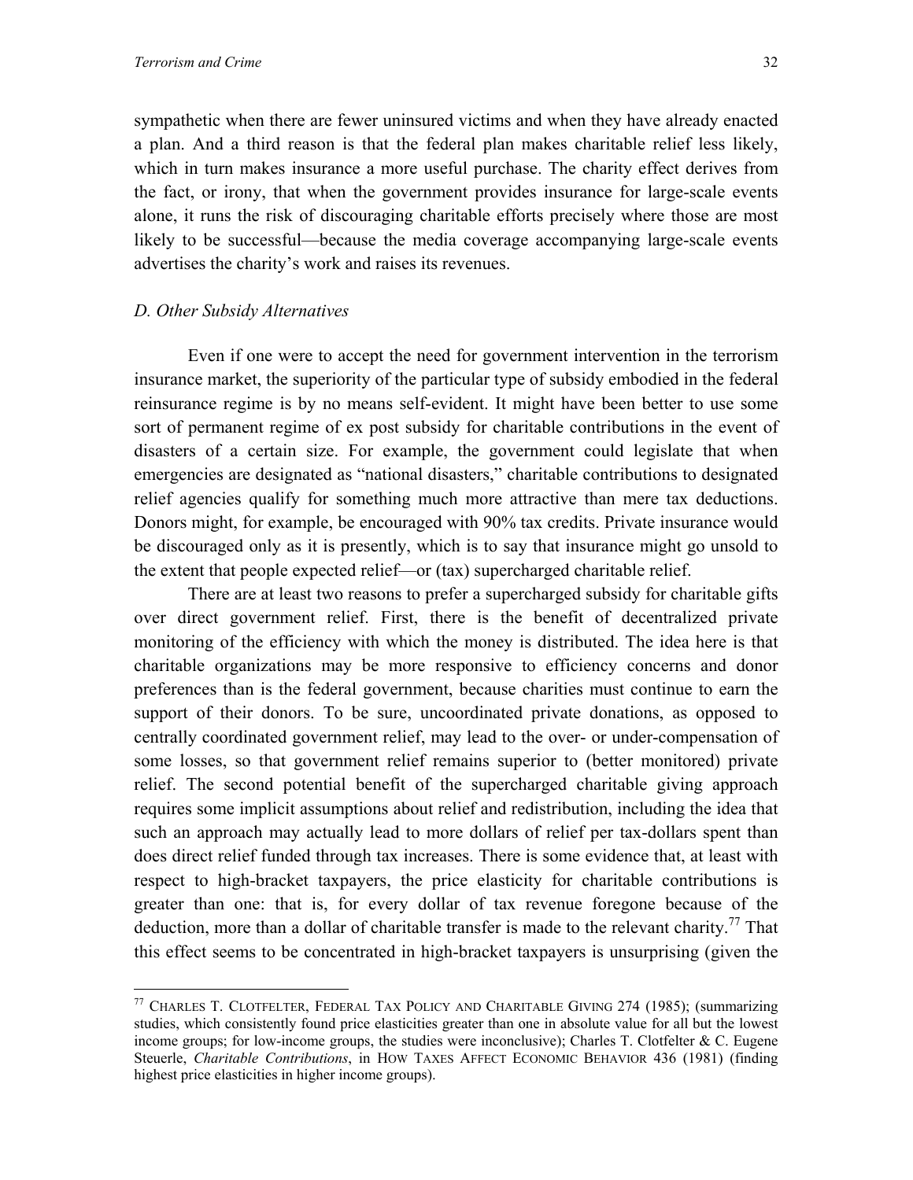sympathetic when there are fewer uninsured victims and when they have already enacted a plan. And a third reason is that the federal plan makes charitable relief less likely, which in turn makes insurance a more useful purchase. The charity effect derives from the fact, or irony, that when the government provides insurance for large-scale events alone, it runs the risk of discouraging charitable efforts precisely where those are most likely to be successful—because the media coverage accompanying large-scale events advertises the charity's work and raises its revenues.

### *D. Other Subsidy Alternatives*

Even if one were to accept the need for government intervention in the terrorism insurance market, the superiority of the particular type of subsidy embodied in the federal reinsurance regime is by no means self-evident. It might have been better to use some sort of permanent regime of ex post subsidy for charitable contributions in the event of disasters of a certain size. For example, the government could legislate that when emergencies are designated as "national disasters," charitable contributions to designated relief agencies qualify for something much more attractive than mere tax deductions. Donors might, for example, be encouraged with 90% tax credits. Private insurance would be discouraged only as it is presently, which is to say that insurance might go unsold to the extent that people expected relief—or (tax) supercharged charitable relief.

There are at least two reasons to prefer a supercharged subsidy for charitable gifts over direct government relief. First, there is the benefit of decentralized private monitoring of the efficiency with which the money is distributed. The idea here is that charitable organizations may be more responsive to efficiency concerns and donor preferences than is the federal government, because charities must continue to earn the support of their donors. To be sure, uncoordinated private donations, as opposed to centrally coordinated government relief, may lead to the over- or under-compensation of some losses, so that government relief remains superior to (better monitored) private relief. The second potential benefit of the supercharged charitable giving approach requires some implicit assumptions about relief and redistribution, including the idea that such an approach may actually lead to more dollars of relief per tax-dollars spent than does direct relief funded through tax increases. There is some evidence that, at least with respect to high-bracket taxpayers, the price elasticity for charitable contributions is greater than one: that is, for every dollar of tax revenue foregone because of the deduction, more than a dollar of charitable transfer is made to the relevant charity.[77] That this effect seems to be concentrated in high-bracket taxpayers is unsurprising (given the

---

[77] CHARLES T. CLOTFELTER, FEDERAL TAX POLICY AND CHARITABLE GIVING 274 (1985); (summarizing studies, which consistently found price elasticities greater than one in absolute value for all but the lowest income groups; for low-income groups, the studies were inconclusive); Charles T. Clotfelter & C. Eugene Steuerle, *Charitable Contributions*, in HOW TAXES AFFECT ECONOMIC BEHAVIOR 436 (1981) (finding highest price elasticities in higher income groups).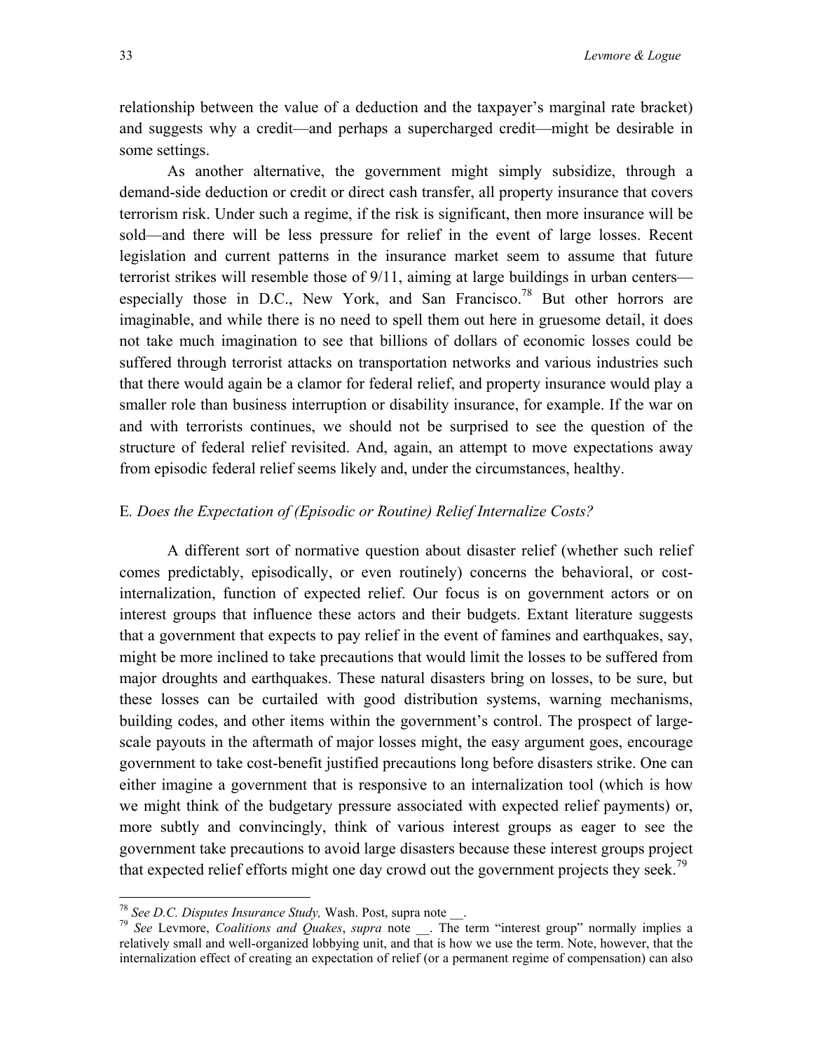relationship between the value of a deduction and the taxpayer's marginal rate bracket) and suggests why a credit—and perhaps a supercharged credit—might be desirable in some settings.

As another alternative, the government might simply subsidize, through a demand-side deduction or credit or direct cash transfer, all property insurance that covers terrorism risk. Under such a regime, if the risk is significant, then more insurance will be sold—and there will be less pressure for relief in the event of large losses. Recent legislation and current patterns in the insurance market seem to assume that future terrorist strikes will resemble those of 9/11, aiming at large buildings in urban centers—especially those in D.C., New York, and San Francisco.[78] But other horrors are imaginable, and while there is no need to spell them out here in gruesome detail, it does not take much imagination to see that billions of dollars of economic losses could be suffered through terrorist attacks on transportation networks and various industries such that there would again be a clamor for federal relief, and property insurance would play a smaller role than business interruption or disability insurance, for example. If the war on and with terrorists continues, we should not be surprised to see the question of the structure of federal relief revisited. And, again, an attempt to move expectations away from episodic federal relief seems likely and, under the circumstances, healthy.

### E. *Does the Expectation of (Episodic or Routine) Relief Internalize Costs?*

A different sort of normative question about disaster relief (whether such relief comes predictably, episodically, or even routinely) concerns the behavioral, or cost-internalization, function of expected relief. Our focus is on government actors or on interest groups that influence these actors and their budgets. Extant literature suggests that a government that expects to pay relief in the event of famines and earthquakes, say, might be more inclined to take precautions that would limit the losses to be suffered from major droughts and earthquakes. These natural disasters bring on losses, to be sure, but these losses can be curtailed with good distribution systems, warning mechanisms, building codes, and other items within the government's control. The prospect of large-scale payouts in the aftermath of major losses might, the easy argument goes, encourage government to take cost-benefit justified precautions long before disasters strike. One can either imagine a government that is responsive to an internalization tool (which is how we might think of the budgetary pressure associated with expected relief payments) or, more subtly and convincingly, think of various interest groups as eager to see the government take precautions to avoid large disasters because these interest groups project that expected relief efforts might one day crowd out the government projects they seek.[79]

---

[78] *See D.C. Disputes Insurance Study,* Wash. Post, supra note __.

[79] *See* Levmore, *Coalitions and Quakes*, *supra* note __. The term "interest group" normally implies a relatively small and well-organized lobbying unit, and that is how we use the term. Note, however, that the internalization effect of creating an expectation of relief (or a permanent regime of compensation) can also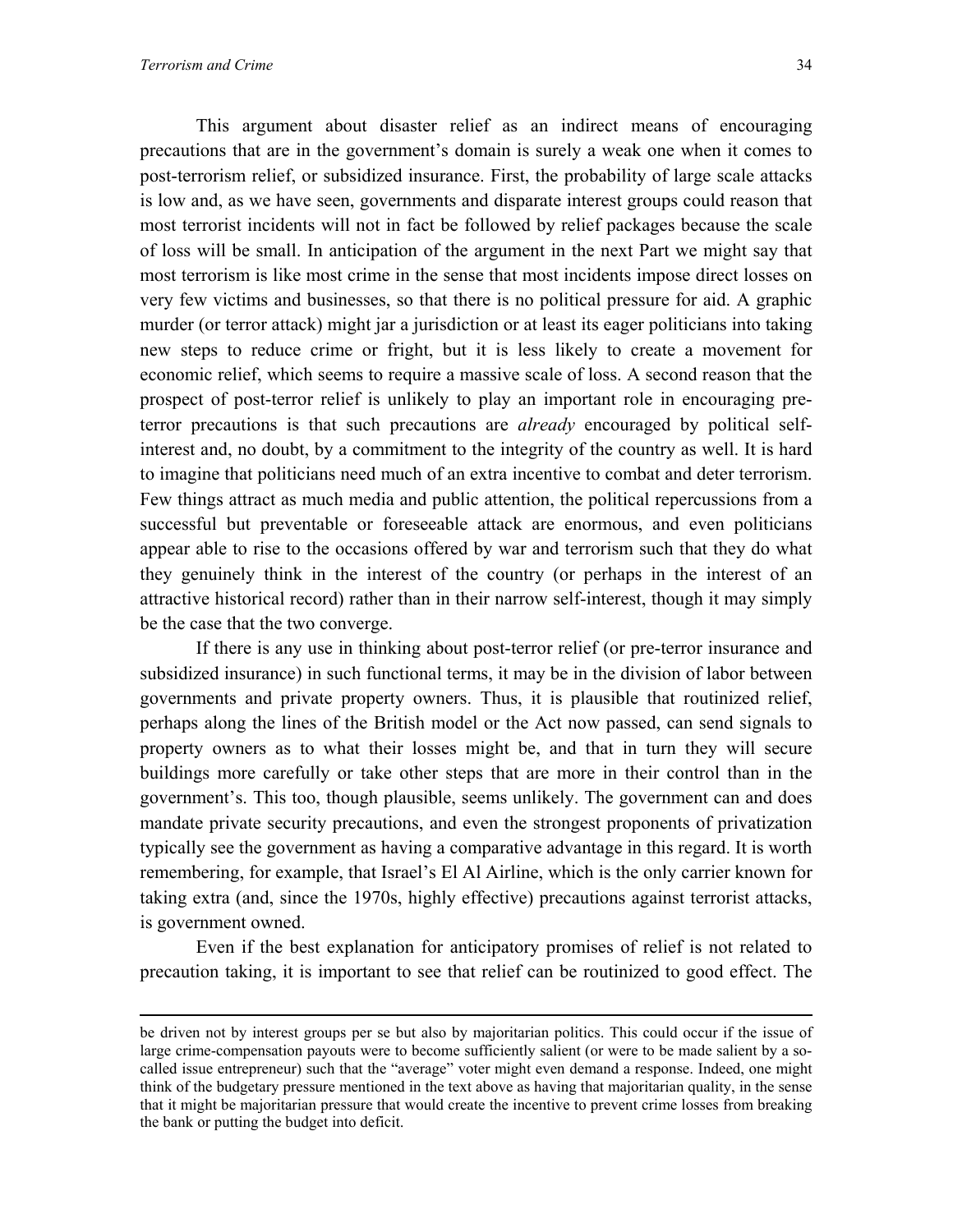This argument about disaster relief as an indirect means of encouraging precautions that are in the government's domain is surely a weak one when it comes to post-terrorism relief, or subsidized insurance. First, the probability of large scale attacks is low and, as we have seen, governments and disparate interest groups could reason that most terrorist incidents will not in fact be followed by relief packages because the scale of loss will be small. In anticipation of the argument in the next Part we might say that most terrorism is like most crime in the sense that most incidents impose direct losses on very few victims and businesses, so that there is no political pressure for aid. A graphic murder (or terror attack) might jar a jurisdiction or at least its eager politicians into taking new steps to reduce crime or fright, but it is less likely to create a movement for economic relief, which seems to require a massive scale of loss. A second reason that the prospect of post-terror relief is unlikely to play an important role in encouraging pre-terror precautions is that such precautions are *already* encouraged by political self-interest and, no doubt, by a commitment to the integrity of the country as well. It is hard to imagine that politicians need much of an extra incentive to combat and deter terrorism. Few things attract as much media and public attention, the political repercussions from a successful but preventable or foreseeable attack are enormous, and even politicians appear able to rise to the occasions offered by war and terrorism such that they do what they genuinely think in the interest of the country (or perhaps in the interest of an attractive historical record) rather than in their narrow self-interest, though it may simply be the case that the two converge.

If there is any use in thinking about post-terror relief (or pre-terror insurance and subsidized insurance) in such functional terms, it may be in the division of labor between governments and private property owners. Thus, it is plausible that routinized relief, perhaps along the lines of the British model or the Act now passed, can send signals to property owners as to what their losses might be, and that in turn they will secure buildings more carefully or take other steps that are more in their control than in the government's. This too, though plausible, seems unlikely. The government can and does mandate private security precautions, and even the strongest proponents of privatization typically see the government as having a comparative advantage in this regard. It is worth remembering, for example, that Israel's El Al Airline, which is the only carrier known for taking extra (and, since the 1970s, highly effective) precautions against terrorist attacks, is government owned.

Even if the best explanation for anticipatory promises of relief is not related to precaution taking, it is important to see that relief can be routinized to good effect. The

---

be driven not by interest groups per se but also by majoritarian politics. This could occur if the issue of large crime-compensation payouts were to become sufficiently salient (or were to be made salient by a so-called issue entrepreneur) such that the "average" voter might even demand a response. Indeed, one might think of the budgetary pressure mentioned in the text above as having that majoritarian quality, in the sense that it might be majoritarian pressure that would create the incentive to prevent crime losses from breaking the bank or putting the budget into deficit.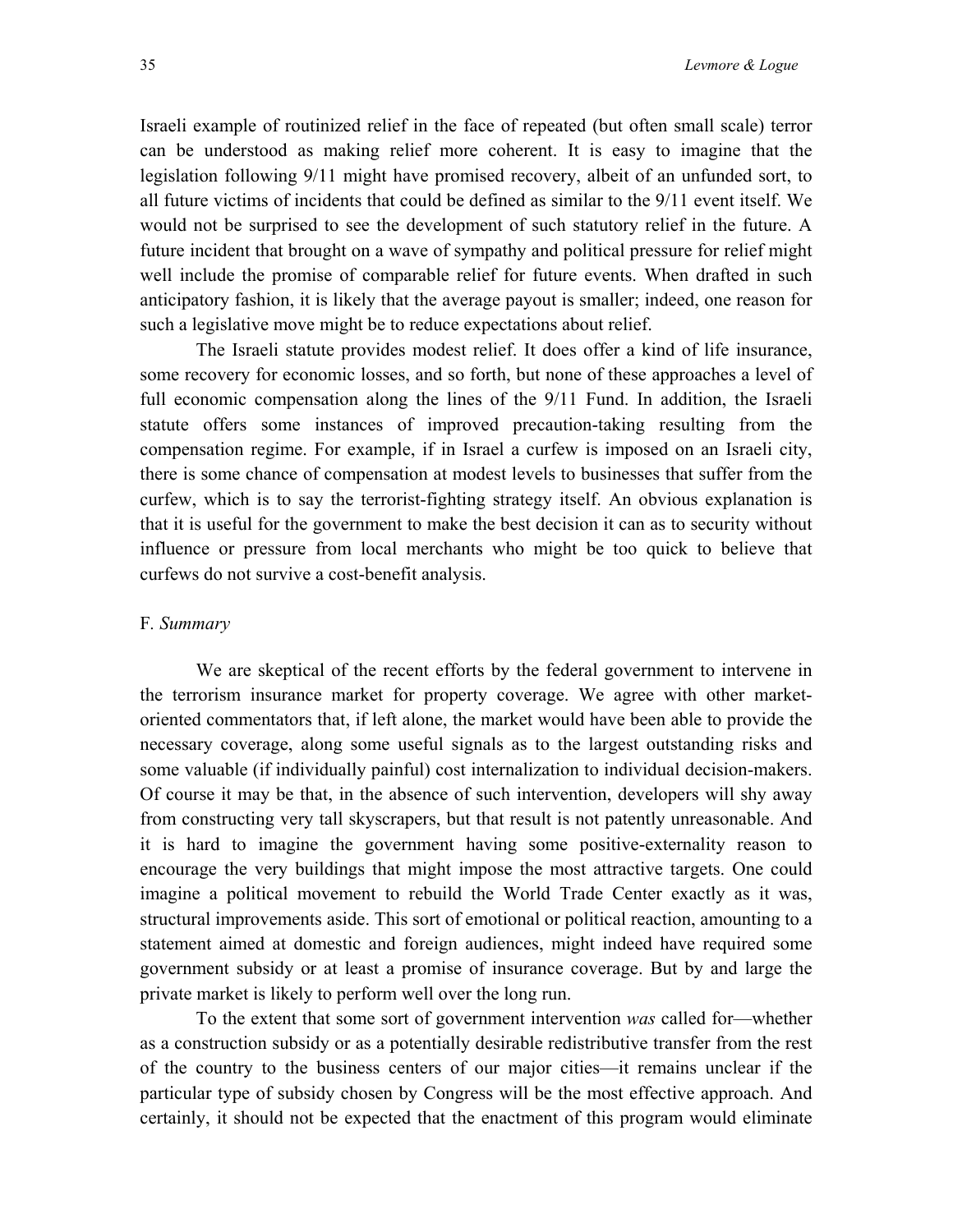Israeli example of routinized relief in the face of repeated (but often small scale) terror can be understood as making relief more coherent. It is easy to imagine that the legislation following 9/11 might have promised recovery, albeit of an unfunded sort, to all future victims of incidents that could be defined as similar to the 9/11 event itself. We would not be surprised to see the development of such statutory relief in the future. A future incident that brought on a wave of sympathy and political pressure for relief might well include the promise of comparable relief for future events. When drafted in such anticipatory fashion, it is likely that the average payout is smaller; indeed, one reason for such a legislative move might be to reduce expectations about relief.

The Israeli statute provides modest relief. It does offer a kind of life insurance, some recovery for economic losses, and so forth, but none of these approaches a level of full economic compensation along the lines of the 9/11 Fund. In addition, the Israeli statute offers some instances of improved precaution-taking resulting from the compensation regime. For example, if in Israel a curfew is imposed on an Israeli city, there is some chance of compensation at modest levels to businesses that suffer from the curfew, which is to say the terrorist-fighting strategy itself. An obvious explanation is that it is useful for the government to make the best decision it can as to security without influence or pressure from local merchants who might be too quick to believe that curfews do not survive a cost-benefit analysis.

### F. *Summary*

We are skeptical of the recent efforts by the federal government to intervene in the terrorism insurance market for property coverage. We agree with other market-oriented commentators that, if left alone, the market would have been able to provide the necessary coverage, along some useful signals as to the largest outstanding risks and some valuable (if individually painful) cost internalization to individual decision-makers. Of course it may be that, in the absence of such intervention, developers will shy away from constructing very tall skyscrapers, but that result is not patently unreasonable. And it is hard to imagine the government having some positive-externality reason to encourage the very buildings that might impose the most attractive targets. One could imagine a political movement to rebuild the World Trade Center exactly as it was, structural improvements aside. This sort of emotional or political reaction, amounting to a statement aimed at domestic and foreign audiences, might indeed have required some government subsidy or at least a promise of insurance coverage. But by and large the private market is likely to perform well over the long run.

To the extent that some sort of government intervention *was* called for—whether as a construction subsidy or as a potentially desirable redistributive transfer from the rest of the country to the business centers of our major cities—it remains unclear if the particular type of subsidy chosen by Congress will be the most effective approach. And certainly, it should not be expected that the enactment of this program would eliminate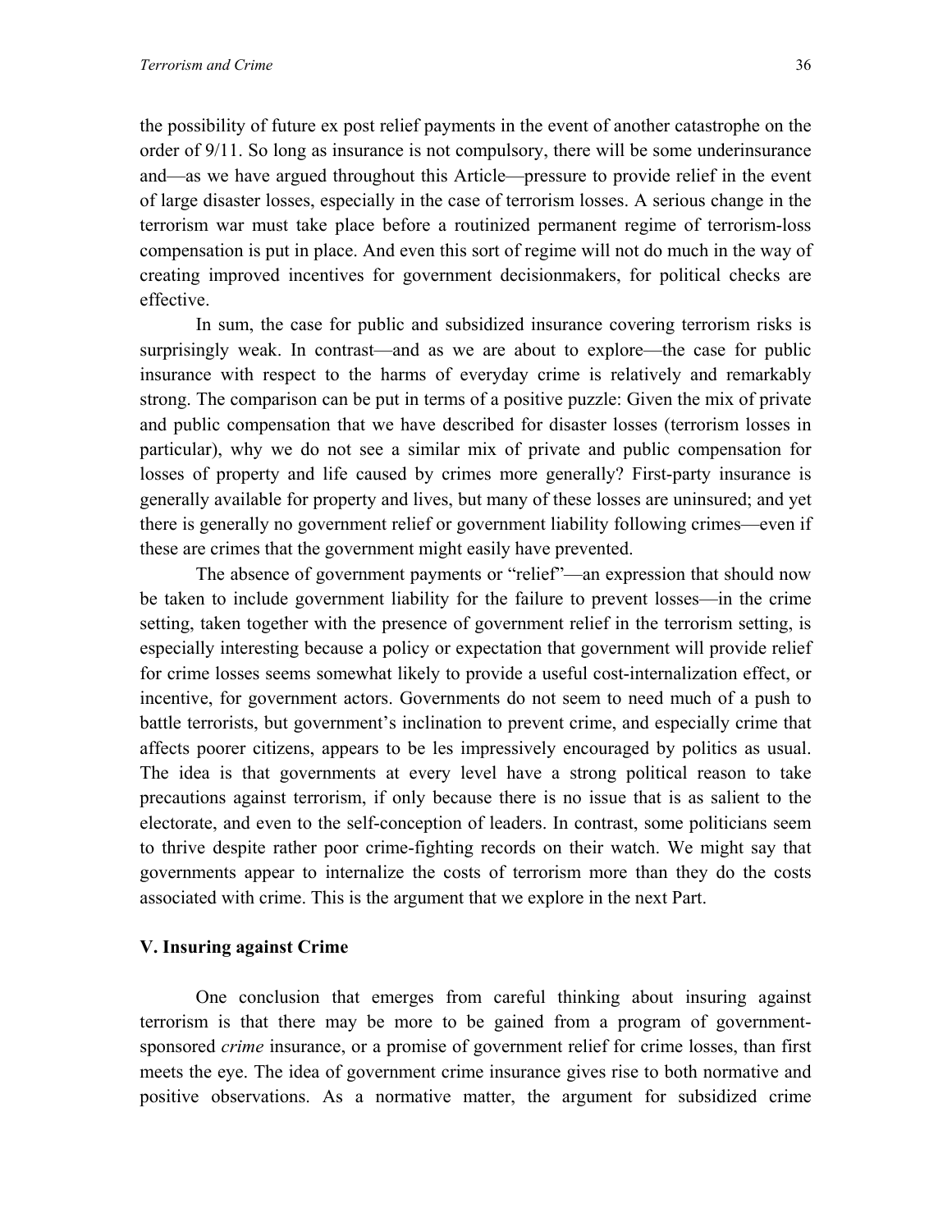the possibility of future ex post relief payments in the event of another catastrophe on the order of 9/11. So long as insurance is not compulsory, there will be some underinsurance and—as we have argued throughout this Article—pressure to provide relief in the event of large disaster losses, especially in the case of terrorism losses. A serious change in the terrorism war must take place before a routinized permanent regime of terrorism-loss compensation is put in place. And even this sort of regime will not do much in the way of creating improved incentives for government decisionmakers, for political checks are effective.

In sum, the case for public and subsidized insurance covering terrorism risks is surprisingly weak. In contrast—and as we are about to explore—the case for public insurance with respect to the harms of everyday crime is relatively and remarkably strong. The comparison can be put in terms of a positive puzzle: Given the mix of private and public compensation that we have described for disaster losses (terrorism losses in particular), why we do not see a similar mix of private and public compensation for losses of property and life caused by crimes more generally? First-party insurance is generally available for property and lives, but many of these losses are uninsured; and yet there is generally no government relief or government liability following crimes—even if these are crimes that the government might easily have prevented.

The absence of government payments or "relief"—an expression that should now be taken to include government liability for the failure to prevent losses—in the crime setting, taken together with the presence of government relief in the terrorism setting, is especially interesting because a policy or expectation that government will provide relief for crime losses seems somewhat likely to provide a useful cost-internalization effect, or incentive, for government actors. Governments do not seem to need much of a push to battle terrorists, but government's inclination to prevent crime, and especially crime that affects poorer citizens, appears to be les impressively encouraged by politics as usual. The idea is that governments at every level have a strong political reason to take precautions against terrorism, if only because there is no issue that is as salient to the electorate, and even to the self-conception of leaders. In contrast, some politicians seem to thrive despite rather poor crime-fighting records on their watch. We might say that governments appear to internalize the costs of terrorism more than they do the costs associated with crime. This is the argument that we explore in the next Part.

## V. Insuring against Crime

One conclusion that emerges from careful thinking about insuring against terrorism is that there may be more to be gained from a program of government-sponsored *crime* insurance, or a promise of government relief for crime losses, than first meets the eye. The idea of government crime insurance gives rise to both normative and positive observations. As a normative matter, the argument for subsidized crime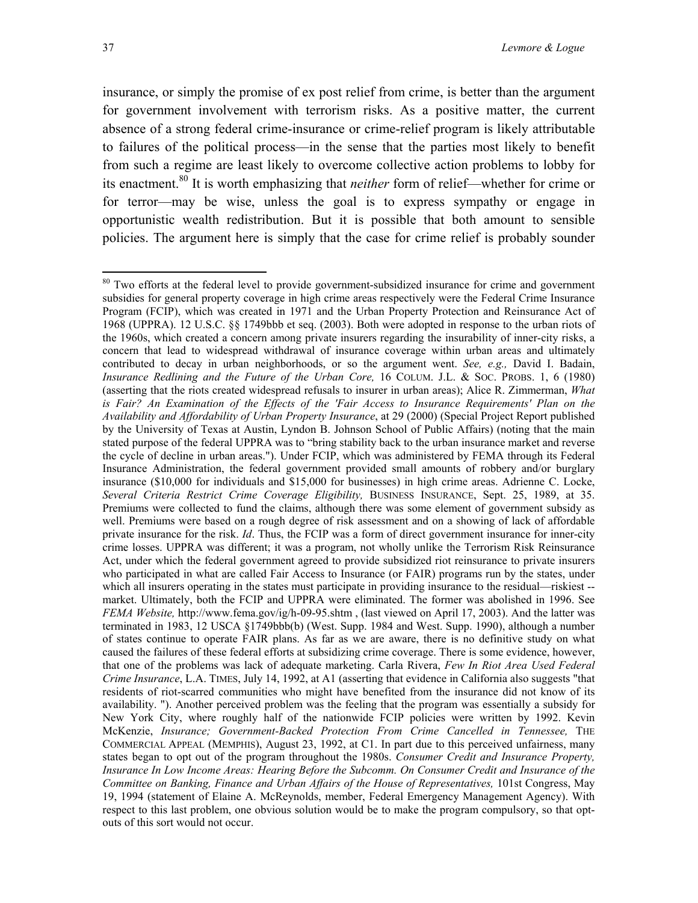insurance, or simply the promise of ex post relief from crime, is better than the argument for government involvement with terrorism risks. As a positive matter, the current absence of a strong federal crime-insurance or crime-relief program is likely attributable to failures of the political process—in the sense that the parties most likely to benefit from such a regime are least likely to overcome collective action problems to lobby for its enactment.[80] It is worth emphasizing that *neither* form of relief—whether for crime or for terror—may be wise, unless the goal is to express sympathy or engage in opportunistic wealth redistribution. But it is possible that both amount to sensible policies. The argument here is simply that the case for crime relief is probably sounder

---

[80] Two efforts at the federal level to provide government-subsidized insurance for crime and government subsidies for general property coverage in high crime areas respectively were the Federal Crime Insurance Program (FCIP), which was created in 1971 and the Urban Property Protection and Reinsurance Act of 1968 (UPPRA). 12 U.S.C. §§ 1749bbb et seq. (2003). Both were adopted in response to the urban riots of the 1960s, which created a concern among private insurers regarding the insurability of inner-city risks, a concern that lead to widespread withdrawal of insurance coverage within urban areas and ultimately contributed to decay in urban neighborhoods, or so the argument went. *See, e.g.,* David I. Badain, *Insurance Redlining and the Future of the Urban Core,* 16 COLUM. J.L. & SOC. PROBS. 1, 6 (1980) (asserting that the riots created widespread refusals to insurer in urban areas); Alice R. Zimmerman, *What is Fair? An Examination of the Effects of the 'Fair Access to Insurance Requirements' Plan on the Availability and Affordability of Urban Property Insurance*, at 29 (2000) (Special Project Report published by the University of Texas at Austin, Lyndon B. Johnson School of Public Affairs) (noting that the main stated purpose of the federal UPPRA was to "bring stability back to the urban insurance market and reverse the cycle of decline in urban areas."). Under FCIP, which was administered by FEMA through its Federal Insurance Administration, the federal government provided small amounts of robbery and/or burglary insurance ($10,000 for individuals and $15,000 for businesses) in high crime areas. Adrienne C. Locke, *Several Criteria Restrict Crime Coverage Eligibility,* BUSINESS INSURANCE, Sept. 25, 1989, at 35. Premiums were collected to fund the claims, although there was some element of government subsidy as well. Premiums were based on a rough degree of risk assessment and on a showing of lack of affordable private insurance for the risk. *Id*. Thus, the FCIP was a form of direct government insurance for inner-city crime losses. UPPRA was different; it was a program, not wholly unlike the Terrorism Risk Reinsurance Act, under which the federal government agreed to provide subsidized riot reinsurance to private insurers who participated in what are called Fair Access to Insurance (or FAIR) programs run by the states, under which all insurers operating in the states must participate in providing insurance to the residual—riskiest -- market. Ultimately, both the FCIP and UPPRA were eliminated. The former was abolished in 1996. See *FEMA Website,* http://www.fema.gov/ig/h-09-95.shtm , (last viewed on April 17, 2003). And the latter was terminated in 1983, 12 USCA §1749bbb(b) (West. Supp. 1984 and West. Supp. 1990), although a number of states continue to operate FAIR plans. As far as we are aware, there is no definitive study on what caused the failures of these federal efforts at subsidizing crime coverage. There is some evidence, however, that one of the problems was lack of adequate marketing. Carla Rivera, *Few In Riot Area Used Federal Crime Insurance*, L.A. TIMES, July 14, 1992, at A1 (asserting that evidence in California also suggests "that residents of riot-scarred communities who might have benefited from the insurance did not know of its availability. "). Another perceived problem was the feeling that the program was essentially a subsidy for New York City, where roughly half of the nationwide FCIP policies were written by 1992. Kevin McKenzie, *Insurance; Government-Backed Protection From Crime Cancelled in Tennessee,* THE COMMERCIAL APPEAL (MEMPHIS), August 23, 1992, at C1. In part due to this perceived unfairness, many states began to opt out of the program throughout the 1980s. *Consumer Credit and Insurance Property, Insurance In Low Income Areas: Hearing Before the Subcomm. On Consumer Credit and Insurance of the Committee on Banking, Finance and Urban Affairs of the House of Representatives,* 101st Congress, May 19, 1994 (statement of Elaine A. McReynolds, member, Federal Emergency Management Agency). With respect to this last problem, one obvious solution would be to make the program compulsory, so that opt-outs of this sort would not occur.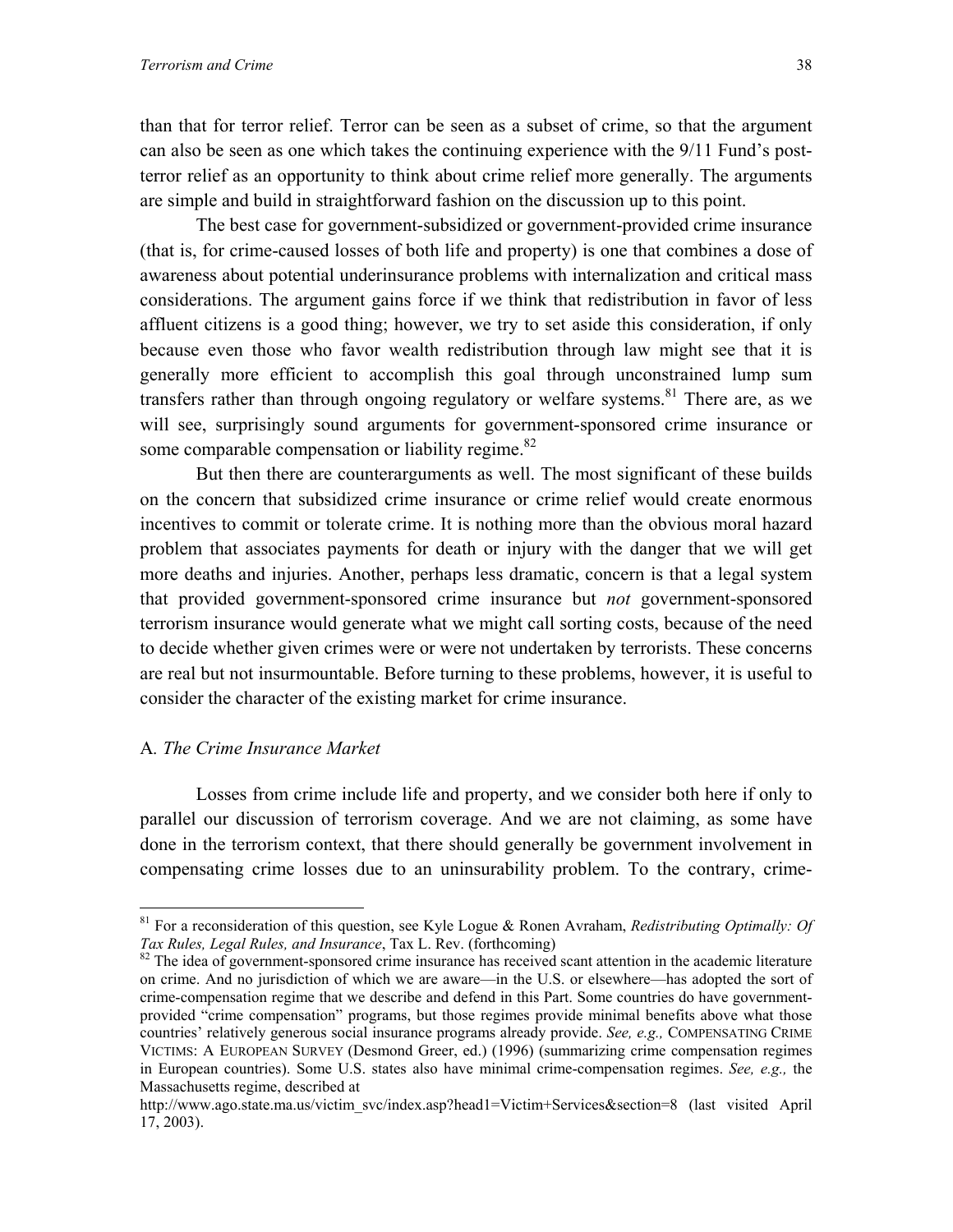than that for terror relief. Terror can be seen as a subset of crime, so that the argument can also be seen as one which takes the continuing experience with the 9/11 Fund's post-terror relief as an opportunity to think about crime relief more generally. The arguments are simple and build in straightforward fashion on the discussion up to this point.

The best case for government-subsidized or government-provided crime insurance (that is, for crime-caused losses of both life and property) is one that combines a dose of awareness about potential underinsurance problems with internalization and critical mass considerations. The argument gains force if we think that redistribution in favor of less affluent citizens is a good thing; however, we try to set aside this consideration, if only because even those who favor wealth redistribution through law might see that it is generally more efficient to accomplish this goal through unconstrained lump sum transfers rather than through ongoing regulatory or welfare systems.[81] There are, as we will see, surprisingly sound arguments for government-sponsored crime insurance or some comparable compensation or liability regime.[82]

But then there are counterarguments as well. The most significant of these builds on the concern that subsidized crime insurance or crime relief would create enormous incentives to commit or tolerate crime. It is nothing more than the obvious moral hazard problem that associates payments for death or injury with the danger that we will get more deaths and injuries. Another, perhaps less dramatic, concern is that a legal system that provided government-sponsored crime insurance but *not* government-sponsored terrorism insurance would generate what we might call sorting costs, because of the need to decide whether given crimes were or were not undertaken by terrorists. These concerns are real but not insurmountable. Before turning to these problems, however, it is useful to consider the character of the existing market for crime insurance.

## A. *The Crime Insurance Market*

Losses from crime include life and property, and we consider both here if only to parallel our discussion of terrorism coverage. And we are not claiming, as some have done in the terrorism context, that there should generally be government involvement in compensating crime losses due to an uninsurability problem. To the contrary, crime-

---

[81] For a reconsideration of this question, see Kyle Logue & Ronen Avraham, *Redistributing Optimally: Of Tax Rules, Legal Rules, and Insurance*, Tax L. Rev. (forthcoming)

[82] The idea of government-sponsored crime insurance has received scant attention in the academic literature on crime. And no jurisdiction of which we are aware—in the U.S. or elsewhere—has adopted the sort of crime-compensation regime that we describe and defend in this Part. Some countries do have government-provided "crime compensation" programs, but those regimes provide minimal benefits above what those countries' relatively generous social insurance programs already provide. *See, e.g.,* COMPENSATING CRIME VICTIMS: A EUROPEAN SURVEY (Desmond Greer, ed.) (1996) (summarizing crime compensation regimes in European countries). Some U.S. states also have minimal crime-compensation regimes. *See, e.g.,* the Massachusetts regime, described at http://www.ago.state.ma.us/victim_svc/index.asp?head1=Victim+Services&section=8 (last visited April 17, 2003).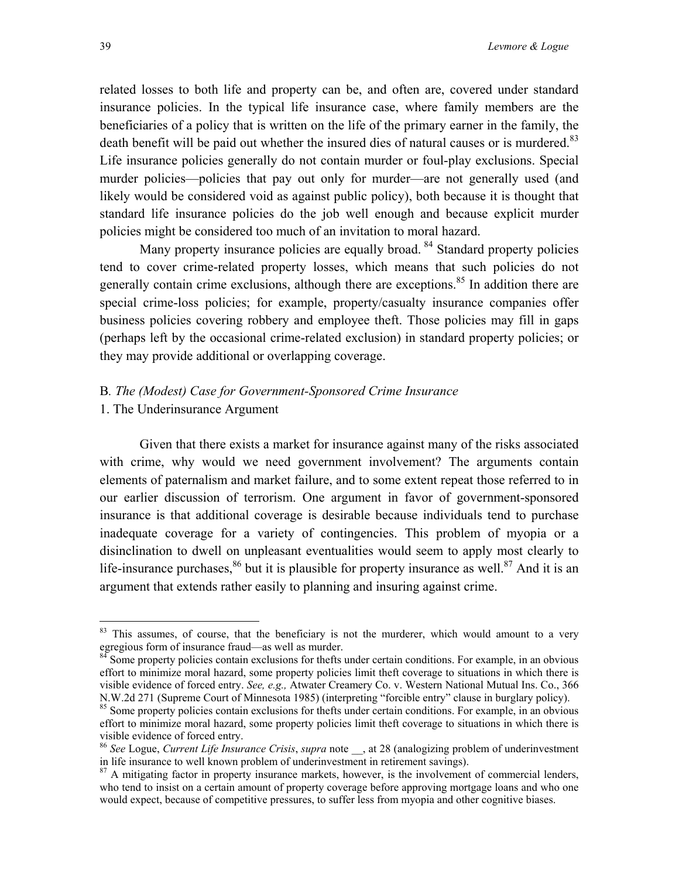related losses to both life and property can be, and often are, covered under standard insurance policies. In the typical life insurance case, where family members are the beneficiaries of a policy that is written on the life of the primary earner in the family, the death benefit will be paid out whether the insured dies of natural causes or is murdered.[83] Life insurance policies generally do not contain murder or foul-play exclusions. Special murder policies—policies that pay out only for murder—are not generally used (and likely would be considered void as against public policy), both because it is thought that standard life insurance policies do the job well enough and because explicit murder policies might be considered too much of an invitation to moral hazard.

Many property insurance policies are equally broad. [84] Standard property policies tend to cover crime-related property losses, which means that such policies do not generally contain crime exclusions, although there are exceptions.[85] In addition there are special crime-loss policies; for example, property/casualty insurance companies offer business policies covering robbery and employee theft. Those policies may fill in gaps (perhaps left by the occasional crime-related exclusion) in standard property policies; or they may provide additional or overlapping coverage.

B. *The (Modest) Case for Government-Sponsored Crime Insurance*

1. The Underinsurance Argument

Given that there exists a market for insurance against many of the risks associated with crime, why would we need government involvement? The arguments contain elements of paternalism and market failure, and to some extent repeat those referred to in our earlier discussion of terrorism. One argument in favor of government-sponsored insurance is that additional coverage is desirable because individuals tend to purchase inadequate coverage for a variety of contingencies. This problem of myopia or a disinclination to dwell on unpleasant eventualities would seem to apply most clearly to life-insurance purchases,[86] but it is plausible for property insurance as well.[87] And it is an argument that extends rather easily to planning and insuring against crime.

---

[83] This assumes, of course, that the beneficiary is not the murderer, which would amount to a very egregious form of insurance fraud—as well as murder.

[84] Some property policies contain exclusions for thefts under certain conditions. For example, in an obvious effort to minimize moral hazard, some property policies limit theft coverage to situations in which there is visible evidence of forced entry. *See, e.g.,* Atwater Creamery Co. v. Western National Mutual Ins. Co., 366 N.W.2d 271 (Supreme Court of Minnesota 1985) (interpreting "forcible entry" clause in burglary policy).

[85] Some property policies contain exclusions for thefts under certain conditions. For example, in an obvious effort to minimize moral hazard, some property policies limit theft coverage to situations in which there is visible evidence of forced entry.

[86] *See* Logue, *Current Life Insurance Crisis*, *supra* note __, at 28 (analogizing problem of underinvestment in life insurance to well known problem of underinvestment in retirement savings).

[87] A mitigating factor in property insurance markets, however, is the involvement of commercial lenders, who tend to insist on a certain amount of property coverage before approving mortgage loans and who one would expect, because of competitive pressures, to suffer less from myopia and other cognitive biases.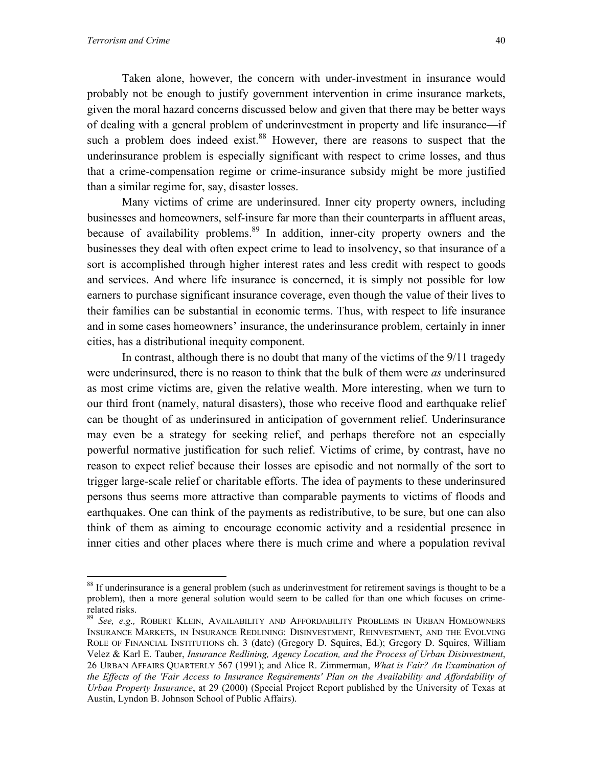Taken alone, however, the concern with under-investment in insurance would probably not be enough to justify government intervention in crime insurance markets, given the moral hazard concerns discussed below and given that there may be better ways of dealing with a general problem of underinvestment in property and life insurance—if such a problem does indeed exist.[88] However, there are reasons to suspect that the underinsurance problem is especially significant with respect to crime losses, and thus that a crime-compensation regime or crime-insurance subsidy might be more justified than a similar regime for, say, disaster losses.

Many victims of crime are underinsured. Inner city property owners, including businesses and homeowners, self-insure far more than their counterparts in affluent areas, because of availability problems.[89] In addition, inner-city property owners and the businesses they deal with often expect crime to lead to insolvency, so that insurance of a sort is accomplished through higher interest rates and less credit with respect to goods and services. And where life insurance is concerned, it is simply not possible for low earners to purchase significant insurance coverage, even though the value of their lives to their families can be substantial in economic terms. Thus, with respect to life insurance and in some cases homeowners' insurance, the underinsurance problem, certainly in inner cities, has a distributional inequity component.

In contrast, although there is no doubt that many of the victims of the 9/11 tragedy were underinsured, there is no reason to think that the bulk of them were *as* underinsured as most crime victims are, given the relative wealth. More interesting, when we turn to our third front (namely, natural disasters), those who receive flood and earthquake relief can be thought of as underinsured in anticipation of government relief. Underinsurance may even be a strategy for seeking relief, and perhaps therefore not an especially powerful normative justification for such relief. Victims of crime, by contrast, have no reason to expect relief because their losses are episodic and not normally of the sort to trigger large-scale relief or charitable efforts. The idea of payments to these underinsured persons thus seems more attractive than comparable payments to victims of floods and earthquakes. One can think of the payments as redistributive, to be sure, but one can also think of them as aiming to encourage economic activity and a residential presence in inner cities and other places where there is much crime and where a population revival

---

[88] If underinsurance is a general problem (such as underinvestment for retirement savings is thought to be a problem), then a more general solution would seem to be called for than one which focuses on crime-related risks.

[89] *See, e.g.,* ROBERT KLEIN, AVAILABILITY AND AFFORDABILITY PROBLEMS IN URBAN HOMEOWNERS INSURANCE MARKETS, IN INSURANCE REDLINING: DISINVESTMENT, REINVESTMENT, AND THE EVOLVING ROLE OF FINANCIAL INSTITUTIONS ch. 3 (date) (Gregory D. Squires, Ed.); Gregory D. Squires, William Velez & Karl E. Tauber, *Insurance Redlining, Agency Location, and the Process of Urban Disinvestment*, 26 URBAN AFFAIRS QUARTERLY 567 (1991); and Alice R. Zimmerman, *What is Fair? An Examination of the Effects of the 'Fair Access to Insurance Requirements' Plan on the Availability and Affordability of Urban Property Insurance*, at 29 (2000) (Special Project Report published by the University of Texas at Austin, Lyndon B. Johnson School of Public Affairs).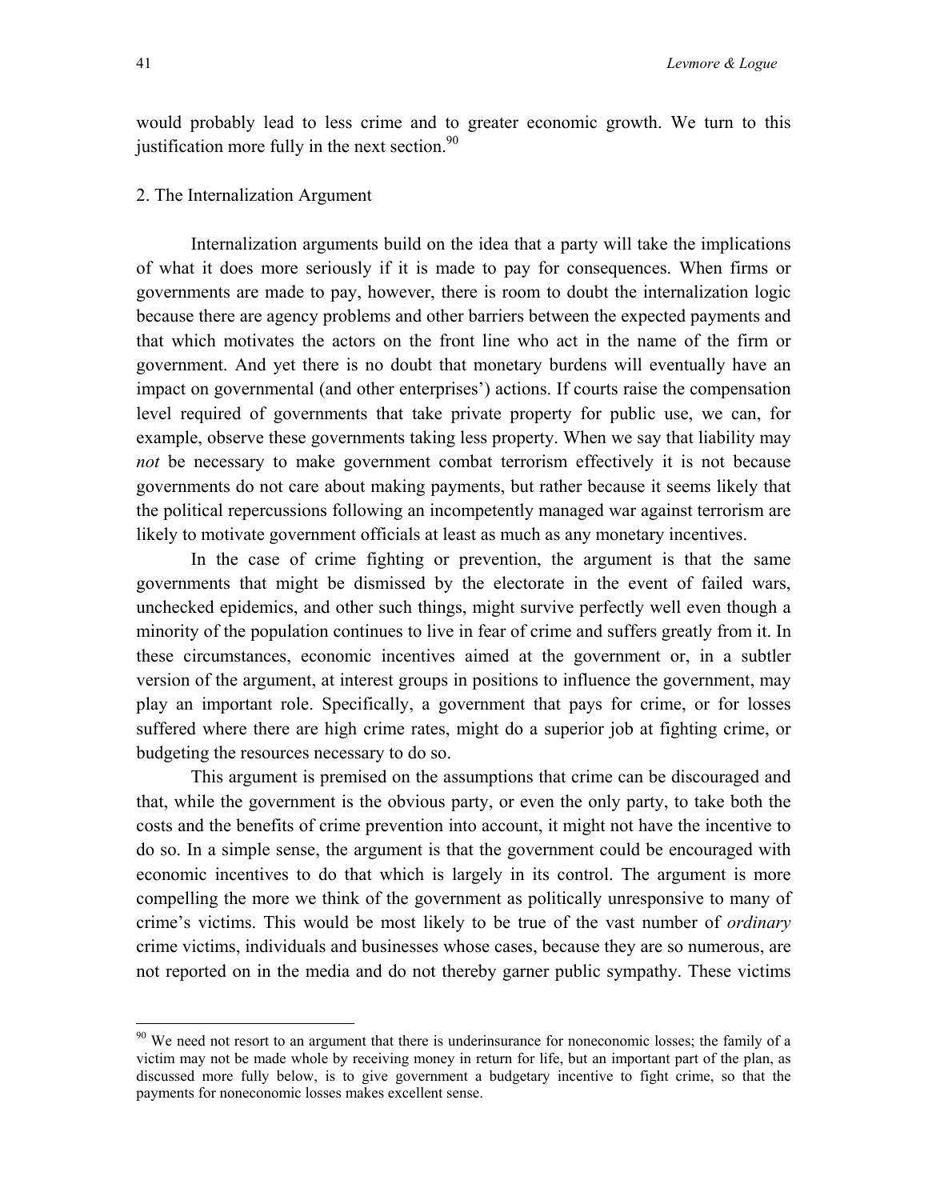would probably lead to less crime and to greater economic growth. We turn to this justification more fully in the next section.[90]

## 2. The Internalization Argument

Internalization arguments build on the idea that a party will take the implications of what it does more seriously if it is made to pay for consequences. When firms or governments are made to pay, however, there is room to doubt the internalization logic because there are agency problems and other barriers between the expected payments and that which motivates the actors on the front line who act in the name of the firm or government. And yet there is no doubt that monetary burdens will eventually have an impact on governmental (and other enterprises') actions. If courts raise the compensation level required of governments that take private property for public use, we can, for example, observe these governments taking less property. When we say that liability may *not* be necessary to make government combat terrorism effectively it is not because governments do not care about making payments, but rather because it seems likely that the political repercussions following an incompetently managed war against terrorism are likely to motivate government officials at least as much as any monetary incentives.

In the case of crime fighting or prevention, the argument is that the same governments that might be dismissed by the electorate in the event of failed wars, unchecked epidemics, and other such things, might survive perfectly well even though a minority of the population continues to live in fear of crime and suffers greatly from it. In these circumstances, economic incentives aimed at the government or, in a subtler version of the argument, at interest groups in positions to influence the government, may play an important role. Specifically, a government that pays for crime, or for losses suffered where there are high crime rates, might do a superior job at fighting crime, or budgeting the resources necessary to do so.

This argument is premised on the assumptions that crime can be discouraged and that, while the government is the obvious party, or even the only party, to take both the costs and the benefits of crime prevention into account, it might not have the incentive to do so. In a simple sense, the argument is that the government could be encouraged with economic incentives to do that which is largely in its control. The argument is more compelling the more we think of the government as politically unresponsive to many of crime's victims. This would be most likely to be true of the vast number of *ordinary* crime victims, individuals and businesses whose cases, because they are so numerous, are not reported on in the media and do not thereby garner public sympathy. These victims

---

[90] We need not resort to an argument that there is underinsurance for noneconomic losses; the family of a victim may not be made whole by receiving money in return for life, but an important part of the plan, as discussed more fully below, is to give government a budgetary incentive to fight crime, so that the payments for noneconomic losses makes excellent sense.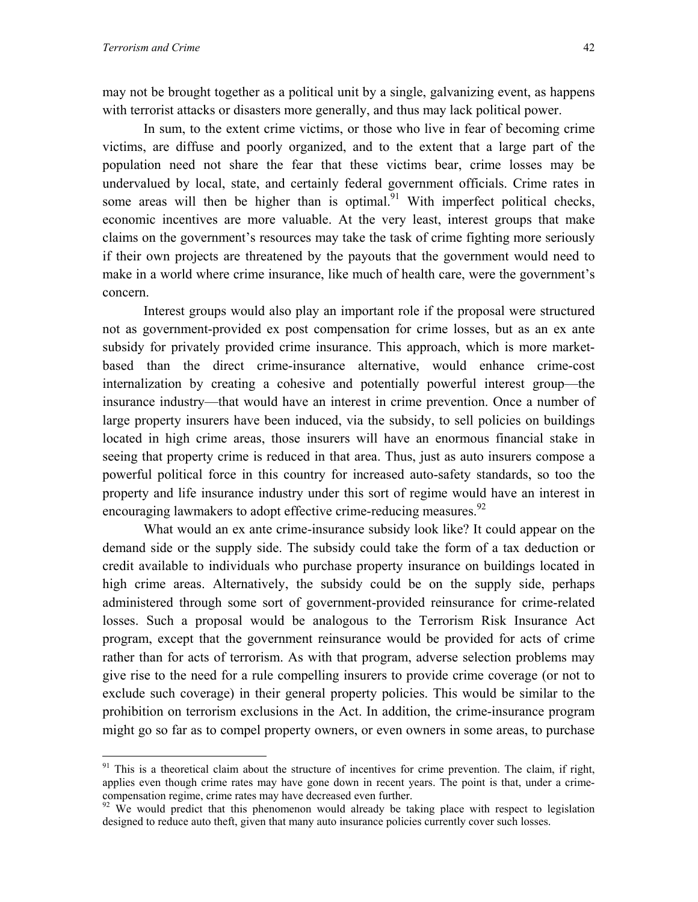may not be brought together as a political unit by a single, galvanizing event, as happens with terrorist attacks or disasters more generally, and thus may lack political power.

In sum, to the extent crime victims, or those who live in fear of becoming crime victims, are diffuse and poorly organized, and to the extent that a large part of the population need not share the fear that these victims bear, crime losses may be undervalued by local, state, and certainly federal government officials. Crime rates in some areas will then be higher than is optimal.[91] With imperfect political checks, economic incentives are more valuable. At the very least, interest groups that make claims on the government's resources may take the task of crime fighting more seriously if their own projects are threatened by the payouts that the government would need to make in a world where crime insurance, like much of health care, were the government's concern.

Interest groups would also play an important role if the proposal were structured not as government-provided ex post compensation for crime losses, but as an ex ante subsidy for privately provided crime insurance. This approach, which is more market-based than the direct crime-insurance alternative, would enhance crime-cost internalization by creating a cohesive and potentially powerful interest group—the insurance industry—that would have an interest in crime prevention. Once a number of large property insurers have been induced, via the subsidy, to sell policies on buildings located in high crime areas, those insurers will have an enormous financial stake in seeing that property crime is reduced in that area. Thus, just as auto insurers compose a powerful political force in this country for increased auto-safety standards, so too the property and life insurance industry under this sort of regime would have an interest in encouraging lawmakers to adopt effective crime-reducing measures.[92]

What would an ex ante crime-insurance subsidy look like? It could appear on the demand side or the supply side. The subsidy could take the form of a tax deduction or credit available to individuals who purchase property insurance on buildings located in high crime areas. Alternatively, the subsidy could be on the supply side, perhaps administered through some sort of government-provided reinsurance for crime-related losses. Such a proposal would be analogous to the Terrorism Risk Insurance Act program, except that the government reinsurance would be provided for acts of crime rather than for acts of terrorism. As with that program, adverse selection problems may give rise to the need for a rule compelling insurers to provide crime coverage (or not to exclude such coverage) in their general property policies. This would be similar to the prohibition on terrorism exclusions in the Act. In addition, the crime-insurance program might go so far as to compel property owners, or even owners in some areas, to purchase

---

[91] This is a theoretical claim about the structure of incentives for crime prevention. The claim, if right, applies even though crime rates may have gone down in recent years. The point is that, under a crime-compensation regime, crime rates may have decreased even further.

[92] We would predict that this phenomenon would already be taking place with respect to legislation designed to reduce auto theft, given that many auto insurance policies currently cover such losses.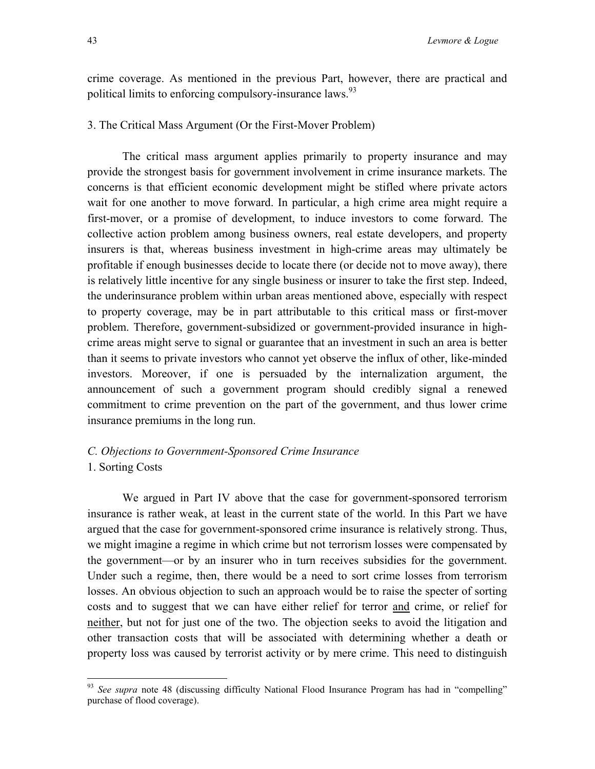crime coverage. As mentioned in the previous Part, however, there are practical and political limits to enforcing compulsory-insurance laws.[93]

3. The Critical Mass Argument (Or the First-Mover Problem)

The critical mass argument applies primarily to property insurance and may provide the strongest basis for government involvement in crime insurance markets. The concerns is that efficient economic development might be stifled where private actors wait for one another to move forward. In particular, a high crime area might require a first-mover, or a promise of development, to induce investors to come forward. The collective action problem among business owners, real estate developers, and property insurers is that, whereas business investment in high-crime areas may ultimately be profitable if enough businesses decide to locate there (or decide not to move away), there is relatively little incentive for any single business or insurer to take the first step. Indeed, the underinsurance problem within urban areas mentioned above, especially with respect to property coverage, may be in part attributable to this critical mass or first-mover problem. Therefore, government-subsidized or government-provided insurance in high-crime areas might serve to signal or guarantee that an investment in such an area is better than it seems to private investors who cannot yet observe the influx of other, like-minded investors. Moreover, if one is persuaded by the internalization argument, the announcement of such a government program should credibly signal a renewed commitment to crime prevention on the part of the government, and thus lower crime insurance premiums in the long run.

*C. Objections to Government-Sponsored Crime Insurance*

1. Sorting Costs

We argued in Part IV above that the case for government-sponsored terrorism insurance is rather weak, at least in the current state of the world. In this Part we have argued that the case for government-sponsored crime insurance is relatively strong. Thus, we might imagine a regime in which crime but not terrorism losses were compensated by the government—or by an insurer who in turn receives subsidies for the government. Under such a regime, then, there would be a need to sort crime losses from terrorism losses. An obvious objection to such an approach would be to raise the specter of sorting costs and to suggest that we can have either relief for terror <u>and</u> crime, or relief for <u>neither</u>, but not for just one of the two. The objection seeks to avoid the litigation and other transaction costs that will be associated with determining whether a death or property loss was caused by terrorist activity or by mere crime. This need to distinguish

[93] *See supra* note 48 (discussing difficulty National Flood Insurance Program has had in "compelling" purchase of flood coverage).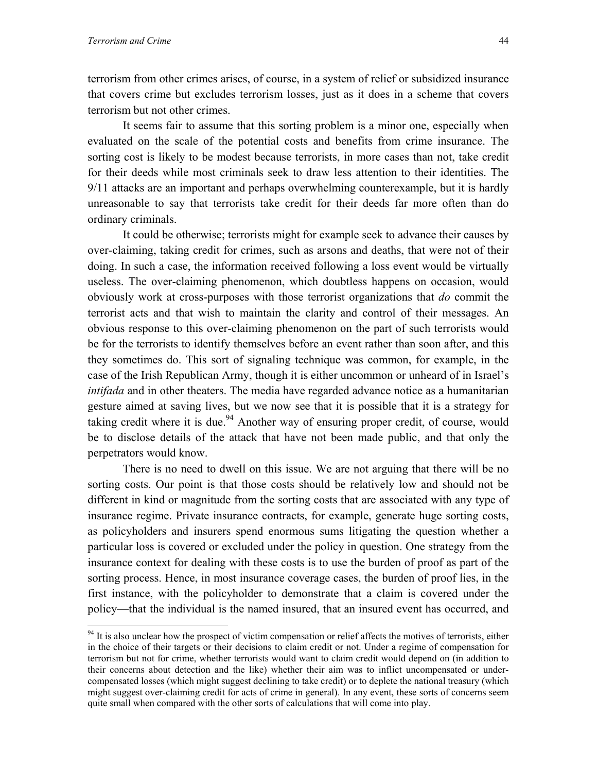terrorism from other crimes arises, of course, in a system of relief or subsidized insurance that covers crime but excludes terrorism losses, just as it does in a scheme that covers terrorism but not other crimes.

It seems fair to assume that this sorting problem is a minor one, especially when evaluated on the scale of the potential costs and benefits from crime insurance. The sorting cost is likely to be modest because terrorists, in more cases than not, take credit for their deeds while most criminals seek to draw less attention to their identities. The 9/11 attacks are an important and perhaps overwhelming counterexample, but it is hardly unreasonable to say that terrorists take credit for their deeds far more often than do ordinary criminals.

It could be otherwise; terrorists might for example seek to advance their causes by over-claiming, taking credit for crimes, such as arsons and deaths, that were not of their doing. In such a case, the information received following a loss event would be virtually useless. The over-claiming phenomenon, which doubtless happens on occasion, would obviously work at cross-purposes with those terrorist organizations that *do* commit the terrorist acts and that wish to maintain the clarity and control of their messages. An obvious response to this over-claiming phenomenon on the part of such terrorists would be for the terrorists to identify themselves before an event rather than soon after, and this they sometimes do. This sort of signaling technique was common, for example, in the case of the Irish Republican Army, though it is either uncommon or unheard of in Israel's *intifada* and in other theaters. The media have regarded advance notice as a humanitarian gesture aimed at saving lives, but we now see that it is possible that it is a strategy for taking credit where it is due.[94] Another way of ensuring proper credit, of course, would be to disclose details of the attack that have not been made public, and that only the perpetrators would know.

There is no need to dwell on this issue. We are not arguing that there will be no sorting costs. Our point is that those costs should be relatively low and should not be different in kind or magnitude from the sorting costs that are associated with any type of insurance regime. Private insurance contracts, for example, generate huge sorting costs, as policyholders and insurers spend enormous sums litigating the question whether a particular loss is covered or excluded under the policy in question. One strategy from the insurance context for dealing with these costs is to use the burden of proof as part of the sorting process. Hence, in most insurance coverage cases, the burden of proof lies, in the first instance, with the policyholder to demonstrate that a claim is covered under the policy—that the individual is the named insured, that an insured event has occurred, and

[94] It is also unclear how the prospect of victim compensation or relief affects the motives of terrorists, either in the choice of their targets or their decisions to claim credit or not. Under a regime of compensation for terrorism but not for crime, whether terrorists would want to claim credit would depend on (in addition to their concerns about detection and the like) whether their aim was to inflict uncompensated or under-compensated losses (which might suggest declining to take credit) or to deplete the national treasury (which might suggest over-claiming credit for acts of crime in general). In any event, these sorts of concerns seem quite small when compared with the other sorts of calculations that will come into play.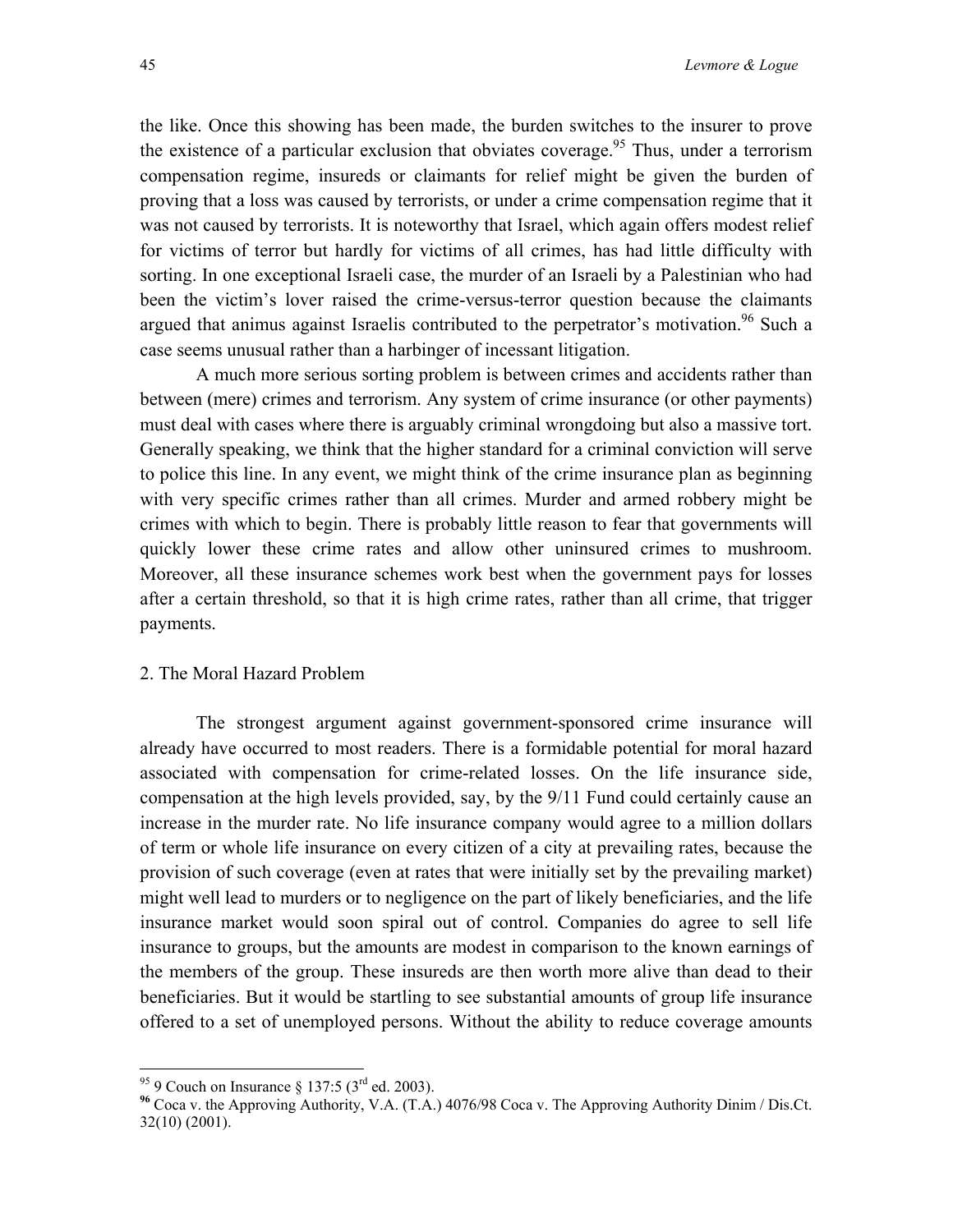the like. Once this showing has been made, the burden switches to the insurer to prove the existence of a particular exclusion that obviates coverage.[95] Thus, under a terrorism compensation regime, insureds or claimants for relief might be given the burden of proving that a loss was caused by terrorists, or under a crime compensation regime that it was not caused by terrorists. It is noteworthy that Israel, which again offers modest relief for victims of terror but hardly for victims of all crimes, has had little difficulty with sorting. In one exceptional Israeli case, the murder of an Israeli by a Palestinian who had been the victim's lover raised the crime-versus-terror question because the claimants argued that animus against Israelis contributed to the perpetrator's motivation.[96] Such a case seems unusual rather than a harbinger of incessant litigation.

A much more serious sorting problem is between crimes and accidents rather than between (mere) crimes and terrorism. Any system of crime insurance (or other payments) must deal with cases where there is arguably criminal wrongdoing but also a massive tort. Generally speaking, we think that the higher standard for a criminal conviction will serve to police this line. In any event, we might think of the crime insurance plan as beginning with very specific crimes rather than all crimes. Murder and armed robbery might be crimes with which to begin. There is probably little reason to fear that governments will quickly lower these crime rates and allow other uninsured crimes to mushroom. Moreover, all these insurance schemes work best when the government pays for losses after a certain threshold, so that it is high crime rates, rather than all crime, that trigger payments.

2. The Moral Hazard Problem

The strongest argument against government-sponsored crime insurance will already have occurred to most readers. There is a formidable potential for moral hazard associated with compensation for crime-related losses. On the life insurance side, compensation at the high levels provided, say, by the 9/11 Fund could certainly cause an increase in the murder rate. No life insurance company would agree to a million dollars of term or whole life insurance on every citizen of a city at prevailing rates, because the provision of such coverage (even at rates that were initially set by the prevailing market) might well lead to murders or to negligence on the part of likely beneficiaries, and the life insurance market would soon spiral out of control. Companies do agree to sell life insurance to groups, but the amounts are modest in comparison to the known earnings of the members of the group. These insureds are then worth more alive than dead to their beneficiaries. But it would be startling to see substantial amounts of group life insurance offered to a set of unemployed persons. Without the ability to reduce coverage amounts

---

[95] 9 Couch on Insurance § 137:5 (3rd ed. 2003).

[96] Coca v. the Approving Authority, V.A. (T.A.) 4076/98 Coca v. The Approving Authority Dinim / Dis.Ct. 32(10) (2001).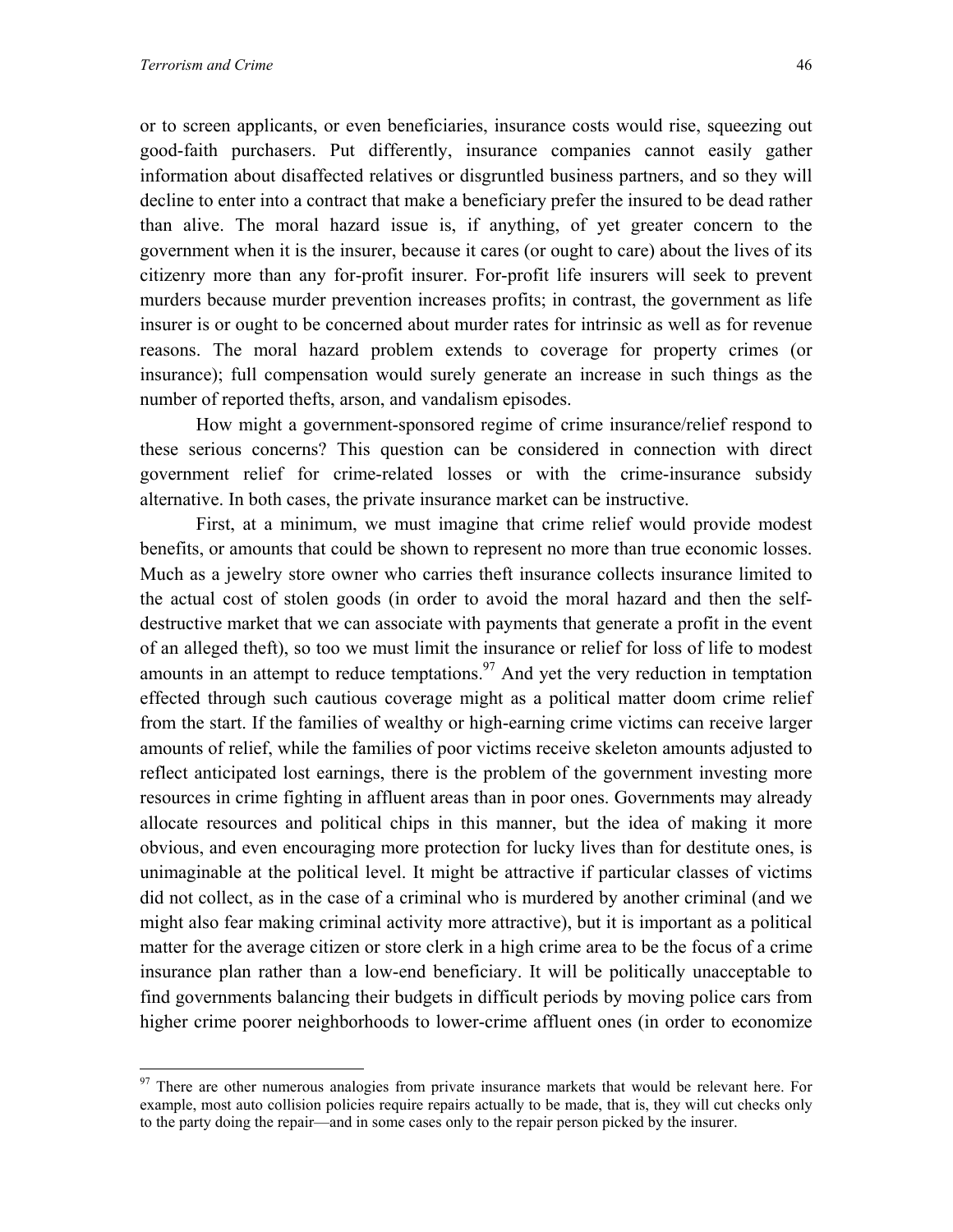or to screen applicants, or even beneficiaries, insurance costs would rise, squeezing out good-faith purchasers. Put differently, insurance companies cannot easily gather information about disaffected relatives or disgruntled business partners, and so they will decline to enter into a contract that make a beneficiary prefer the insured to be dead rather than alive. The moral hazard issue is, if anything, of yet greater concern to the government when it is the insurer, because it cares (or ought to care) about the lives of its citizenry more than any for-profit insurer. For-profit life insurers will seek to prevent murders because murder prevention increases profits; in contrast, the government as life insurer is or ought to be concerned about murder rates for intrinsic as well as for revenue reasons. The moral hazard problem extends to coverage for property crimes (or insurance); full compensation would surely generate an increase in such things as the number of reported thefts, arson, and vandalism episodes.

How might a government-sponsored regime of crime insurance/relief respond to these serious concerns? This question can be considered in connection with direct government relief for crime-related losses or with the crime-insurance subsidy alternative. In both cases, the private insurance market can be instructive.

First, at a minimum, we must imagine that crime relief would provide modest benefits, or amounts that could be shown to represent no more than true economic losses. Much as a jewelry store owner who carries theft insurance collects insurance limited to the actual cost of stolen goods (in order to avoid the moral hazard and then the self-destructive market that we can associate with payments that generate a profit in the event of an alleged theft), so too we must limit the insurance or relief for loss of life to modest amounts in an attempt to reduce temptations.[97] And yet the very reduction in temptation effected through such cautious coverage might as a political matter doom crime relief from the start. If the families of wealthy or high-earning crime victims can receive larger amounts of relief, while the families of poor victims receive skeleton amounts adjusted to reflect anticipated lost earnings, there is the problem of the government investing more resources in crime fighting in affluent areas than in poor ones. Governments may already allocate resources and political chips in this manner, but the idea of making it more obvious, and even encouraging more protection for lucky lives than for destitute ones, is unimaginable at the political level. It might be attractive if particular classes of victims did not collect, as in the case of a criminal who is murdered by another criminal (and we might also fear making criminal activity more attractive), but it is important as a political matter for the average citizen or store clerk in a high crime area to be the focus of a crime insurance plan rather than a low-end beneficiary. It will be politically unacceptable to find governments balancing their budgets in difficult periods by moving police cars from higher crime poorer neighborhoods to lower-crime affluent ones (in order to economize

---

[97] There are other numerous analogies from private insurance markets that would be relevant here. For example, most auto collision policies require repairs actually to be made, that is, they will cut checks only to the party doing the repair—and in some cases only to the repair person picked by the insurer.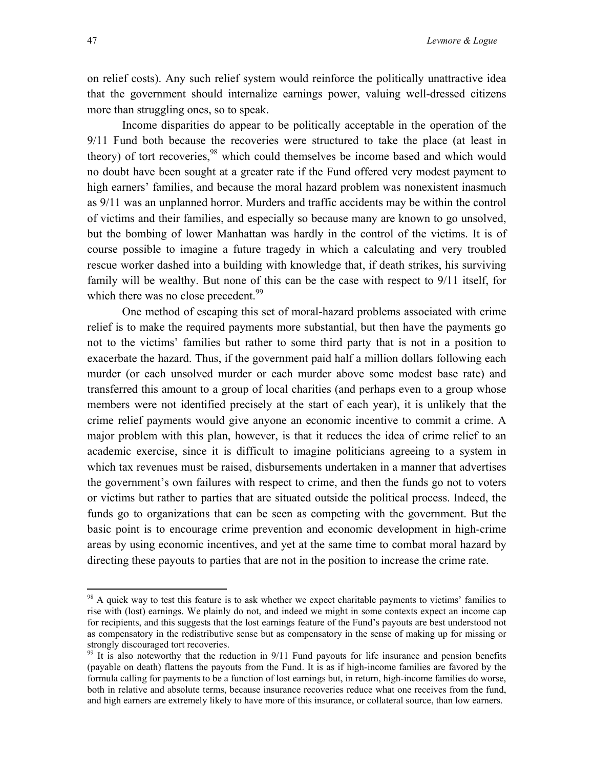on relief costs). Any such relief system would reinforce the politically unattractive idea that the government should internalize earnings power, valuing well-dressed citizens more than struggling ones, so to speak.

Income disparities do appear to be politically acceptable in the operation of the 9/11 Fund both because the recoveries were structured to take the place (at least in theory) of tort recoveries,[98] which could themselves be income based and which would no doubt have been sought at a greater rate if the Fund offered very modest payment to high earners' families, and because the moral hazard problem was nonexistent inasmuch as 9/11 was an unplanned horror. Murders and traffic accidents may be within the control of victims and their families, and especially so because many are known to go unsolved, but the bombing of lower Manhattan was hardly in the control of the victims. It is of course possible to imagine a future tragedy in which a calculating and very troubled rescue worker dashed into a building with knowledge that, if death strikes, his surviving family will be wealthy. But none of this can be the case with respect to 9/11 itself, for which there was no close precedent.[99]

One method of escaping this set of moral-hazard problems associated with crime relief is to make the required payments more substantial, but then have the payments go not to the victims' families but rather to some third party that is not in a position to exacerbate the hazard. Thus, if the government paid half a million dollars following each murder (or each unsolved murder or each murder above some modest base rate) and transferred this amount to a group of local charities (and perhaps even to a group whose members were not identified precisely at the start of each year), it is unlikely that the crime relief payments would give anyone an economic incentive to commit a crime. A major problem with this plan, however, is that it reduces the idea of crime relief to an academic exercise, since it is difficult to imagine politicians agreeing to a system in which tax revenues must be raised, disbursements undertaken in a manner that advertises the government's own failures with respect to crime, and then the funds go not to voters or victims but rather to parties that are situated outside the political process. Indeed, the funds go to organizations that can be seen as competing with the government. But the basic point is to encourage crime prevention and economic development in high-crime areas by using economic incentives, and yet at the same time to combat moral hazard by directing these payouts to parties that are not in the position to increase the crime rate.

---

[98] A quick way to test this feature is to ask whether we expect charitable payments to victims' families to rise with (lost) earnings. We plainly do not, and indeed we might in some contexts expect an income cap for recipients, and this suggests that the lost earnings feature of the Fund's payouts are best understood not as compensatory in the redistributive sense but as compensatory in the sense of making up for missing or strongly discouraged tort recoveries.

[99] It is also noteworthy that the reduction in 9/11 Fund payouts for life insurance and pension benefits (payable on death) flattens the payouts from the Fund. It is as if high-income families are favored by the formula calling for payments to be a function of lost earnings but, in return, high-income families do worse, both in relative and absolute terms, because insurance recoveries reduce what one receives from the fund, and high earners are extremely likely to have more of this insurance, or collateral source, than low earners.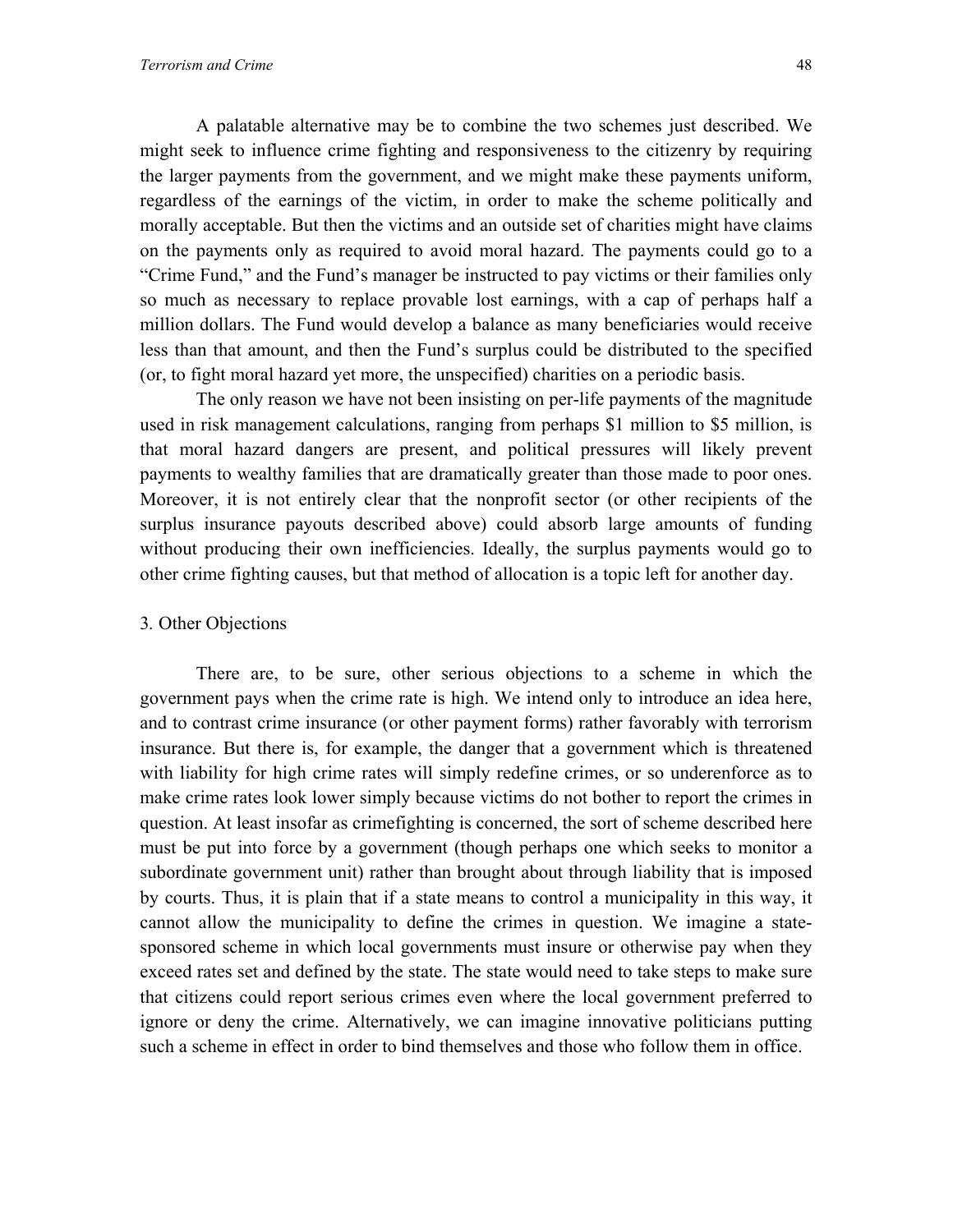A palatable alternative may be to combine the two schemes just described. We might seek to influence crime fighting and responsiveness to the citizenry by requiring the larger payments from the government, and we might make these payments uniform, regardless of the earnings of the victim, in order to make the scheme politically and morally acceptable. But then the victims and an outside set of charities might have claims on the payments only as required to avoid moral hazard. The payments could go to a "Crime Fund," and the Fund's manager be instructed to pay victims or their families only so much as necessary to replace provable lost earnings, with a cap of perhaps half a million dollars. The Fund would develop a balance as many beneficiaries would receive less than that amount, and then the Fund's surplus could be distributed to the specified (or, to fight moral hazard yet more, the unspecified) charities on a periodic basis.

The only reason we have not been insisting on per-life payments of the magnitude used in risk management calculations, ranging from perhaps $1 million to $5 million, is that moral hazard dangers are present, and political pressures will likely prevent payments to wealthy families that are dramatically greater than those made to poor ones. Moreover, it is not entirely clear that the nonprofit sector (or other recipients of the surplus insurance payouts described above) could absorb large amounts of funding without producing their own inefficiencies. Ideally, the surplus payments would go to other crime fighting causes, but that method of allocation is a topic left for another day.

### 3. Other Objections

There are, to be sure, other serious objections to a scheme in which the government pays when the crime rate is high. We intend only to introduce an idea here, and to contrast crime insurance (or other payment forms) rather favorably with terrorism insurance. But there is, for example, the danger that a government which is threatened with liability for high crime rates will simply redefine crimes, or so underenforce as to make crime rates look lower simply because victims do not bother to report the crimes in question. At least insofar as crimefighting is concerned, the sort of scheme described here must be put into force by a government (though perhaps one which seeks to monitor a subordinate government unit) rather than brought about through liability that is imposed by courts. Thus, it is plain that if a state means to control a municipality in this way, it cannot allow the municipality to define the crimes in question. We imagine a state-sponsored scheme in which local governments must insure or otherwise pay when they exceed rates set and defined by the state. The state would need to take steps to make sure that citizens could report serious crimes even where the local government preferred to ignore or deny the crime. Alternatively, we can imagine innovative politicians putting such a scheme in effect in order to bind themselves and those who follow them in office.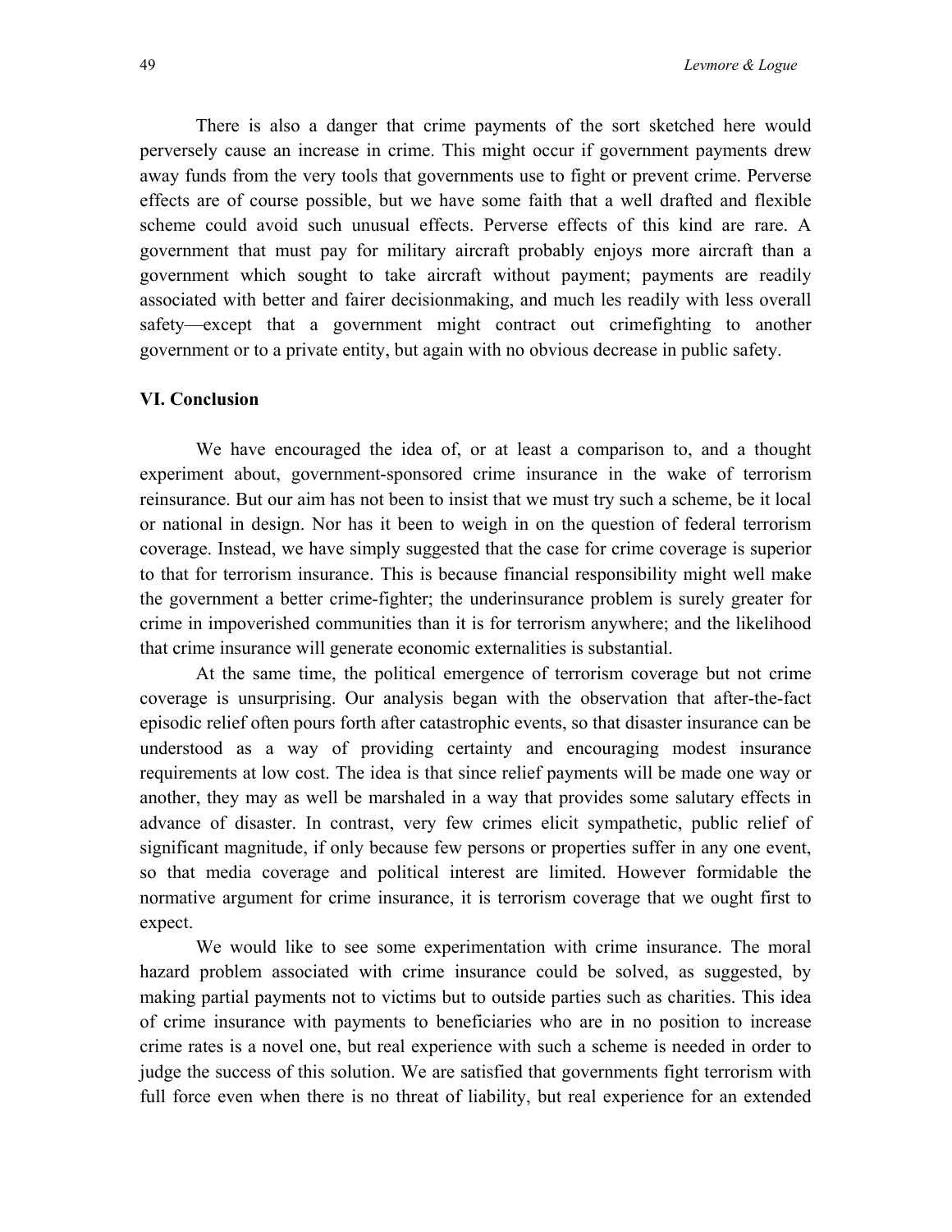There is also a danger that crime payments of the sort sketched here would perversely cause an increase in crime. This might occur if government payments drew away funds from the very tools that governments use to fight or prevent crime. Perverse effects are of course possible, but we have some faith that a well drafted and flexible scheme could avoid such unusual effects. Perverse effects of this kind are rare. A government that must pay for military aircraft probably enjoys more aircraft than a government which sought to take aircraft without payment; payments are readily associated with better and fairer decisionmaking, and much les readily with less overall safety—except that a government might contract out crimefighting to another government or to a private entity, but again with no obvious decrease in public safety.

## VI. Conclusion

We have encouraged the idea of, or at least a comparison to, and a thought experiment about, government-sponsored crime insurance in the wake of terrorism reinsurance. But our aim has not been to insist that we must try such a scheme, be it local or national in design. Nor has it been to weigh in on the question of federal terrorism coverage. Instead, we have simply suggested that the case for crime coverage is superior to that for terrorism insurance. This is because financial responsibility might well make the government a better crime-fighter; the underinsurance problem is surely greater for crime in impoverished communities than it is for terrorism anywhere; and the likelihood that crime insurance will generate economic externalities is substantial.

At the same time, the political emergence of terrorism coverage but not crime coverage is unsurprising. Our analysis began with the observation that after-the-fact episodic relief often pours forth after catastrophic events, so that disaster insurance can be understood as a way of providing certainty and encouraging modest insurance requirements at low cost. The idea is that since relief payments will be made one way or another, they may as well be marshaled in a way that provides some salutary effects in advance of disaster. In contrast, very few crimes elicit sympathetic, public relief of significant magnitude, if only because few persons or properties suffer in any one event, so that media coverage and political interest are limited. However formidable the normative argument for crime insurance, it is terrorism coverage that we ought first to expect.

We would like to see some experimentation with crime insurance. The moral hazard problem associated with crime insurance could be solved, as suggested, by making partial payments not to victims but to outside parties such as charities. This idea of crime insurance with payments to beneficiaries who are in no position to increase crime rates is a novel one, but real experience with such a scheme is needed in order to judge the success of this solution. We are satisfied that governments fight terrorism with full force even when there is no threat of liability, but real experience for an extended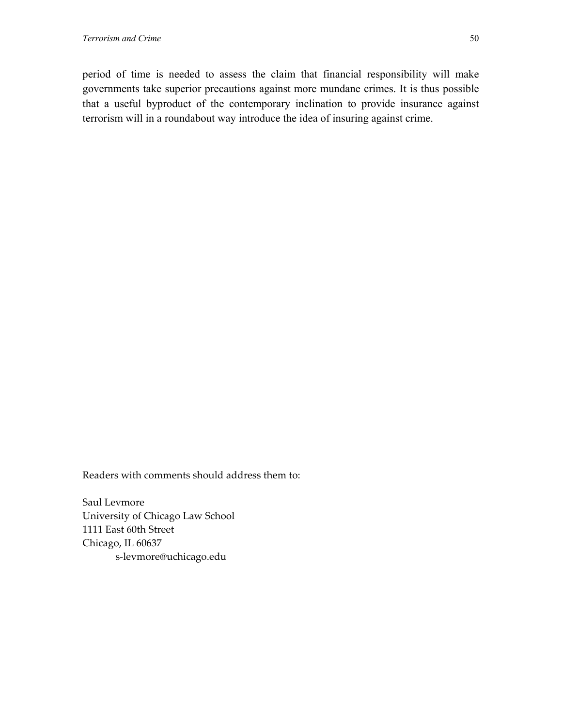period of time is needed to assess the claim that financial responsibility will make governments take superior precautions against more mundane crimes. It is thus possible that a useful byproduct of the contemporary inclination to provide insurance against terrorism will in a roundabout way introduce the idea of insuring against crime.

Readers with comments should address them to:

Saul Levmore  
University of Chicago Law School  
1111 East 60th Street  
Chicago, IL 60637  
s-levmore@uchicago.edu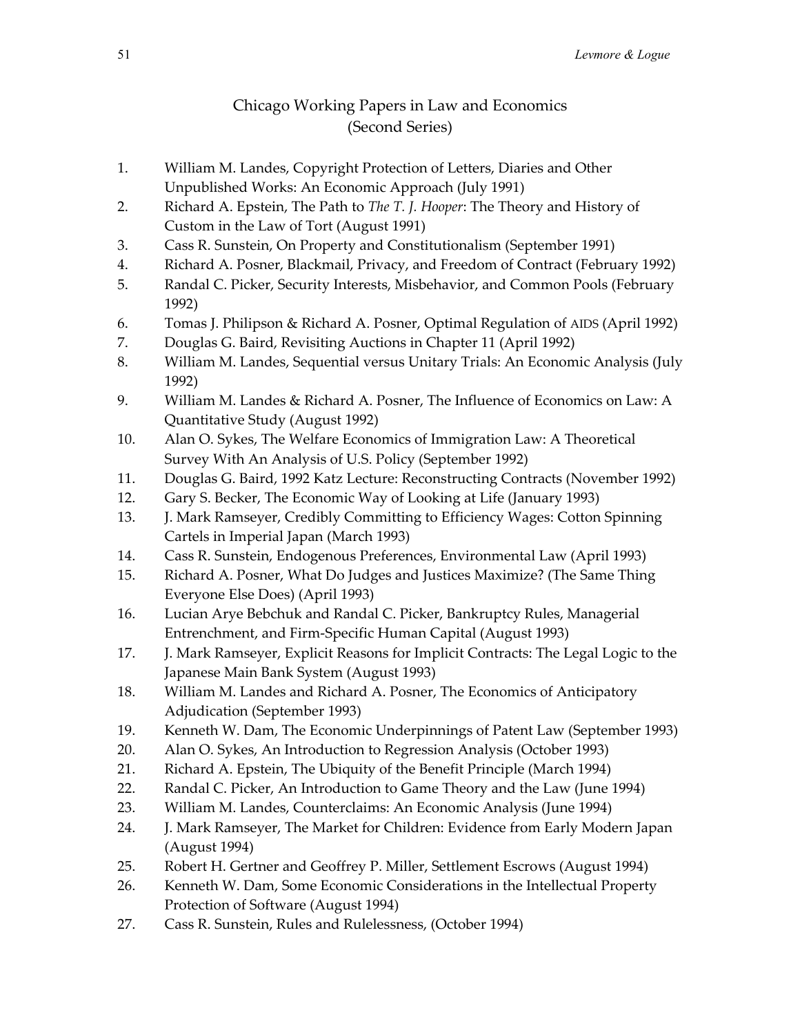# Chicago Working Papers in Law and Economics (Second Series)

1. William M. Landes, Copyright Protection of Letters, Diaries and Other Unpublished Works: An Economic Approach (July 1991)
2. Richard A. Epstein, The Path to *The T. J. Hooper*: The Theory and History of Custom in the Law of Tort (August 1991)
3. Cass R. Sunstein, On Property and Constitutionalism (September 1991)
4. Richard A. Posner, Blackmail, Privacy, and Freedom of Contract (February 1992)
5. Randal C. Picker, Security Interests, Misbehavior, and Common Pools (February 1992)
6. Tomas J. Philipson & Richard A. Posner, Optimal Regulation of AIDS (April 1992)
7. Douglas G. Baird, Revisiting Auctions in Chapter 11 (April 1992)
8. William M. Landes, Sequential versus Unitary Trials: An Economic Analysis (July 1992)
9. William M. Landes & Richard A. Posner, The Influence of Economics on Law: A Quantitative Study (August 1992)
10. Alan O. Sykes, The Welfare Economics of Immigration Law: A Theoretical Survey With An Analysis of U.S. Policy (September 1992)
11. Douglas G. Baird, 1992 Katz Lecture: Reconstructing Contracts (November 1992)
12. Gary S. Becker, The Economic Way of Looking at Life (January 1993)
13. J. Mark Ramseyer, Credibly Committing to Efficiency Wages: Cotton Spinning Cartels in Imperial Japan (March 1993)
14. Cass R. Sunstein, Endogenous Preferences, Environmental Law (April 1993)
15. Richard A. Posner, What Do Judges and Justices Maximize? (The Same Thing Everyone Else Does) (April 1993)
16. Lucian Arye Bebchuk and Randal C. Picker, Bankruptcy Rules, Managerial Entrenchment, and Firm-Specific Human Capital (August 1993)
17. J. Mark Ramseyer, Explicit Reasons for Implicit Contracts: The Legal Logic to the Japanese Main Bank System (August 1993)
18. William M. Landes and Richard A. Posner, The Economics of Anticipatory Adjudication (September 1993)
19. Kenneth W. Dam, The Economic Underpinnings of Patent Law (September 1993)
20. Alan O. Sykes, An Introduction to Regression Analysis (October 1993)
21. Richard A. Epstein, The Ubiquity of the Benefit Principle (March 1994)
22. Randal C. Picker, An Introduction to Game Theory and the Law (June 1994)
23. William M. Landes, Counterclaims: An Economic Analysis (June 1994)
24. J. Mark Ramseyer, The Market for Children: Evidence from Early Modern Japan (August 1994)
25. Robert H. Gertner and Geoffrey P. Miller, Settlement Escrows (August 1994)
26. Kenneth W. Dam, Some Economic Considerations in the Intellectual Property Protection of Software (August 1994)
27. Cass R. Sunstein, Rules and Rulelessness, (October 1994)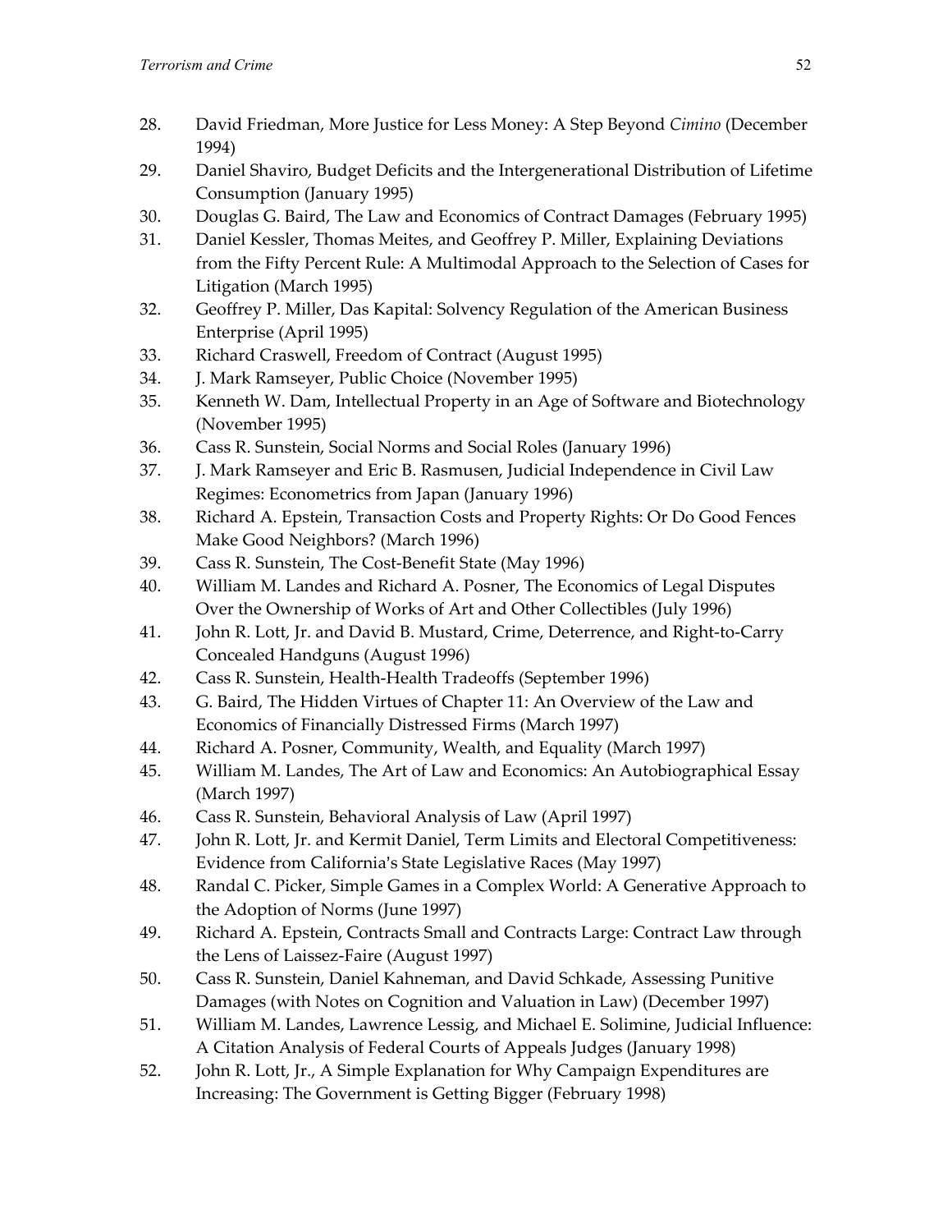28. David Friedman, More Justice for Less Money: A Step Beyond *Cimino* (December 1994)
29. Daniel Shaviro, Budget Deficits and the Intergenerational Distribution of Lifetime Consumption (January 1995)
30. Douglas G. Baird, The Law and Economics of Contract Damages (February 1995)
31. Daniel Kessler, Thomas Meites, and Geoffrey P. Miller, Explaining Deviations from the Fifty Percent Rule: A Multimodal Approach to the Selection of Cases for Litigation (March 1995)
32. Geoffrey P. Miller, Das Kapital: Solvency Regulation of the American Business Enterprise (April 1995)
33. Richard Craswell, Freedom of Contract (August 1995)
34. J. Mark Ramseyer, Public Choice (November 1995)
35. Kenneth W. Dam, Intellectual Property in an Age of Software and Biotechnology (November 1995)
36. Cass R. Sunstein, Social Norms and Social Roles (January 1996)
37. J. Mark Ramseyer and Eric B. Rasmusen, Judicial Independence in Civil Law Regimes: Econometrics from Japan (January 1996)
38. Richard A. Epstein, Transaction Costs and Property Rights: Or Do Good Fences Make Good Neighbors? (March 1996)
39. Cass R. Sunstein, The Cost-Benefit State (May 1996)
40. William M. Landes and Richard A. Posner, The Economics of Legal Disputes Over the Ownership of Works of Art and Other Collectibles (July 1996)
41. John R. Lott, Jr. and David B. Mustard, Crime, Deterrence, and Right-to-Carry Concealed Handguns (August 1996)
42. Cass R. Sunstein, Health-Health Tradeoffs (September 1996)
43. G. Baird, The Hidden Virtues of Chapter 11: An Overview of the Law and Economics of Financially Distressed Firms (March 1997)
44. Richard A. Posner, Community, Wealth, and Equality (March 1997)
45. William M. Landes, The Art of Law and Economics: An Autobiographical Essay (March 1997)
46. Cass R. Sunstein, Behavioral Analysis of Law (April 1997)
47. John R. Lott, Jr. and Kermit Daniel, Term Limits and Electoral Competitiveness: Evidence from California's State Legislative Races (May 1997)
48. Randal C. Picker, Simple Games in a Complex World: A Generative Approach to the Adoption of Norms (June 1997)
49. Richard A. Epstein, Contracts Small and Contracts Large: Contract Law through the Lens of Laissez-Faire (August 1997)
50. Cass R. Sunstein, Daniel Kahneman, and David Schkade, Assessing Punitive Damages (with Notes on Cognition and Valuation in Law) (December 1997)
51. William M. Landes, Lawrence Lessig, and Michael E. Solimine, Judicial Influence: A Citation Analysis of Federal Courts of Appeals Judges (January 1998)
52. John R. Lott, Jr., A Simple Explanation for Why Campaign Expenditures are Increasing: The Government is Getting Bigger (February 1998)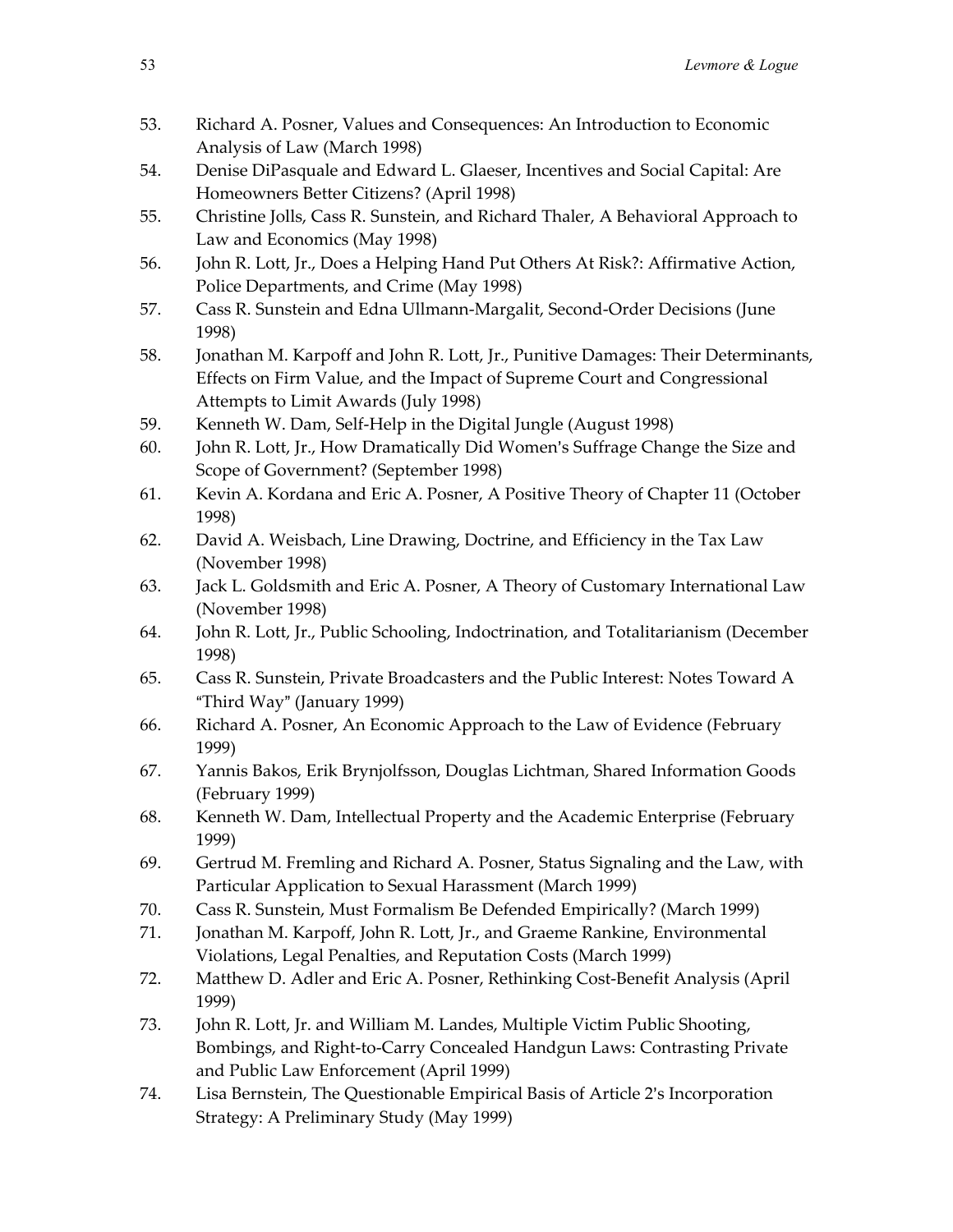53. Richard A. Posner, Values and Consequences: An Introduction to Economic Analysis of Law (March 1998)
54. Denise DiPasquale and Edward L. Glaeser, Incentives and Social Capital: Are Homeowners Better Citizens? (April 1998)
55. Christine Jolls, Cass R. Sunstein, and Richard Thaler, A Behavioral Approach to Law and Economics (May 1998)
56. John R. Lott, Jr., Does a Helping Hand Put Others At Risk?: Affirmative Action, Police Departments, and Crime (May 1998)
57. Cass R. Sunstein and Edna Ullmann-Margalit, Second-Order Decisions (June 1998)
58. Jonathan M. Karpoff and John R. Lott, Jr., Punitive Damages: Their Determinants, Effects on Firm Value, and the Impact of Supreme Court and Congressional Attempts to Limit Awards (July 1998)
59. Kenneth W. Dam, Self-Help in the Digital Jungle (August 1998)
60. John R. Lott, Jr., How Dramatically Did Women's Suffrage Change the Size and Scope of Government? (September 1998)
61. Kevin A. Kordana and Eric A. Posner, A Positive Theory of Chapter 11 (October 1998)
62. David A. Weisbach, Line Drawing, Doctrine, and Efficiency in the Tax Law (November 1998)
63. Jack L. Goldsmith and Eric A. Posner, A Theory of Customary International Law (November 1998)
64. John R. Lott, Jr., Public Schooling, Indoctrination, and Totalitarianism (December 1998)
65. Cass R. Sunstein, Private Broadcasters and the Public Interest: Notes Toward A "Third Way" (January 1999)
66. Richard A. Posner, An Economic Approach to the Law of Evidence (February 1999)
67. Yannis Bakos, Erik Brynjolfsson, Douglas Lichtman, Shared Information Goods (February 1999)
68. Kenneth W. Dam, Intellectual Property and the Academic Enterprise (February 1999)
69. Gertrud M. Fremling and Richard A. Posner, Status Signaling and the Law, with Particular Application to Sexual Harassment (March 1999)
70. Cass R. Sunstein, Must Formalism Be Defended Empirically? (March 1999)
71. Jonathan M. Karpoff, John R. Lott, Jr., and Graeme Rankine, Environmental Violations, Legal Penalties, and Reputation Costs (March 1999)
72. Matthew D. Adler and Eric A. Posner, Rethinking Cost-Benefit Analysis (April 1999)
73. John R. Lott, Jr. and William M. Landes, Multiple Victim Public Shooting, Bombings, and Right-to-Carry Concealed Handgun Laws: Contrasting Private and Public Law Enforcement (April 1999)
74. Lisa Bernstein, The Questionable Empirical Basis of Article 2's Incorporation Strategy: A Preliminary Study (May 1999)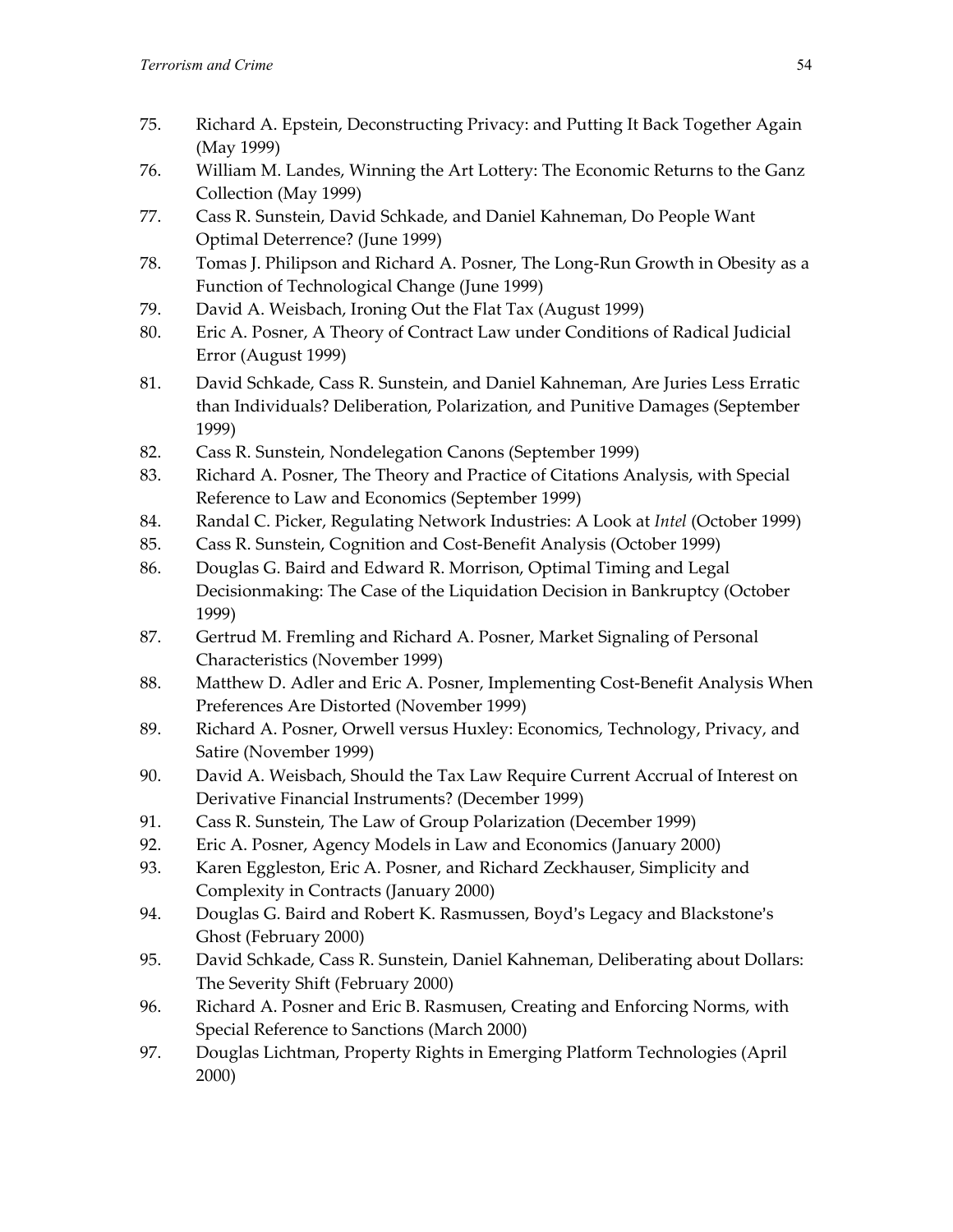75. Richard A. Epstein, Deconstructing Privacy: and Putting It Back Together Again (May 1999)
76. William M. Landes, Winning the Art Lottery: The Economic Returns to the Ganz Collection (May 1999)
77. Cass R. Sunstein, David Schkade, and Daniel Kahneman, Do People Want Optimal Deterrence? (June 1999)
78. Tomas J. Philipson and Richard A. Posner, The Long-Run Growth in Obesity as a Function of Technological Change (June 1999)
79. David A. Weisbach, Ironing Out the Flat Tax (August 1999)
80. Eric A. Posner, A Theory of Contract Law under Conditions of Radical Judicial Error (August 1999)
81. David Schkade, Cass R. Sunstein, and Daniel Kahneman, Are Juries Less Erratic than Individuals? Deliberation, Polarization, and Punitive Damages (September 1999)
82. Cass R. Sunstein, Nondelegation Canons (September 1999)
83. Richard A. Posner, The Theory and Practice of Citations Analysis, with Special Reference to Law and Economics (September 1999)
84. Randal C. Picker, Regulating Network Industries: A Look at *Intel* (October 1999)
85. Cass R. Sunstein, Cognition and Cost-Benefit Analysis (October 1999)
86. Douglas G. Baird and Edward R. Morrison, Optimal Timing and Legal Decisionmaking: The Case of the Liquidation Decision in Bankruptcy (October 1999)
87. Gertrud M. Fremling and Richard A. Posner, Market Signaling of Personal Characteristics (November 1999)
88. Matthew D. Adler and Eric A. Posner, Implementing Cost-Benefit Analysis When Preferences Are Distorted (November 1999)
89. Richard A. Posner, Orwell versus Huxley: Economics, Technology, Privacy, and Satire (November 1999)
90. David A. Weisbach, Should the Tax Law Require Current Accrual of Interest on Derivative Financial Instruments? (December 1999)
91. Cass R. Sunstein, The Law of Group Polarization (December 1999)
92. Eric A. Posner, Agency Models in Law and Economics (January 2000)
93. Karen Eggleston, Eric A. Posner, and Richard Zeckhauser, Simplicity and Complexity in Contracts (January 2000)
94. Douglas G. Baird and Robert K. Rasmussen, Boyd's Legacy and Blackstone's Ghost (February 2000)
95. David Schkade, Cass R. Sunstein, Daniel Kahneman, Deliberating about Dollars: The Severity Shift (February 2000)
96. Richard A. Posner and Eric B. Rasmusen, Creating and Enforcing Norms, with Special Reference to Sanctions (March 2000)
97. Douglas Lichtman, Property Rights in Emerging Platform Technologies (April 2000)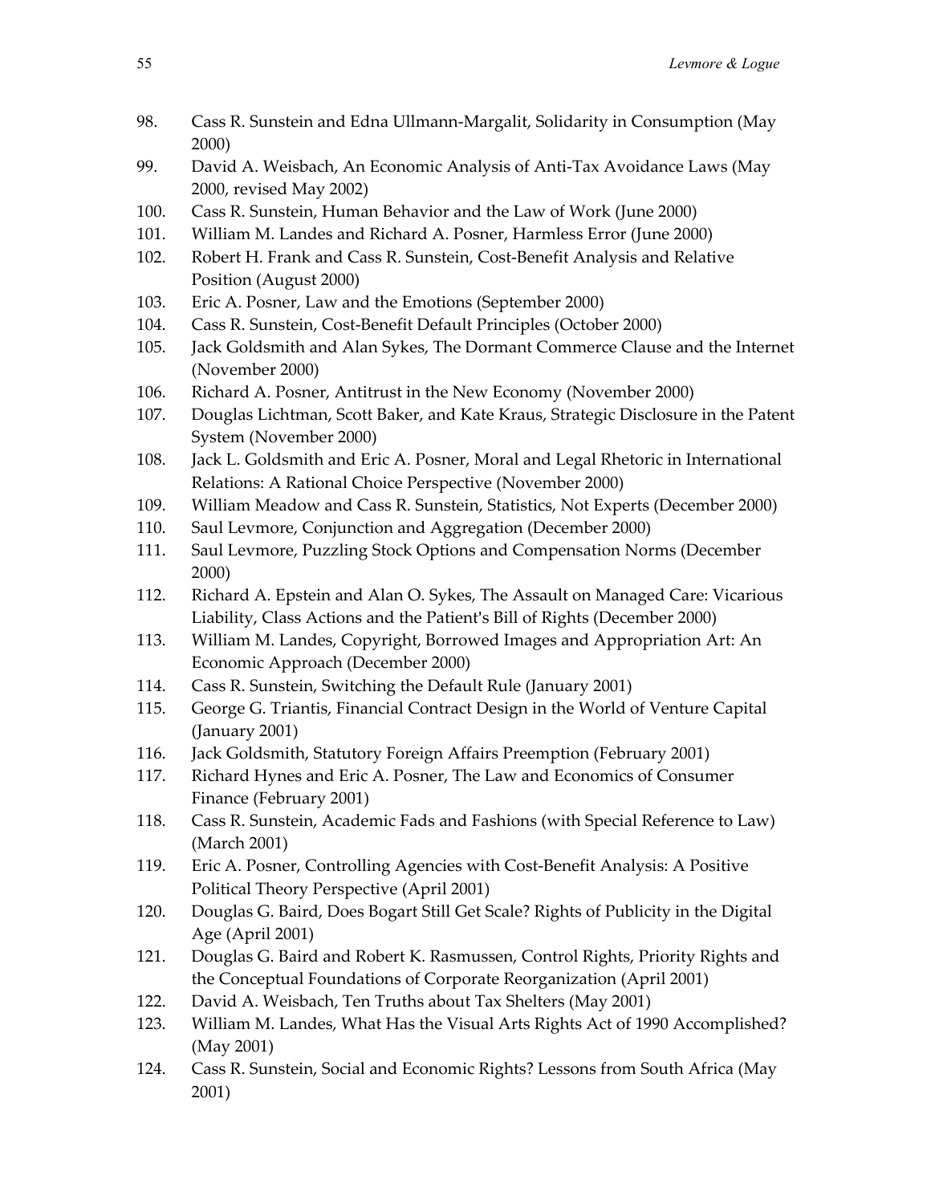98. Cass R. Sunstein and Edna Ullmann-Margalit, Solidarity in Consumption (May 2000)
99. David A. Weisbach, An Economic Analysis of Anti-Tax Avoidance Laws (May 2000, revised May 2002)
100. Cass R. Sunstein, Human Behavior and the Law of Work (June 2000)
101. William M. Landes and Richard A. Posner, Harmless Error (June 2000)
102. Robert H. Frank and Cass R. Sunstein, Cost-Benefit Analysis and Relative Position (August 2000)
103. Eric A. Posner, Law and the Emotions (September 2000)
104. Cass R. Sunstein, Cost-Benefit Default Principles (October 2000)
105. Jack Goldsmith and Alan Sykes, The Dormant Commerce Clause and the Internet (November 2000)
106. Richard A. Posner, Antitrust in the New Economy (November 2000)
107. Douglas Lichtman, Scott Baker, and Kate Kraus, Strategic Disclosure in the Patent System (November 2000)
108. Jack L. Goldsmith and Eric A. Posner, Moral and Legal Rhetoric in International Relations: A Rational Choice Perspective (November 2000)
109. William Meadow and Cass R. Sunstein, Statistics, Not Experts (December 2000)
110. Saul Levmore, Conjunction and Aggregation (December 2000)
111. Saul Levmore, Puzzling Stock Options and Compensation Norms (December 2000)
112. Richard A. Epstein and Alan O. Sykes, The Assault on Managed Care: Vicarious Liability, Class Actions and the Patient's Bill of Rights (December 2000)
113. William M. Landes, Copyright, Borrowed Images and Appropriation Art: An Economic Approach (December 2000)
114. Cass R. Sunstein, Switching the Default Rule (January 2001)
115. George G. Triantis, Financial Contract Design in the World of Venture Capital (January 2001)
116. Jack Goldsmith, Statutory Foreign Affairs Preemption (February 2001)
117. Richard Hynes and Eric A. Posner, The Law and Economics of Consumer Finance (February 2001)
118. Cass R. Sunstein, Academic Fads and Fashions (with Special Reference to Law) (March 2001)
119. Eric A. Posner, Controlling Agencies with Cost-Benefit Analysis: A Positive Political Theory Perspective (April 2001)
120. Douglas G. Baird, Does Bogart Still Get Scale? Rights of Publicity in the Digital Age (April 2001)
121. Douglas G. Baird and Robert K. Rasmussen, Control Rights, Priority Rights and the Conceptual Foundations of Corporate Reorganization (April 2001)
122. David A. Weisbach, Ten Truths about Tax Shelters (May 2001)
123. William M. Landes, What Has the Visual Arts Rights Act of 1990 Accomplished? (May 2001)
124. Cass R. Sunstein, Social and Economic Rights? Lessons from South Africa (May 2001)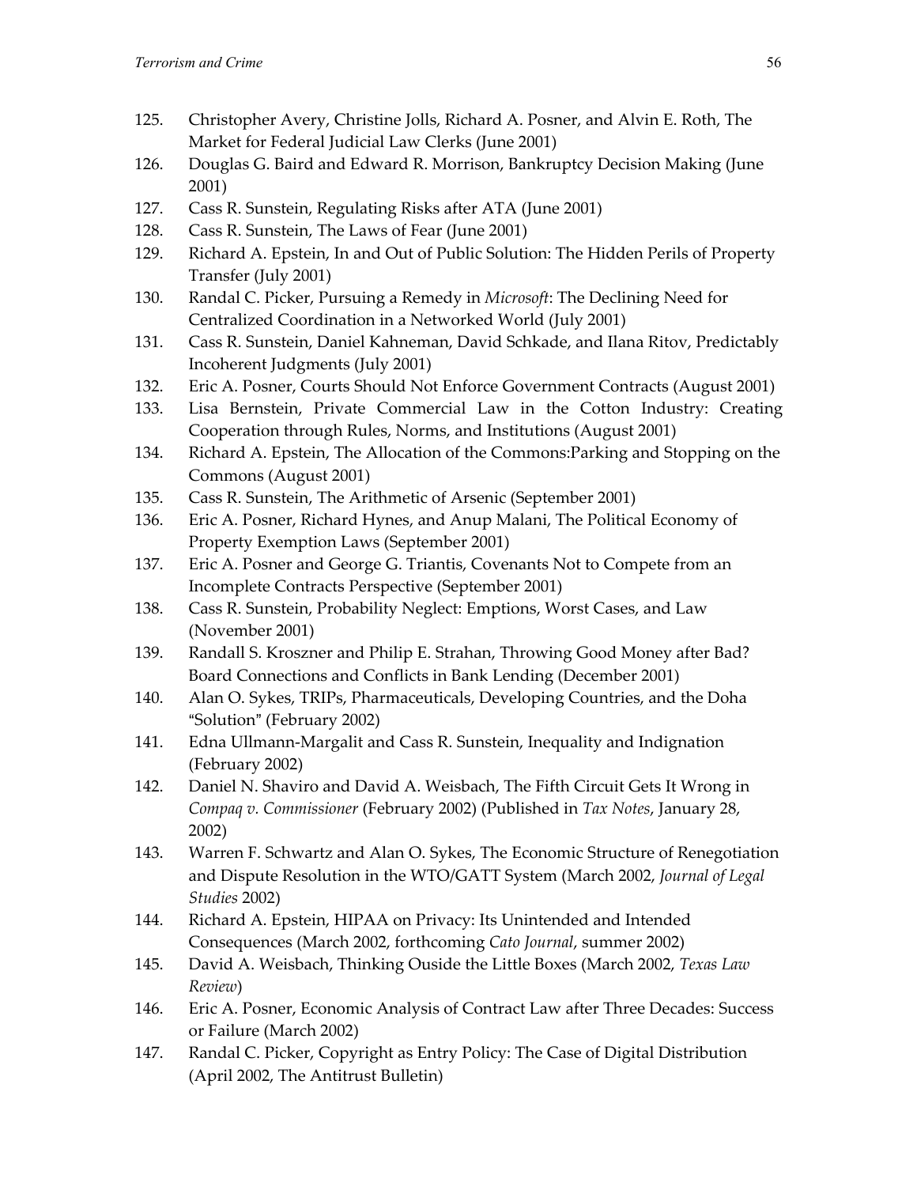125. Christopher Avery, Christine Jolls, Richard A. Posner, and Alvin E. Roth, The Market for Federal Judicial Law Clerks (June 2001)
126. Douglas G. Baird and Edward R. Morrison, Bankruptcy Decision Making (June 2001)
127. Cass R. Sunstein, Regulating Risks after ATA (June 2001)
128. Cass R. Sunstein, The Laws of Fear (June 2001)
129. Richard A. Epstein, In and Out of Public Solution: The Hidden Perils of Property Transfer (July 2001)
130. Randal C. Picker, Pursuing a Remedy in *Microsoft*: The Declining Need for Centralized Coordination in a Networked World (July 2001)
131. Cass R. Sunstein, Daniel Kahneman, David Schkade, and Ilana Ritov, Predictably Incoherent Judgments (July 2001)
132. Eric A. Posner, Courts Should Not Enforce Government Contracts (August 2001)
133. Lisa Bernstein, Private Commercial Law in the Cotton Industry: Creating Cooperation through Rules, Norms, and Institutions (August 2001)
134. Richard A. Epstein, The Allocation of the Commons:Parking and Stopping on the Commons (August 2001)
135. Cass R. Sunstein, The Arithmetic of Arsenic (September 2001)
136. Eric A. Posner, Richard Hynes, and Anup Malani, The Political Economy of Property Exemption Laws (September 2001)
137. Eric A. Posner and George G. Triantis, Covenants Not to Compete from an Incomplete Contracts Perspective (September 2001)
138. Cass R. Sunstein, Probability Neglect: Emptions, Worst Cases, and Law (November 2001)
139. Randall S. Kroszner and Philip E. Strahan, Throwing Good Money after Bad? Board Connections and Conflicts in Bank Lending (December 2001)
140. Alan O. Sykes, TRIPs, Pharmaceuticals, Developing Countries, and the Doha "Solution" (February 2002)
141. Edna Ullmann-Margalit and Cass R. Sunstein, Inequality and Indignation (February 2002)
142. Daniel N. Shaviro and David A. Weisbach, The Fifth Circuit Gets It Wrong in *Compaq v. Commissioner* (February 2002) (Published in *Tax Notes*, January 28, 2002)
143. Warren F. Schwartz and Alan O. Sykes, The Economic Structure of Renegotiation and Dispute Resolution in the WTO/GATT System (March 2002, *Journal of Legal Studies* 2002)
144. Richard A. Epstein, HIPAA on Privacy: Its Unintended and Intended Consequences (March 2002, forthcoming *Cato Journal*, summer 2002)
145. David A. Weisbach, Thinking Ouside the Little Boxes (March 2002, *Texas Law Review*)
146. Eric A. Posner, Economic Analysis of Contract Law after Three Decades: Success or Failure (March 2002)
147. Randal C. Picker, Copyright as Entry Policy: The Case of Digital Distribution (April 2002, The Antitrust Bulletin)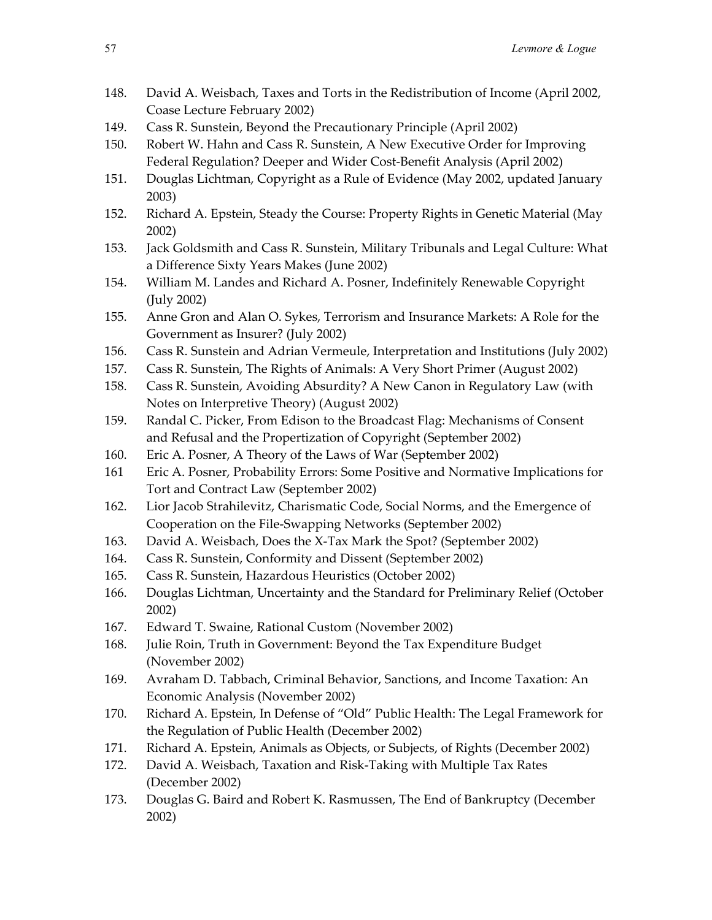148. David A. Weisbach, Taxes and Torts in the Redistribution of Income (April 2002, Coase Lecture February 2002)
149. Cass R. Sunstein, Beyond the Precautionary Principle (April 2002)
150. Robert W. Hahn and Cass R. Sunstein, A New Executive Order for Improving Federal Regulation? Deeper and Wider Cost-Benefit Analysis (April 2002)
151. Douglas Lichtman, Copyright as a Rule of Evidence (May 2002, updated January 2003)
152. Richard A. Epstein, Steady the Course: Property Rights in Genetic Material (May 2002)
153. Jack Goldsmith and Cass R. Sunstein, Military Tribunals and Legal Culture: What a Difference Sixty Years Makes (June 2002)
154. William M. Landes and Richard A. Posner, Indefinitely Renewable Copyright (July 2002)
155. Anne Gron and Alan O. Sykes, Terrorism and Insurance Markets: A Role for the Government as Insurer? (July 2002)
156. Cass R. Sunstein and Adrian Vermeule, Interpretation and Institutions (July 2002)
157. Cass R. Sunstein, The Rights of Animals: A Very Short Primer (August 2002)
158. Cass R. Sunstein, Avoiding Absurdity? A New Canon in Regulatory Law (with Notes on Interpretive Theory) (August 2002)
159. Randal C. Picker, From Edison to the Broadcast Flag: Mechanisms of Consent and Refusal and the Propertization of Copyright (September 2002)
160. Eric A. Posner, A Theory of the Laws of War (September 2002)
161 Eric A. Posner, Probability Errors: Some Positive and Normative Implications for Tort and Contract Law (September 2002)
162. Lior Jacob Strahilevitz, Charismatic Code, Social Norms, and the Emergence of Cooperation on the File-Swapping Networks (September 2002)
163. David A. Weisbach, Does the X-Tax Mark the Spot? (September 2002)
164. Cass R. Sunstein, Conformity and Dissent (September 2002)
165. Cass R. Sunstein, Hazardous Heuristics (October 2002)
166. Douglas Lichtman, Uncertainty and the Standard for Preliminary Relief (October 2002)
167. Edward T. Swaine, Rational Custom (November 2002)
168. Julie Roin, Truth in Government: Beyond the Tax Expenditure Budget (November 2002)
169. Avraham D. Tabbach, Criminal Behavior, Sanctions, and Income Taxation: An Economic Analysis (November 2002)
170. Richard A. Epstein, In Defense of "Old" Public Health: The Legal Framework for the Regulation of Public Health (December 2002)
171. Richard A. Epstein, Animals as Objects, or Subjects, of Rights (December 2002)
172. David A. Weisbach, Taxation and Risk-Taking with Multiple Tax Rates (December 2002)
173. Douglas G. Baird and Robert K. Rasmussen, The End of Bankruptcy (December 2002)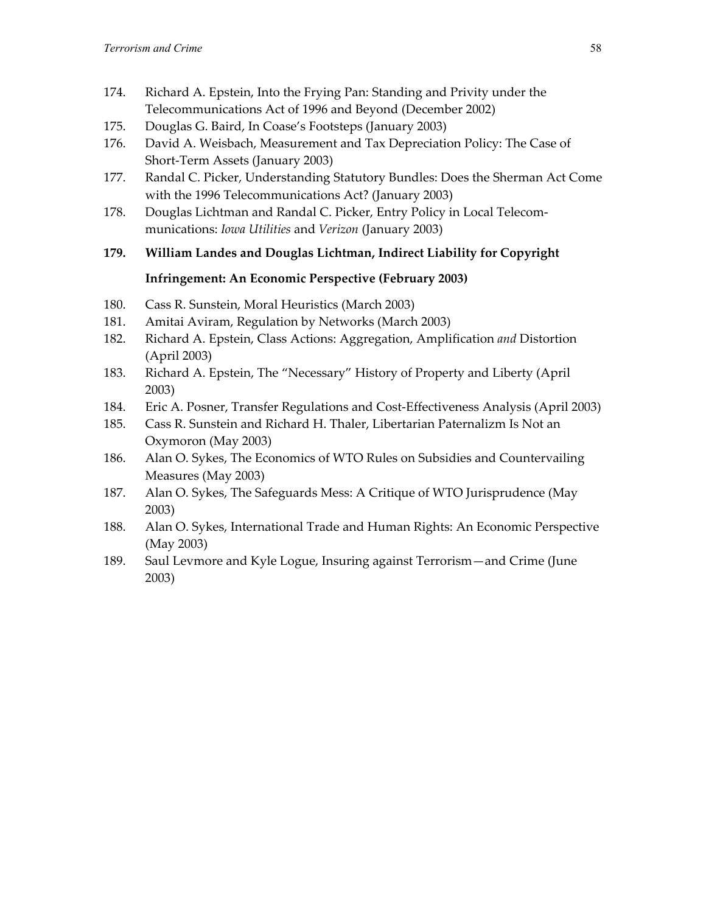174. Richard A. Epstein, Into the Frying Pan: Standing and Privity under the Telecommunications Act of 1996 and Beyond (December 2002)
175. Douglas G. Baird, In Coase's Footsteps (January 2003)
176. David A. Weisbach, Measurement and Tax Depreciation Policy: The Case of Short-Term Assets (January 2003)
177. Randal C. Picker, Understanding Statutory Bundles: Does the Sherman Act Come with the 1996 Telecommunications Act? (January 2003)
178. Douglas Lichtman and Randal C. Picker, Entry Policy in Local Telecommunications: *Iowa Utilities* and *Verizon* (January 2003)
179. **William Landes and Douglas Lichtman, Indirect Liability for Copyright Infringement: An Economic Perspective (February 2003)**
180. Cass R. Sunstein, Moral Heuristics (March 2003)
181. Amitai Aviram, Regulation by Networks (March 2003)
182. Richard A. Epstein, Class Actions: Aggregation, Amplification *and* Distortion (April 2003)
183. Richard A. Epstein, The "Necessary" History of Property and Liberty (April 2003)
184. Eric A. Posner, Transfer Regulations and Cost-Effectiveness Analysis (April 2003)
185. Cass R. Sunstein and Richard H. Thaler, Libertarian Paternalizm Is Not an Oxymoron (May 2003)
186. Alan O. Sykes, The Economics of WTO Rules on Subsidies and Countervailing Measures (May 2003)
187. Alan O. Sykes, The Safeguards Mess: A Critique of WTO Jurisprudence (May 2003)
188. Alan O. Sykes, International Trade and Human Rights: An Economic Perspective (May 2003)
189. Saul Levmore and Kyle Logue, Insuring against Terrorism—and Crime (June 2003)